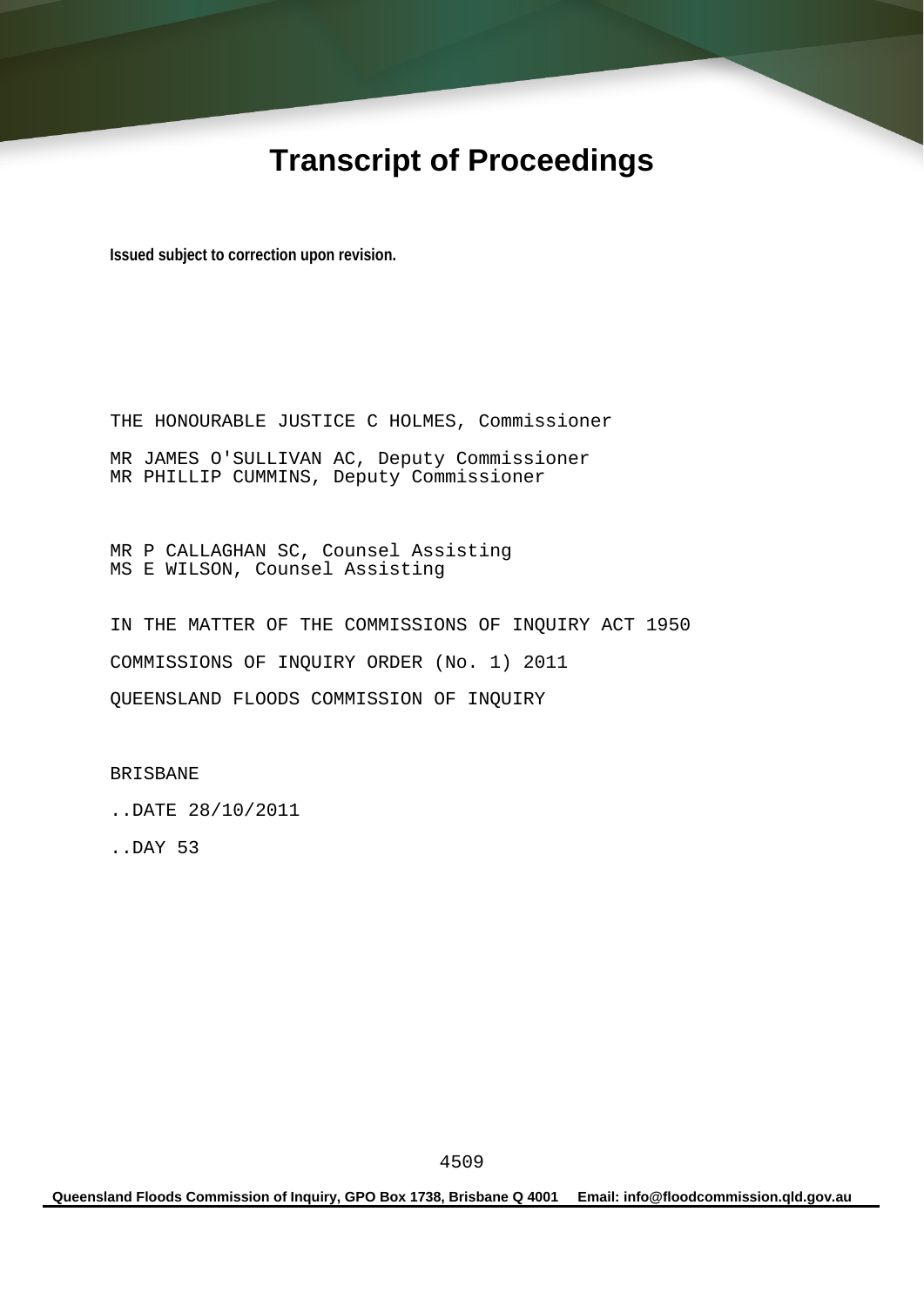# Transcript of Proceedings

**Issued subject to correction upon revision.**

THE HONOURABLE JUSTICE C HOLMES, Commissioner

MR JAMES O'SULLIVAN AC, Deputy Commissioner
MR PHILLIP CUMMINS, Deputy Commissioner

MR P CALLAGHAN SC, Counsel Assisting
MS E WILSON, Counsel Assisting

IN THE MATTER OF THE COMMISSIONS OF INQUIRY ACT 1950

COMMISSIONS OF INQUIRY ORDER (No. 1) 2011

QUEENSLAND FLOODS COMMISSION OF INQUIRY

BRISBANE

..DATE 28/10/2011

..DAY 53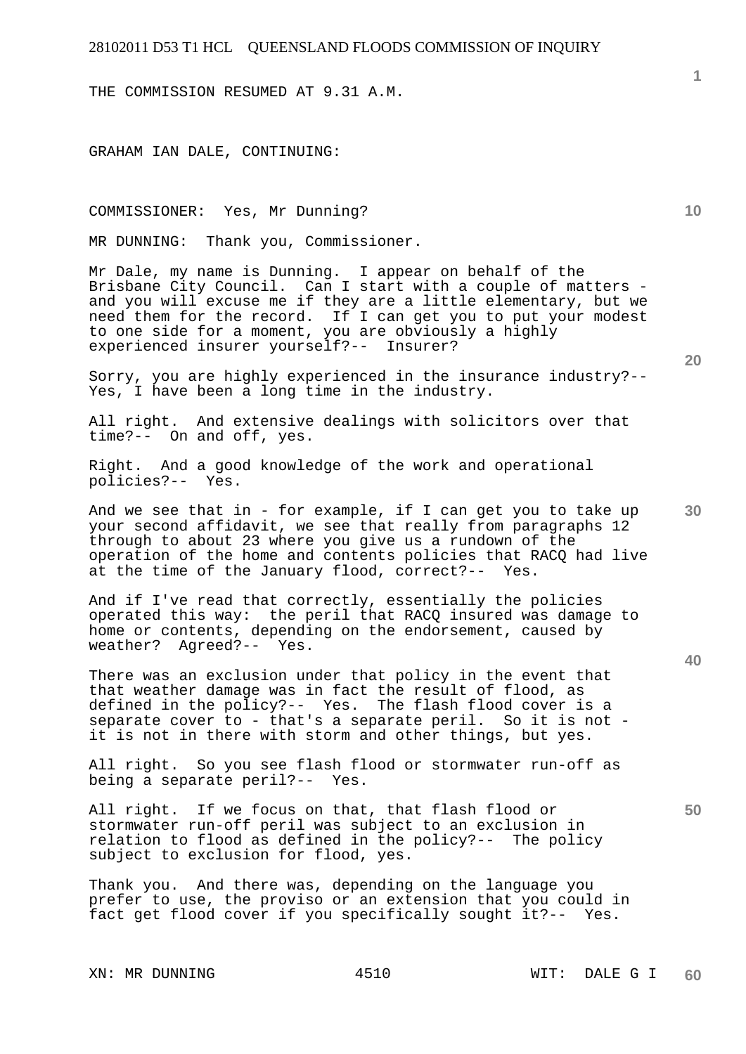THE COMMISSION RESUMED AT 9.31 A.M.

GRAHAM IAN DALE, CONTINUING:

COMMISSIONER: Yes, Mr Dunning?

MR DUNNING: Thank you, Commissioner.

Mr Dale, my name is Dunning. I appear on behalf of the Brisbane City Council. Can I start with a couple of matters - and you will excuse me if they are a little elementary, but we need them for the record. If I can get you to put your modest to one side for a moment, you are obviously a highly experienced insurer yourself?-- Insurer?

Sorry, you are highly experienced in the insurance industry?-- Yes, I have been a long time in the industry.

All right. And extensive dealings with solicitors over that time?-- On and off, yes.

Right. And a good knowledge of the work and operational policies?-- Yes.

And we see that in - for example, if I can get you to take up your second affidavit, we see that really from paragraphs 12 through to about 23 where you give us a rundown of the operation of the home and contents policies that RACQ had live at the time of the January flood, correct?-- Yes.

And if I've read that correctly, essentially the policies operated this way: the peril that RACQ insured was damage to home or contents, depending on the endorsement, caused by weather? Agreed?-- Yes.

There was an exclusion under that policy in the event that that weather damage was in fact the result of flood, as defined in the policy?-- Yes. The flash flood cover is a separate cover to - that's a separate peril. So it is not - it is not in there with storm and other things, but yes.

All right. So you see flash flood or stormwater run-off as being a separate peril?-- Yes.

All right. If we focus on that, that flash flood or stormwater run-off peril was subject to an exclusion in relation to flood as defined in the policy?-- The policy subject to exclusion for flood, yes.

Thank you. And there was, depending on the language you prefer to use, the proviso or an extension that you could in fact get flood cover if you specifically sought it?-- Yes.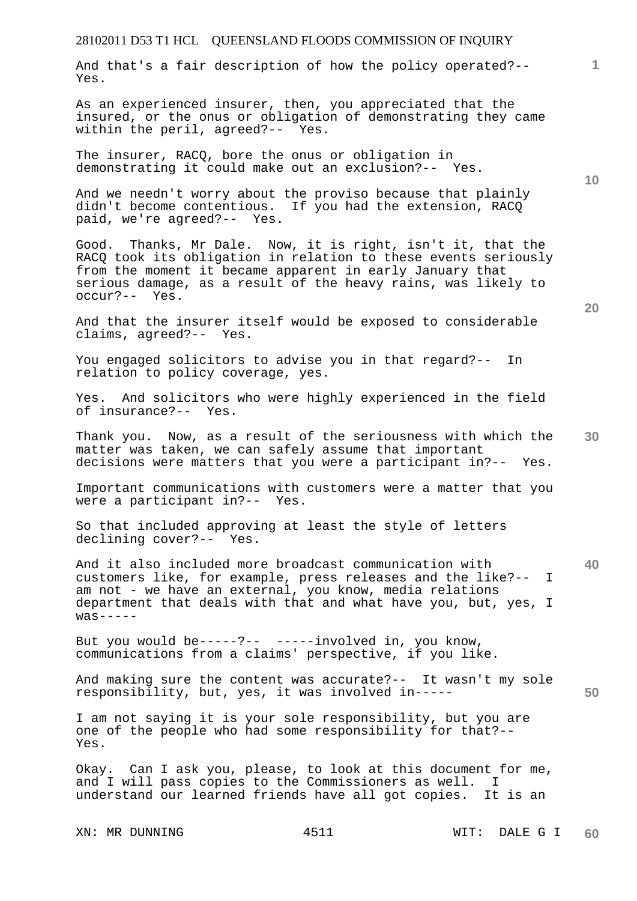And that's a fair description of how the policy operated?-- Yes.

As an experienced insurer, then, you appreciated that the insured, or the onus or obligation of demonstrating they came within the peril, agreed?-- Yes.

The insurer, RACQ, bore the onus or obligation in demonstrating it could make out an exclusion?-- Yes.

And we needn't worry about the proviso because that plainly didn't become contentious. If you had the extension, RACQ paid, we're agreed?-- Yes.

Good. Thanks, Mr Dale. Now, it is right, isn't it, that the RACQ took its obligation in relation to these events seriously from the moment it became apparent in early January that serious damage, as a result of the heavy rains, was likely to occur?-- Yes.

And that the insurer itself would be exposed to considerable claims, agreed?-- Yes.

You engaged solicitors to advise you in that regard?-- In relation to policy coverage, yes.

Yes. And solicitors who were highly experienced in the field of insurance?-- Yes.

Thank you. Now, as a result of the seriousness with which the matter was taken, we can safely assume that important decisions were matters that you were a participant in?-- Yes.

Important communications with customers were a matter that you were a participant in?-- Yes.

So that included approving at least the style of letters declining cover?-- Yes.

And it also included more broadcast communication with customers like, for example, press releases and the like?-- I am not - we have an external, you know, media relations department that deals with that and what have you, but, yes, I was-----

But you would be-----?-- -----involved in, you know, communications from a claims' perspective, if you like.

And making sure the content was accurate?-- It wasn't my sole responsibility, but, yes, it was involved in-----

I am not saying it is your sole responsibility, but you are one of the people who had some responsibility for that?-- Yes.

Okay. Can I ask you, please, to look at this document for me, and I will pass copies to the Commissioners as well. I understand our learned friends have all got copies. It is an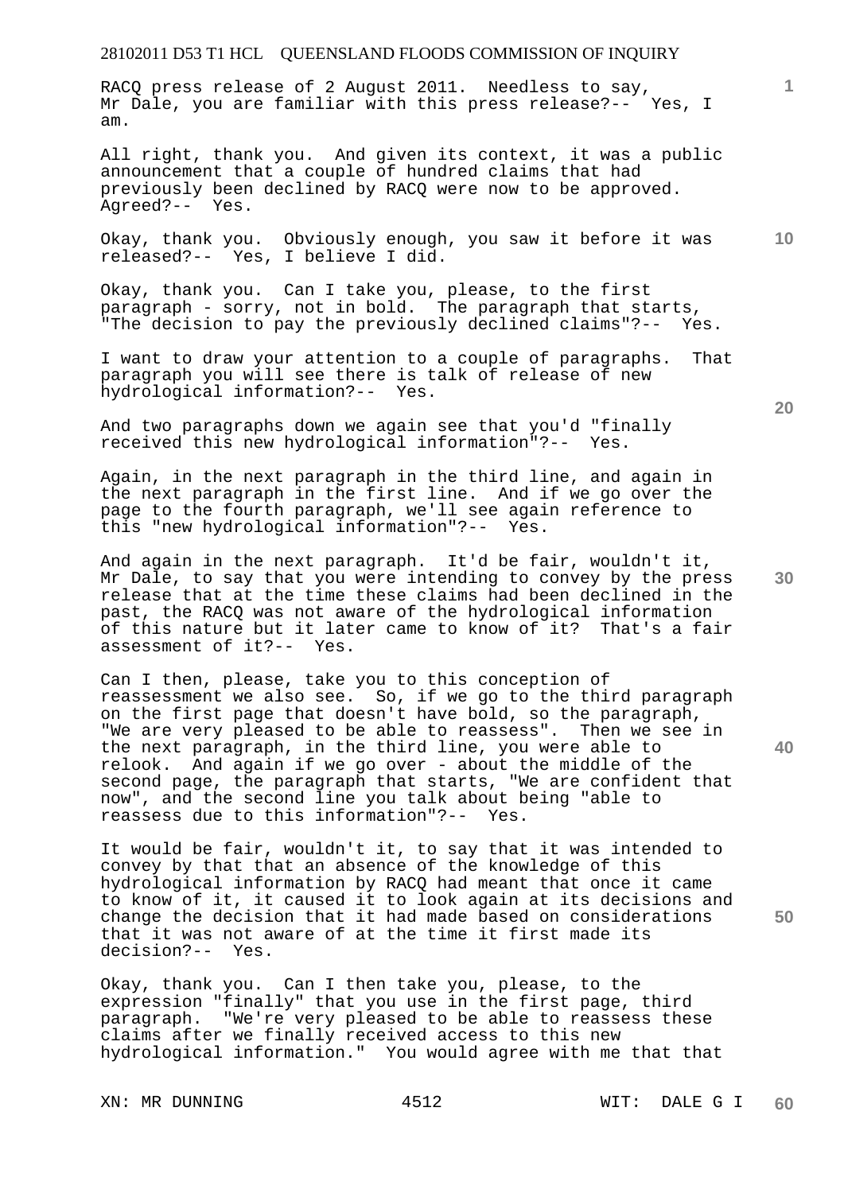RACQ press release of 2 August 2011. Needless to say, Mr Dale, you are familiar with this press release?-- Yes, I am.

All right, thank you. And given its context, it was a public announcement that a couple of hundred claims that had previously been declined by RACQ were now to be approved. Agreed?-- Yes.

Okay, thank you. Obviously enough, you saw it before it was released?-- Yes, I believe I did.

Okay, thank you. Can I take you, please, to the first paragraph - sorry, not in bold. The paragraph that starts, "The decision to pay the previously declined claims"?-- Yes.

I want to draw your attention to a couple of paragraphs. That paragraph you will see there is talk of release of new hydrological information?-- Yes.

And two paragraphs down we again see that you'd "finally received this new hydrological information"?-- Yes.

Again, in the next paragraph in the third line, and again in the next paragraph in the first line. And if we go over the page to the fourth paragraph, we'll see again reference to this "new hydrological information"?-- Yes.

And again in the next paragraph. It'd be fair, wouldn't it, Mr Dale, to say that you were intending to convey by the press release that at the time these claims had been declined in the past, the RACQ was not aware of the hydrological information of this nature but it later came to know of it? That's a fair assessment of it?-- Yes.

Can I then, please, take you to this conception of reassessment we also see. So, if we go to the third paragraph on the first page that doesn't have bold, so the paragraph, "We are very pleased to be able to reassess". Then we see in the next paragraph, in the third line, you were able to relook. And again if we go over - about the middle of the second page, the paragraph that starts, "We are confident that now", and the second line you talk about being "able to reassess due to this information"?-- Yes.

It would be fair, wouldn't it, to say that it was intended to convey by that that an absence of the knowledge of this hydrological information by RACQ had meant that once it came to know of it, it caused it to look again at its decisions and change the decision that it had made based on considerations that it was not aware of at the time it first made its decision?-- Yes.

Okay, thank you. Can I then take you, please, to the expression "finally" that you use in the first page, third paragraph. "We're very pleased to be able to reassess these claims after we finally received access to this new hydrological information." You would agree with me that that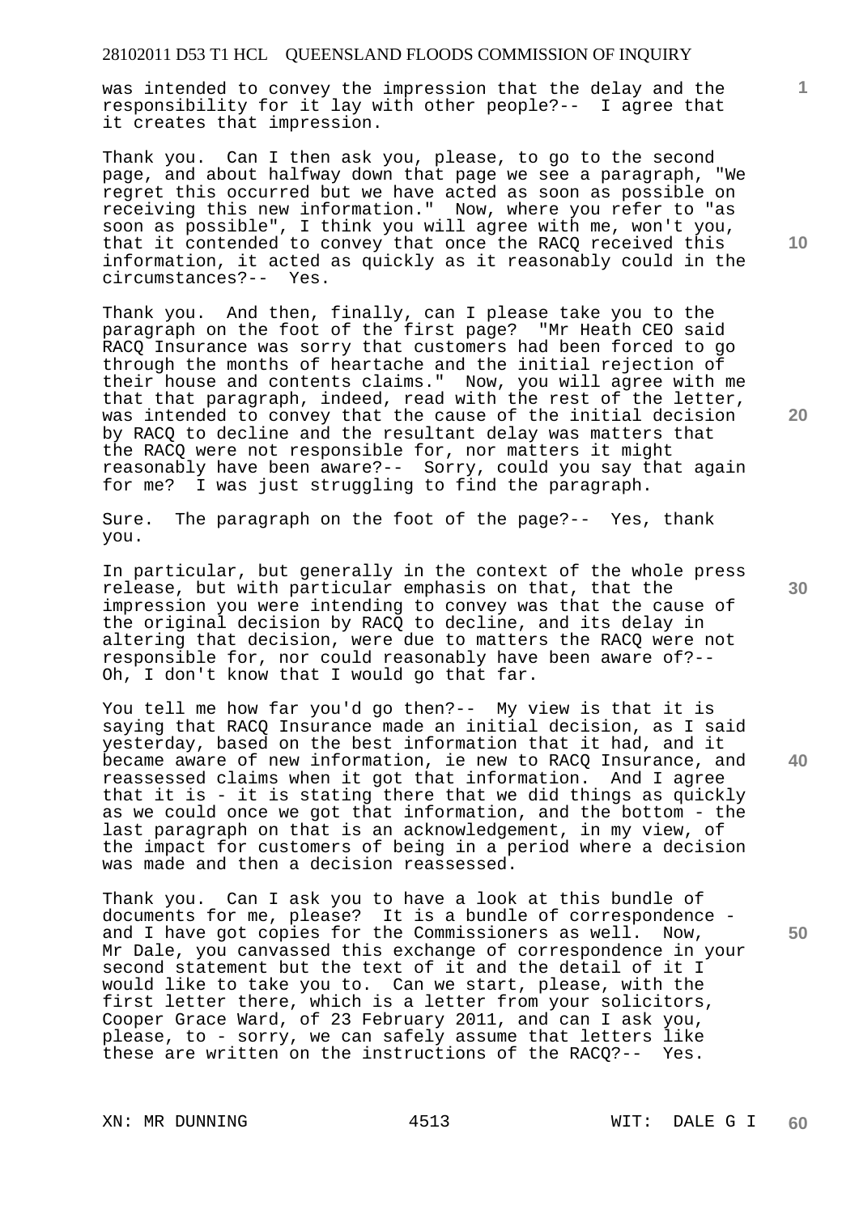was intended to convey the impression that the delay and the responsibility for it lay with other people?-- I agree that it creates that impression.

Thank you. Can I then ask you, please, to go to the second page, and about halfway down that page we see a paragraph, "We regret this occurred but we have acted as soon as possible on receiving this new information." Now, where you refer to "as soon as possible", I think you will agree with me, won't you, that it contended to convey that once the RACQ received this information, it acted as quickly as it reasonably could in the circumstances?-- Yes.

Thank you. And then, finally, can I please take you to the paragraph on the foot of the first page? "Mr Heath CEO said RACQ Insurance was sorry that customers had been forced to go through the months of heartache and the initial rejection of their house and contents claims." Now, you will agree with me that that paragraph, indeed, read with the rest of the letter, was intended to convey that the cause of the initial decision by RACQ to decline and the resultant delay was matters that the RACQ were not responsible for, nor matters it might reasonably have been aware?-- Sorry, could you say that again for me? I was just struggling to find the paragraph.

Sure. The paragraph on the foot of the page?-- Yes, thank you.

In particular, but generally in the context of the whole press release, but with particular emphasis on that, that the impression you were intending to convey was that the cause of the original decision by RACQ to decline, and its delay in altering that decision, were due to matters the RACQ were not responsible for, nor could reasonably have been aware of?-- Oh, I don't know that I would go that far.

You tell me how far you'd go then?-- My view is that it is saying that RACQ Insurance made an initial decision, as I said yesterday, based on the best information that it had, and it became aware of new information, ie new to RACQ Insurance, and reassessed claims when it got that information. And I agree that it is - it is stating there that we did things as quickly as we could once we got that information, and the bottom - the last paragraph on that is an acknowledgement, in my view, of the impact for customers of being in a period where a decision was made and then a decision reassessed.

Thank you. Can I ask you to have a look at this bundle of documents for me, please? It is a bundle of correspondence - and I have got copies for the Commissioners as well. Now, Mr Dale, you canvassed this exchange of correspondence in your second statement but the text of it and the detail of it I would like to take you to. Can we start, please, with the first letter there, which is a letter from your solicitors, Cooper Grace Ward, of 23 February 2011, and can I ask you, please, to - sorry, we can safely assume that letters like these are written on the instructions of the RACQ?-- Yes.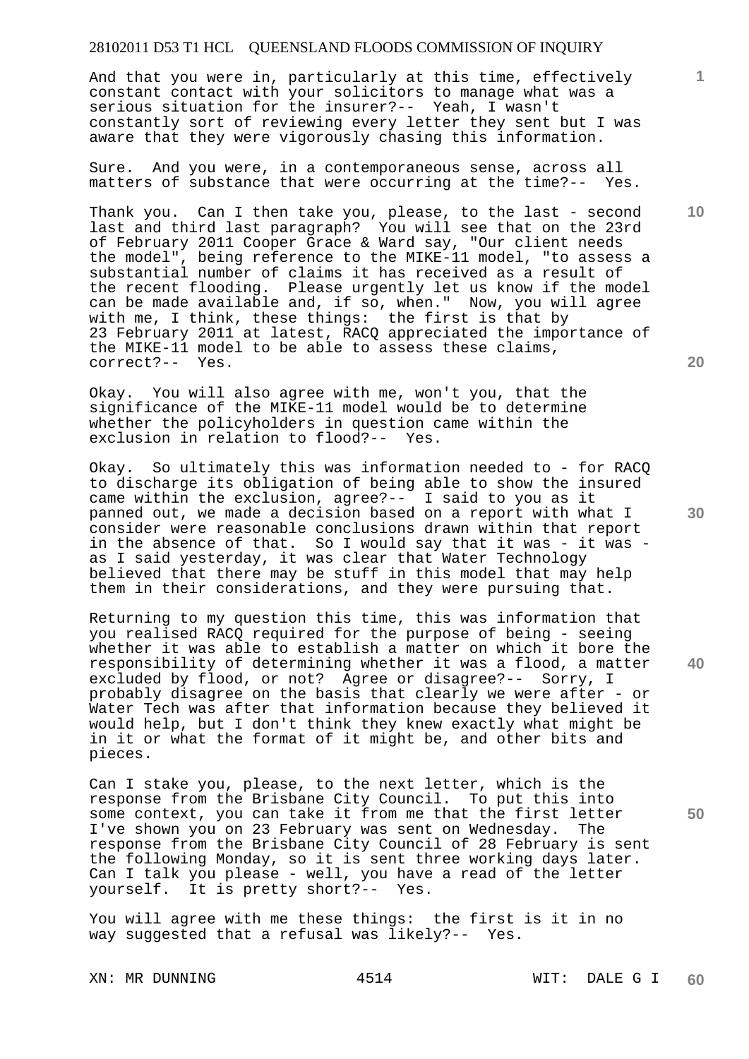And that you were in, particularly at this time, effectively constant contact with your solicitors to manage what was a serious situation for the insurer?-- Yeah, I wasn't constantly sort of reviewing every letter they sent but I was aware that they were vigorously chasing this information.

Sure. And you were, in a contemporaneous sense, across all matters of substance that were occurring at the time?-- Yes.

Thank you. Can I then take you, please, to the last - second last and third last paragraph? You will see that on the 23rd of February 2011 Cooper Grace & Ward say, "Our client needs the model", being reference to the MIKE-11 model, "to assess a substantial number of claims it has received as a result of the recent flooding. Please urgently let us know if the model can be made available and, if so, when." Now, you will agree with me, I think, these things: the first is that by 23 February 2011 at latest, RACQ appreciated the importance of the MIKE-11 model to be able to assess these claims, correct?-- Yes.

Okay. You will also agree with me, won't you, that the significance of the MIKE-11 model would be to determine whether the policyholders in question came within the exclusion in relation to flood?-- Yes.

Okay. So ultimately this was information needed to - for RACQ to discharge its obligation of being able to show the insured came within the exclusion, agree?-- I said to you as it panned out, we made a decision based on a report with what I consider were reasonable conclusions drawn within that report in the absence of that. So I would say that it was - it was - as I said yesterday, it was clear that Water Technology believed that there may be stuff in this model that may help them in their considerations, and they were pursuing that.

Returning to my question this time, this was information that you realised RACQ required for the purpose of being - seeing whether it was able to establish a matter on which it bore the responsibility of determining whether it was a flood, a matter excluded by flood, or not? Agree or disagree?-- Sorry, I probably disagree on the basis that clearly we were after - or Water Tech was after that information because they believed it would help, but I don't think they knew exactly what might be in it or what the format of it might be, and other bits and pieces.

Can I stake you, please, to the next letter, which is the response from the Brisbane City Council. To put this into some context, you can take it from me that the first letter I've shown you on 23 February was sent on Wednesday. The response from the Brisbane City Council of 28 February is sent the following Monday, so it is sent three working days later. Can I talk you please - well, you have a read of the letter yourself. It is pretty short?-- Yes.

You will agree with me these things: the first is it in no way suggested that a refusal was likely?-- Yes.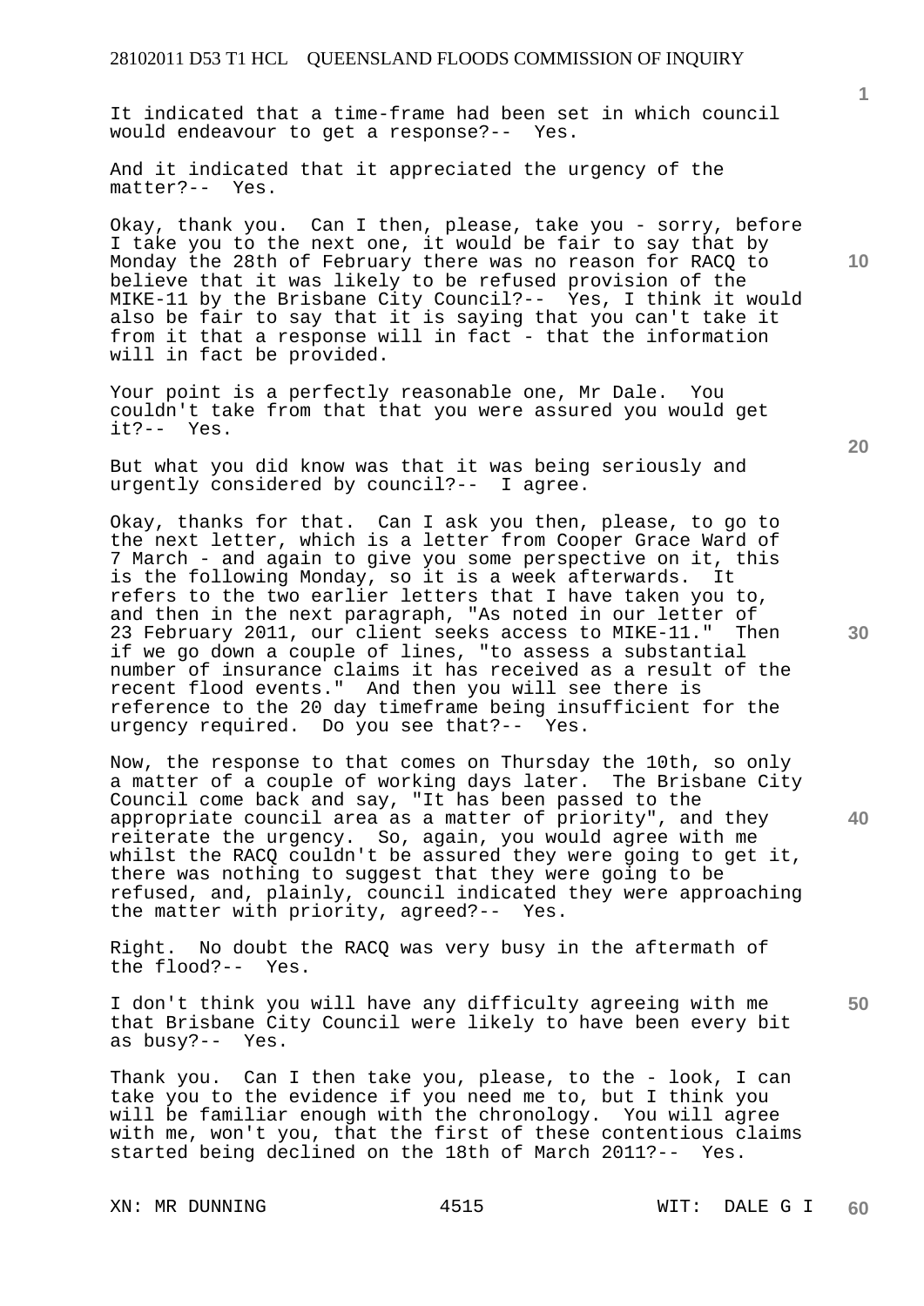It indicated that a time-frame had been set in which council would endeavour to get a response?-- Yes.

And it indicated that it appreciated the urgency of the matter?-- Yes.

Okay, thank you. Can I then, please, take you - sorry, before I take you to the next one, it would be fair to say that by Monday the 28th of February there was no reason for RACQ to believe that it was likely to be refused provision of the MIKE-11 by the Brisbane City Council?-- Yes, I think it would also be fair to say that it is saying that you can't take it from it that a response will in fact - that the information will in fact be provided.

Your point is a perfectly reasonable one, Mr Dale. You couldn't take from that that you were assured you would get it?-- Yes.

But what you did know was that it was being seriously and urgently considered by council?-- I agree.

Okay, thanks for that. Can I ask you then, please, to go to the next letter, which is a letter from Cooper Grace Ward of 7 March - and again to give you some perspective on it, this is the following Monday, so it is a week afterwards. It refers to the two earlier letters that I have taken you to, and then in the next paragraph, "As noted in our letter of 23 February 2011, our client seeks access to MIKE-11." Then if we go down a couple of lines, "to assess a substantial number of insurance claims it has received as a result of the recent flood events." And then you will see there is reference to the 20 day timeframe being insufficient for the urgency required. Do you see that?-- Yes.

Now, the response to that comes on Thursday the 10th, so only a matter of a couple of working days later. The Brisbane City Council come back and say, "It has been passed to the appropriate council area as a matter of priority", and they reiterate the urgency. So, again, you would agree with me whilst the RACQ couldn't be assured they were going to get it, there was nothing to suggest that they were going to be refused, and, plainly, council indicated they were approaching the matter with priority, agreed?-- Yes.

Right. No doubt the RACQ was very busy in the aftermath of the flood?-- Yes.

I don't think you will have any difficulty agreeing with me that Brisbane City Council were likely to have been every bit as busy?-- Yes.

Thank you. Can I then take you, please, to the - look, I can take you to the evidence if you need me to, but I think you will be familiar enough with the chronology. You will agree with me, won't you, that the first of these contentious claims started being declined on the 18th of March 2011?-- Yes.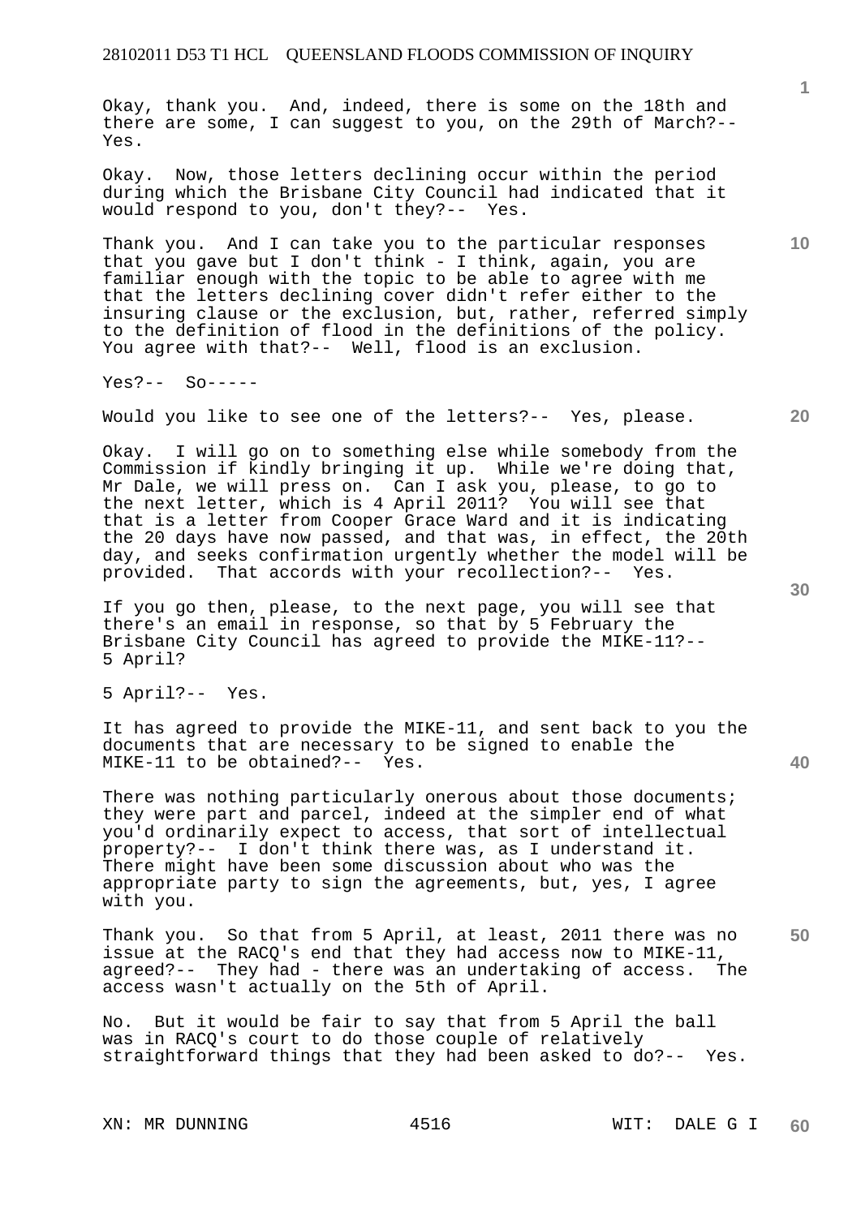Okay, thank you. And, indeed, there is some on the 18th and there are some, I can suggest to you, on the 29th of March?-- Yes.

Okay. Now, those letters declining occur within the period during which the Brisbane City Council had indicated that it would respond to you, don't they?-- Yes.

Thank you. And I can take you to the particular responses that you gave but I don't think - I think, again, you are familiar enough with the topic to be able to agree with me that the letters declining cover didn't refer either to the insuring clause or the exclusion, but, rather, referred simply to the definition of flood in the definitions of the policy. You agree with that?-- Well, flood is an exclusion.

Yes?-- So-----

Would you like to see one of the letters?-- Yes, please.

Okay. I will go on to something else while somebody from the Commission if kindly bringing it up. While we're doing that, Mr Dale, we will press on. Can I ask you, please, to go to the next letter, which is 4 April 2011? You will see that that is a letter from Cooper Grace Ward and it is indicating the 20 days have now passed, and that was, in effect, the 20th day, and seeks confirmation urgently whether the model will be provided. That accords with your recollection?-- Yes.

If you go then, please, to the next page, you will see that there's an email in response, so that by 5 February the Brisbane City Council has agreed to provide the MIKE-11?-- 5 April?

5 April?-- Yes.

It has agreed to provide the MIKE-11, and sent back to you the documents that are necessary to be signed to enable the MIKE-11 to be obtained?-- Yes.

There was nothing particularly onerous about those documents; they were part and parcel, indeed at the simpler end of what you'd ordinarily expect to access, that sort of intellectual property?-- I don't think there was, as I understand it. There might have been some discussion about who was the appropriate party to sign the agreements, but, yes, I agree with you.

Thank you. So that from 5 April, at least, 2011 there was no issue at the RACQ's end that they had access now to MIKE-11, agreed?-- They had - there was an undertaking of access. The access wasn't actually on the 5th of April.

No. But it would be fair to say that from 5 April the ball was in RACQ's court to do those couple of relatively straightforward things that they had been asked to do?-- Yes.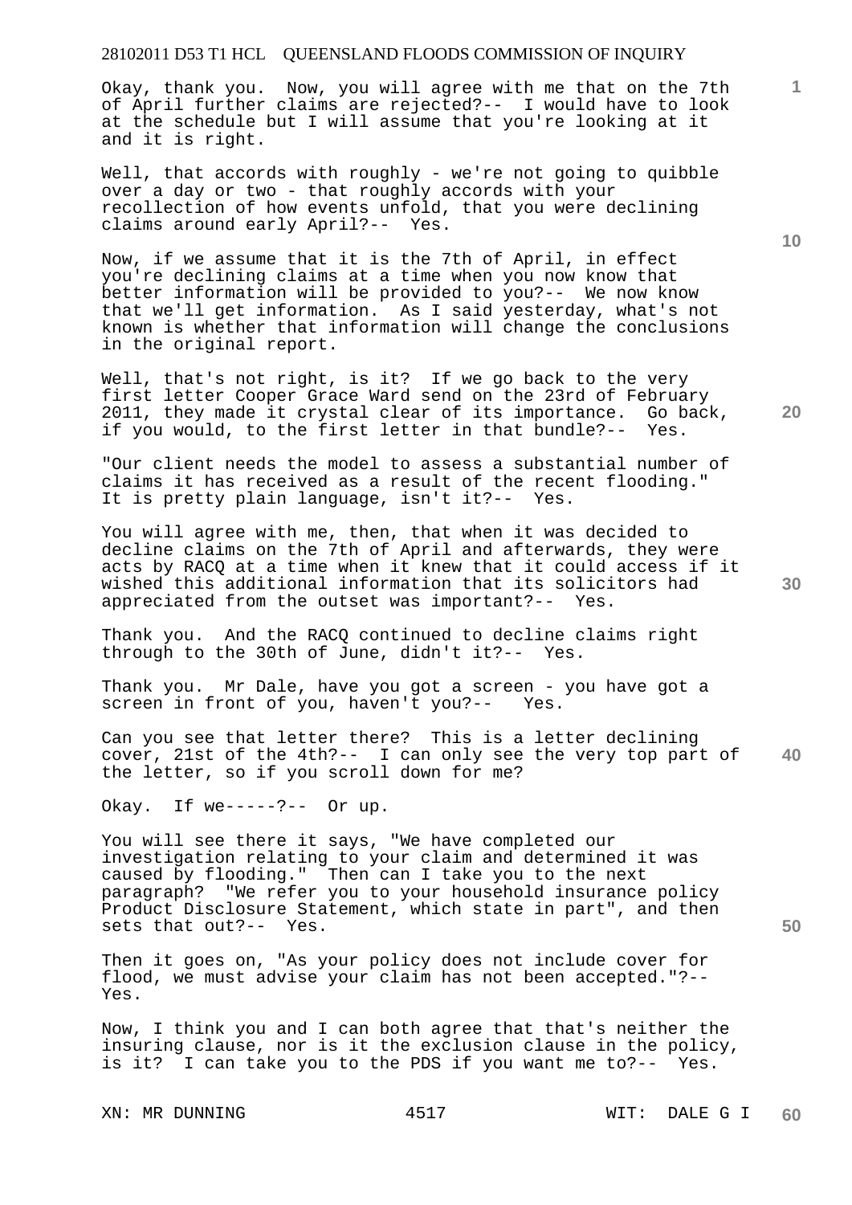Okay, thank you. Now, you will agree with me that on the 7th of April further claims are rejected?-- I would have to look at the schedule but I will assume that you're looking at it and it is right.

Well, that accords with roughly - we're not going to quibble over a day or two - that roughly accords with your recollection of how events unfold, that you were declining claims around early April?-- Yes.

Now, if we assume that it is the 7th of April, in effect you're declining claims at a time when you now know that better information will be provided to you?-- We now know that we'll get information. As I said yesterday, what's not known is whether that information will change the conclusions in the original report.

Well, that's not right, is it? If we go back to the very first letter Cooper Grace Ward send on the 23rd of February 2011, they made it crystal clear of its importance. Go back, if you would, to the first letter in that bundle?-- Yes.

"Our client needs the model to assess a substantial number of claims it has received as a result of the recent flooding." It is pretty plain language, isn't it?-- Yes.

You will agree with me, then, that when it was decided to decline claims on the 7th of April and afterwards, they were acts by RACQ at a time when it knew that it could access if it wished this additional information that its solicitors had appreciated from the outset was important?-- Yes.

Thank you. And the RACQ continued to decline claims right through to the 30th of June, didn't it?-- Yes.

Thank you. Mr Dale, have you got a screen - you have got a screen in front of you, haven't you?-- Yes.

Can you see that letter there? This is a letter declining cover, 21st of the 4th?-- I can only see the very top part of the letter, so if you scroll down for me?

Okay. If we-----?-- Or up.

You will see there it says, "We have completed our investigation relating to your claim and determined it was caused by flooding." Then can I take you to the next paragraph? "We refer you to your household insurance policy Product Disclosure Statement, which state in part", and then sets that out?-- Yes.

Then it goes on, "As your policy does not include cover for flood, we must advise your claim has not been accepted."?-- Yes.

Now, I think you and I can both agree that that's neither the insuring clause, nor is it the exclusion clause in the policy, is it? I can take you to the PDS if you want me to?-- Yes.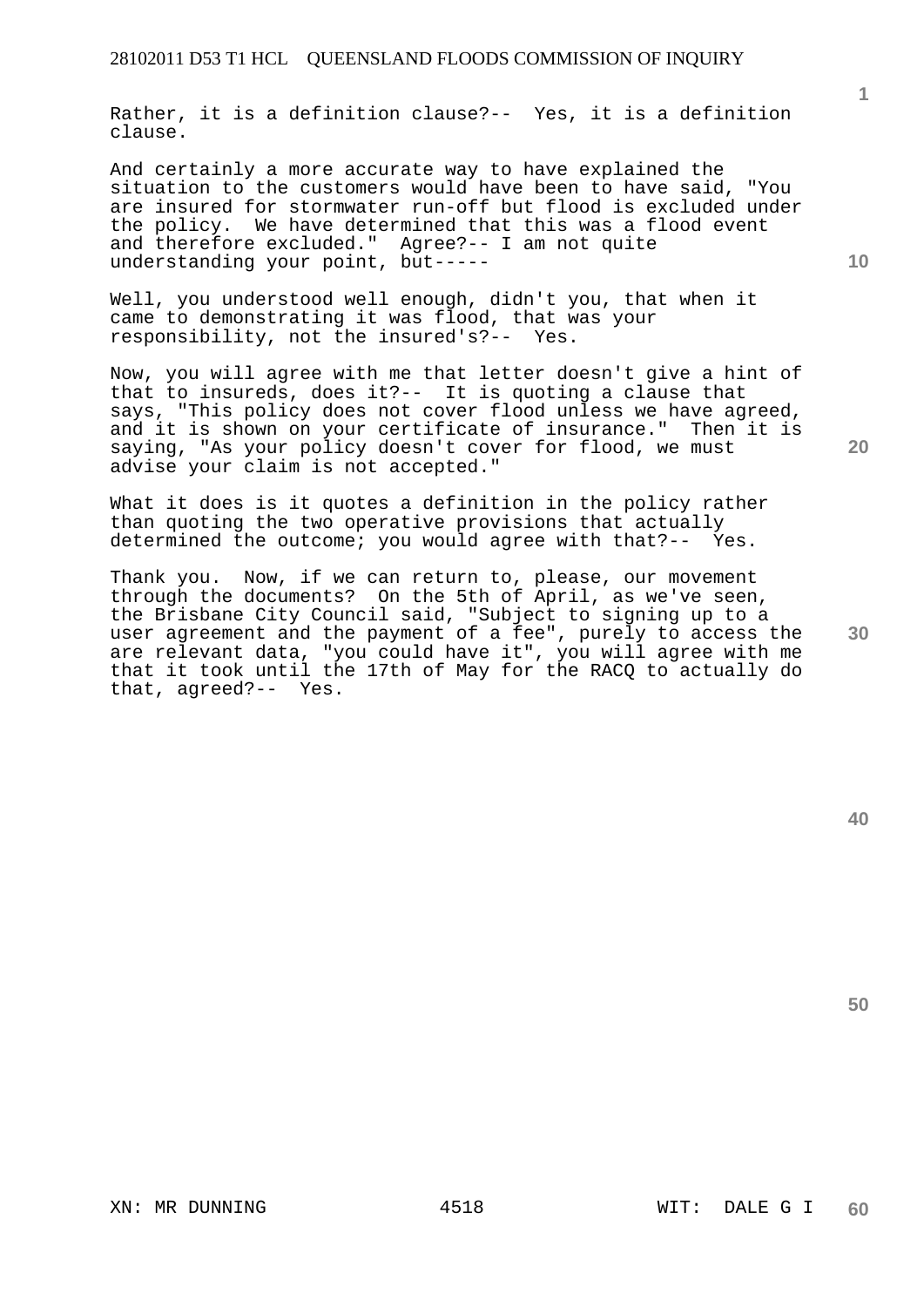Rather, it is a definition clause?-- Yes, it is a definition clause.

And certainly a more accurate way to have explained the situation to the customers would have been to have said, "You are insured for stormwater run-off but flood is excluded under the policy. We have determined that this was a flood event and therefore excluded." Agree?-- I am not quite understanding your point, but-----

Well, you understood well enough, didn't you, that when it came to demonstrating it was flood, that was your responsibility, not the insured's?-- Yes.

Now, you will agree with me that letter doesn't give a hint of that to insureds, does it?-- It is quoting a clause that says, "This policy does not cover flood unless we have agreed, and it is shown on your certificate of insurance." Then it is saying, "As your policy doesn't cover for flood, we must advise your claim is not accepted."

What it does is it quotes a definition in the policy rather than quoting the two operative provisions that actually determined the outcome; you would agree with that?-- Yes.

Thank you. Now, if we can return to, please, our movement through the documents? On the 5th of April, as we've seen, the Brisbane City Council said, "Subject to signing up to a user agreement and the payment of a fee", purely to access the are relevant data, "you could have it", you will agree with me that it took until the 17th of May for the RACQ to actually do that, agreed?-- Yes.

XN: MR DUNNING WIT: DALE G I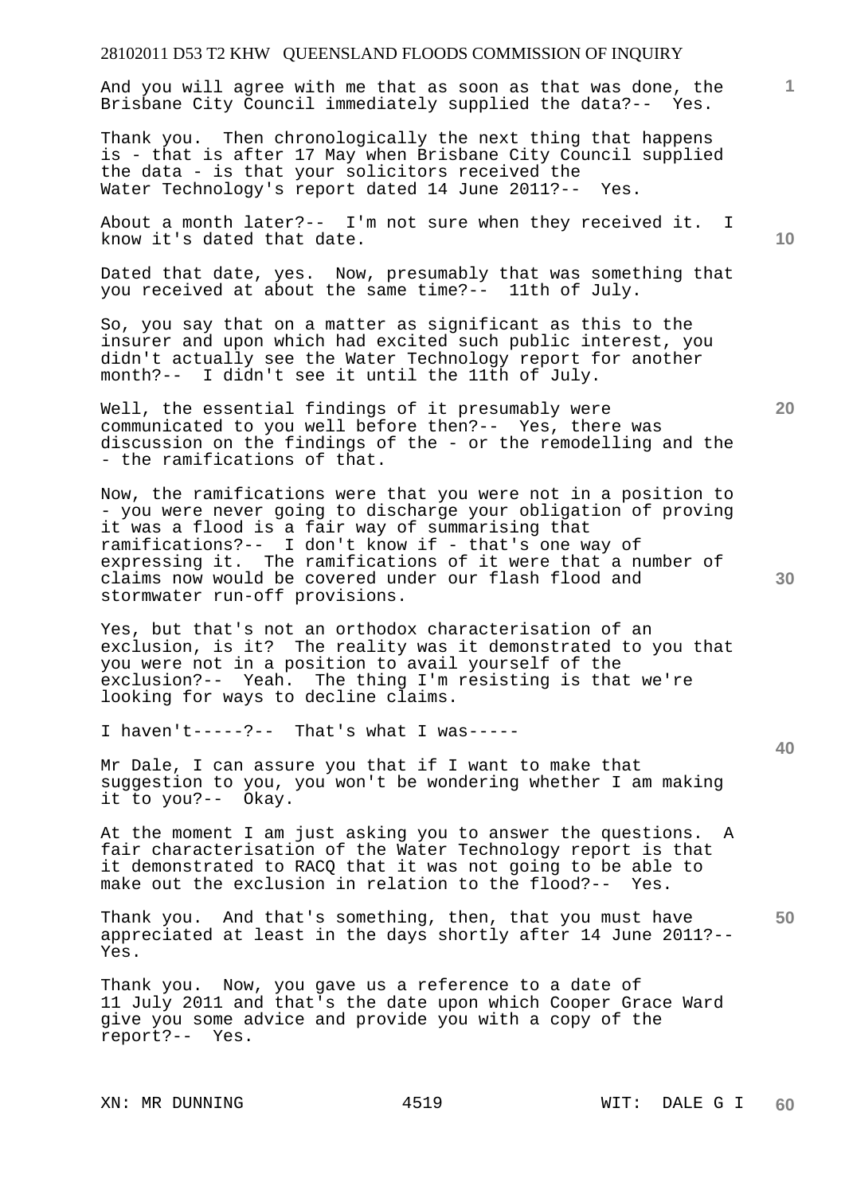And you will agree with me that as soon as that was done, the Brisbane City Council immediately supplied the data?-- Yes.

Thank you. Then chronologically the next thing that happens is - that is after 17 May when Brisbane City Council supplied the data - is that your solicitors received the Water Technology's report dated 14 June 2011?-- Yes.

About a month later?-- I'm not sure when they received it. I know it's dated that date.

Dated that date, yes. Now, presumably that was something that you received at about the same time?-- 11th of July.

So, you say that on a matter as significant as this to the insurer and upon which had excited such public interest, you didn't actually see the Water Technology report for another month?-- I didn't see it until the 11th of July.

Well, the essential findings of it presumably were communicated to you well before then?-- Yes, there was discussion on the findings of the - or the remodelling and the - the ramifications of that.

Now, the ramifications were that you were not in a position to - you were never going to discharge your obligation of proving it was a flood is a fair way of summarising that ramifications?-- I don't know if - that's one way of expressing it. The ramifications of it were that a number of claims now would be covered under our flash flood and stormwater run-off provisions.

Yes, but that's not an orthodox characterisation of an exclusion, is it? The reality was it demonstrated to you that you were not in a position to avail yourself of the exclusion?-- Yeah. The thing I'm resisting is that we're looking for ways to decline claims.

I haven't-----?-- That's what I was-----

Mr Dale, I can assure you that if I want to make that suggestion to you, you won't be wondering whether I am making it to you?-- Okay.

At the moment I am just asking you to answer the questions. A fair characterisation of the Water Technology report is that it demonstrated to RACQ that it was not going to be able to make out the exclusion in relation to the flood?-- Yes.

Thank you. And that's something, then, that you must have appreciated at least in the days shortly after 14 June 2011?-- Yes.

Thank you. Now, you gave us a reference to a date of 11 July 2011 and that's the date upon which Cooper Grace Ward give you some advice and provide you with a copy of the report?-- Yes.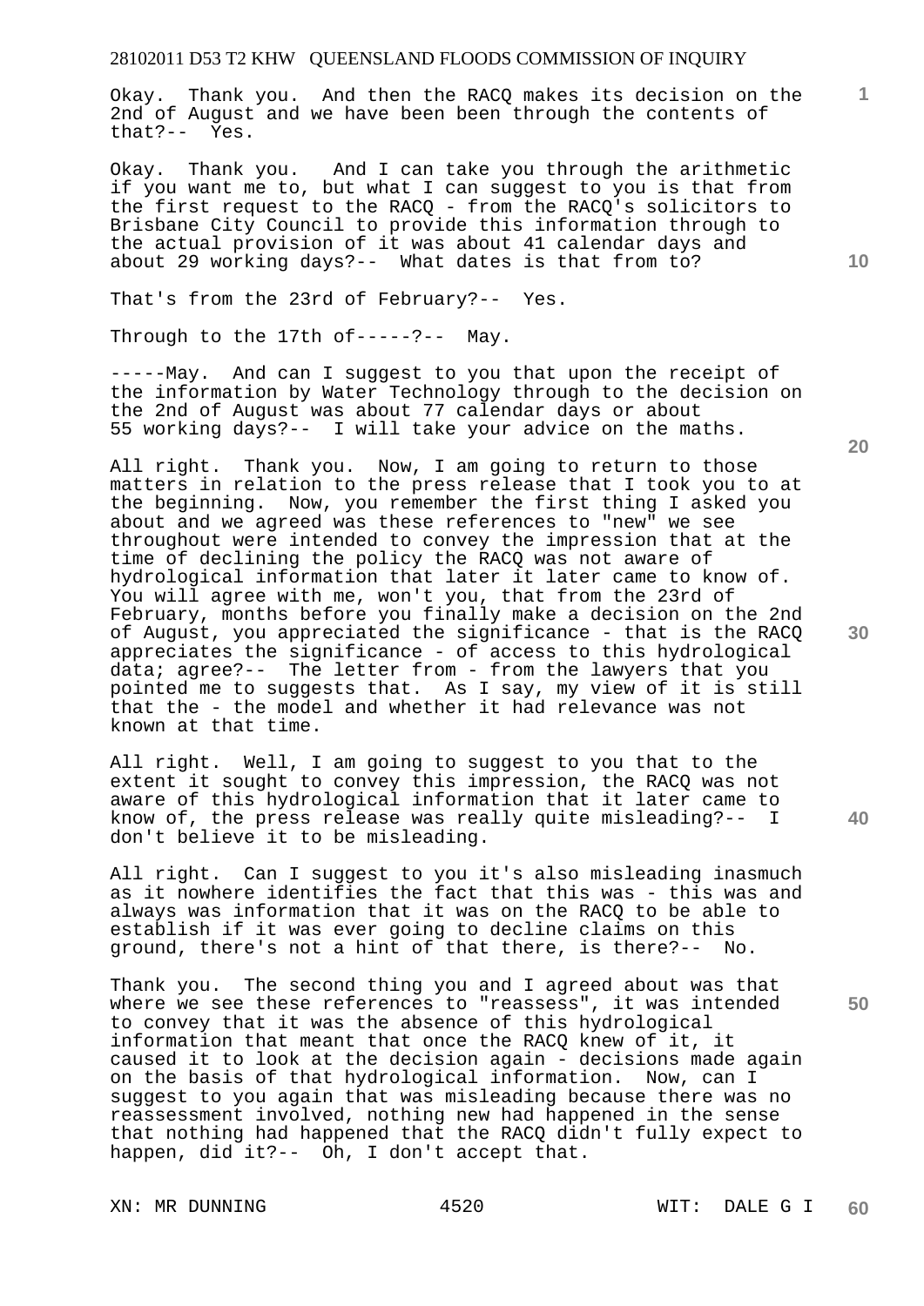Okay. Thank you. And then the RACQ makes its decision on the 2nd of August and we have been been through the contents of that?-- Yes.

Okay. Thank you. And I can take you through the arithmetic if you want me to, but what I can suggest to you is that from the first request to the RACQ - from the RACQ's solicitors to Brisbane City Council to provide this information through to the actual provision of it was about 41 calendar days and about 29 working days?-- What dates is that from to?

That's from the 23rd of February?-- Yes.

Through to the 17th of-----?-- May.

-----May. And can I suggest to you that upon the receipt of the information by Water Technology through to the decision on the 2nd of August was about 77 calendar days or about 55 working days?-- I will take your advice on the maths.

All right. Thank you. Now, I am going to return to those matters in relation to the press release that I took you to at the beginning. Now, you remember the first thing I asked you about and we agreed was these references to "new" we see throughout were intended to convey the impression that at the time of declining the policy the RACQ was not aware of hydrological information that later it later came to know of. You will agree with me, won't you, that from the 23rd of February, months before you finally make a decision on the 2nd of August, you appreciated the significance - that is the RACQ appreciates the significance - of access to this hydrological data; agree?-- The letter from - from the lawyers that you pointed me to suggests that. As I say, my view of it is still that the - the model and whether it had relevance was not known at that time.

All right. Well, I am going to suggest to you that to the extent it sought to convey this impression, the RACQ was not aware of this hydrological information that it later came to know of, the press release was really quite misleading?-- I don't believe it to be misleading.

All right. Can I suggest to you it's also misleading inasmuch as it nowhere identifies the fact that this was - this was and always was information that it was on the RACQ to be able to establish if it was ever going to decline claims on this ground, there's not a hint of that there, is there?-- No.

Thank you. The second thing you and I agreed about was that where we see these references to "reassess", it was intended to convey that it was the absence of this hydrological information that meant that once the RACQ knew of it, it caused it to look at the decision again - decisions made again on the basis of that hydrological information. Now, can I suggest to you again that was misleading because there was no reassessment involved, nothing new had happened in the sense that nothing had happened that the RACQ didn't fully expect to happen, did it?-- Oh, I don't accept that.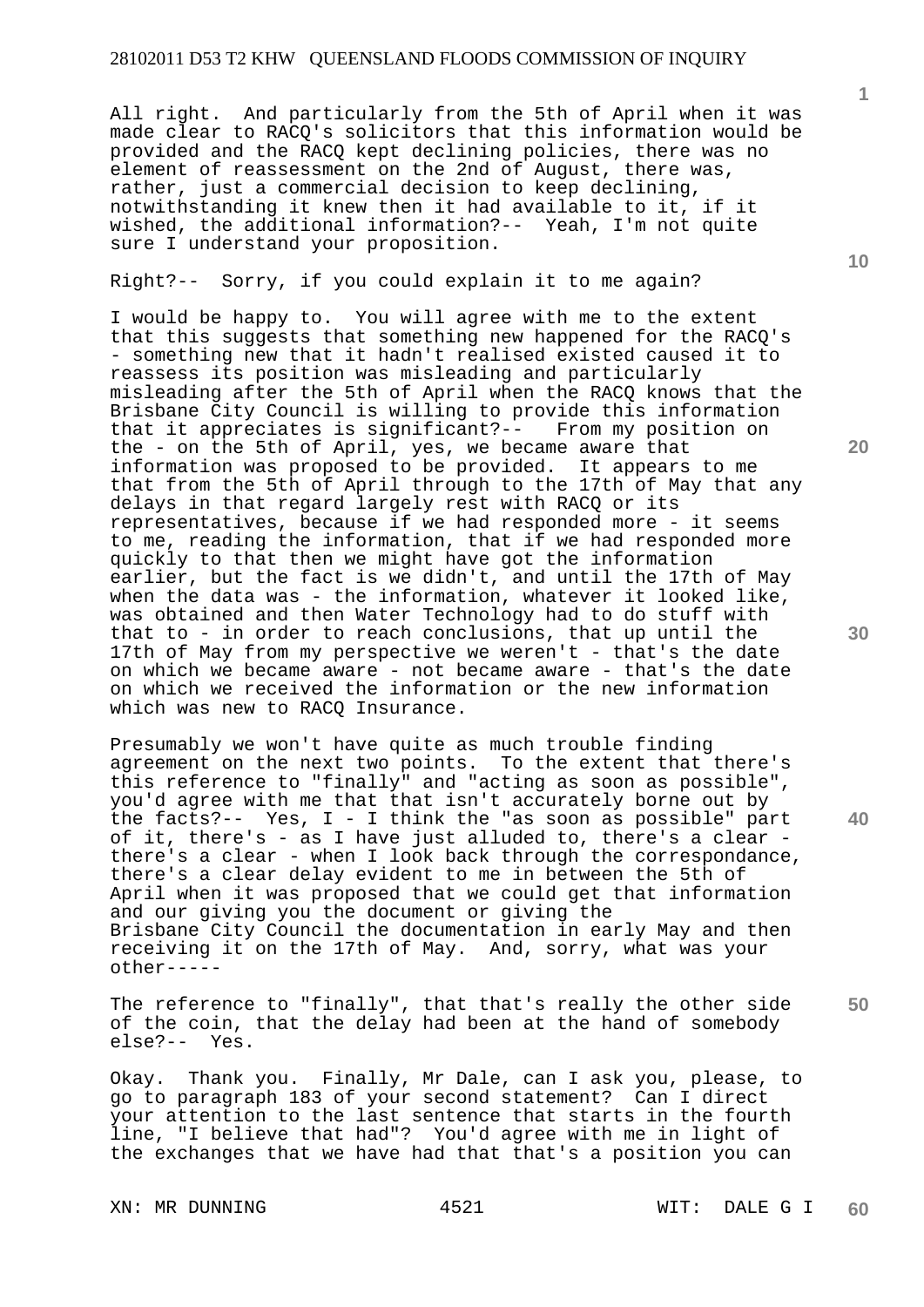All right. And particularly from the 5th of April when it was made clear to RACQ's solicitors that this information would be provided and the RACQ kept declining policies, there was no element of reassessment on the 2nd of August, there was, rather, just a commercial decision to keep declining, notwithstanding it knew then it had available to it, if it wished, the additional information?-- Yeah, I'm not quite sure I understand your proposition.

Right?-- Sorry, if you could explain it to me again?

I would be happy to. You will agree with me to the extent that this suggests that something new happened for the RACQ's - something new that it hadn't realised existed caused it to reassess its position was misleading and particularly misleading after the 5th of April when the RACQ knows that the Brisbane City Council is willing to provide this information that it appreciates is significant?-- From my position on the - on the 5th of April, yes, we became aware that information was proposed to be provided. It appears to me that from the 5th of April through to the 17th of May that any delays in that regard largely rest with RACQ or its representatives, because if we had responded more - it seems to me, reading the information, that if we had responded more quickly to that then we might have got the information earlier, but the fact is we didn't, and until the 17th of May when the data was - the information, whatever it looked like, was obtained and then Water Technology had to do stuff with that to - in order to reach conclusions, that up until the 17th of May from my perspective we weren't - that's the date on which we became aware - not became aware - that's the date on which we received the information or the new information which was new to RACQ Insurance.

Presumably we won't have quite as much trouble finding agreement on the next two points. To the extent that there's this reference to "finally" and "acting as soon as possible", you'd agree with me that that isn't accurately borne out by the facts?-- Yes, I - I think the "as soon as possible" part of it, there's - as I have just alluded to, there's a clear - there's a clear - when I look back through the correspondance, there's a clear delay evident to me in between the 5th of April when it was proposed that we could get that information and our giving you the document or giving the Brisbane City Council the documentation in early May and then receiving it on the 17th of May. And, sorry, what was your other-----

The reference to "finally", that that's really the other side of the coin, that the delay had been at the hand of somebody else?-- Yes.

Okay. Thank you. Finally, Mr Dale, can I ask you, please, to go to paragraph 183 of your second statement? Can I direct your attention to the last sentence that starts in the fourth line, "I believe that had"? You'd agree with me in light of the exchanges that we have had that that's a position you can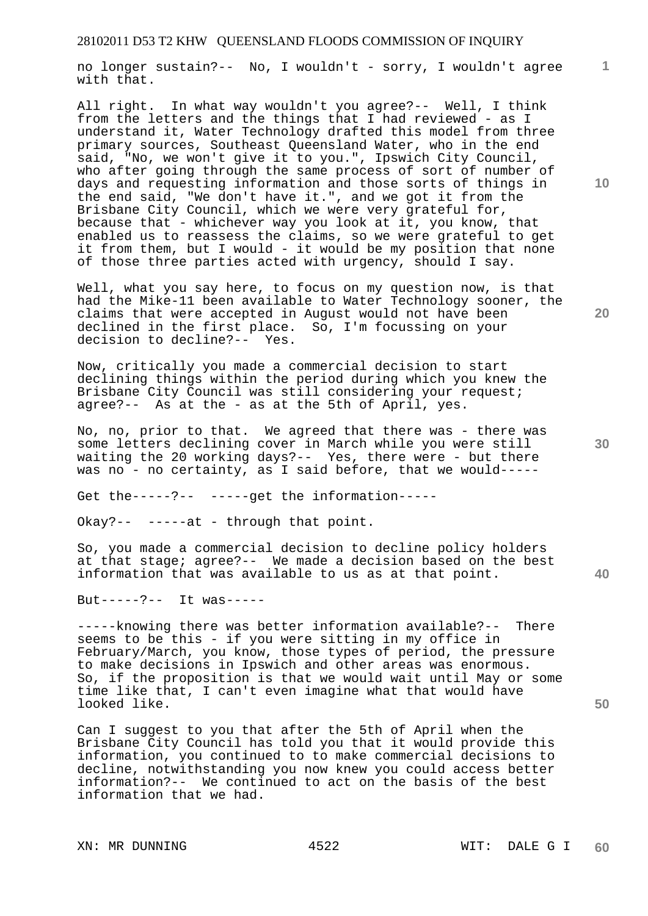no longer sustain?-- No, I wouldn't - sorry, I wouldn't agree with that.

All right. In what way wouldn't you agree?-- Well, I think from the letters and the things that I had reviewed - as I understand it, Water Technology drafted this model from three primary sources, Southeast Queensland Water, who in the end said, "No, we won't give it to you.", Ipswich City Council, who after going through the same process of sort of number of days and requesting information and those sorts of things in the end said, "We don't have it.", and we got it from the Brisbane City Council, which we were very grateful for, because that - whichever way you look at it, you know, that enabled us to reassess the claims, so we were grateful to get it from them, but I would - it would be my position that none of those three parties acted with urgency, should I say.

Well, what you say here, to focus on my question now, is that had the Mike-11 been available to Water Technology sooner, the claims that were accepted in August would not have been declined in the first place. So, I'm focussing on your decision to decline?-- Yes.

Now, critically you made a commercial decision to start declining things within the period during which you knew the Brisbane City Council was still considering your request; agree?-- As at the - as at the 5th of April, yes.

No, no, prior to that. We agreed that there was - there was some letters declining cover in March while you were still waiting the 20 working days?-- Yes, there were - but there was no - no certainty, as I said before, that we would-----

Get the-----?-- -----get the information-----

Okay?-- -----at - through that point.

So, you made a commercial decision to decline policy holders at that stage; agree?-- We made a decision based on the best information that was available to us as at that point.

But-----?-- It was-----

-----knowing there was better information available?-- There seems to be this - if you were sitting in my office in February/March, you know, those types of period, the pressure to make decisions in Ipswich and other areas was enormous. So, if the proposition is that we would wait until May or some time like that, I can't even imagine what that would have looked like.

Can I suggest to you that after the 5th of April when the Brisbane City Council has told you that it would provide this information, you continued to to make commercial decisions to decline, notwithstanding you now knew you could access better information?-- We continued to act on the basis of the best information that we had.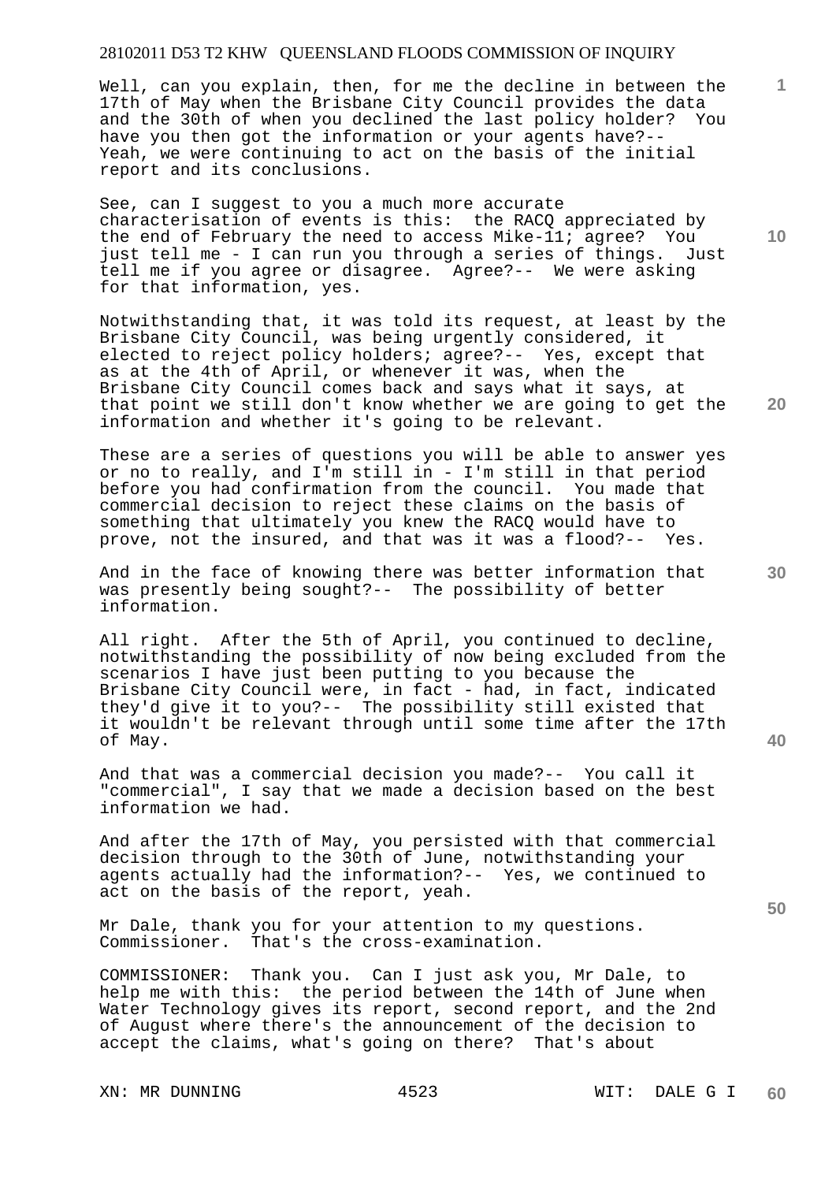Well, can you explain, then, for me the decline in between the 17th of May when the Brisbane City Council provides the data and the 30th of when you declined the last policy holder? You have you then got the information or your agents have?-- Yeah, we were continuing to act on the basis of the initial report and its conclusions.

See, can I suggest to you a much more accurate characterisation of events is this: the RACQ appreciated by the end of February the need to access Mike-11; agree? You just tell me - I can run you through a series of things. Just tell me if you agree or disagree. Agree?-- We were asking for that information, yes.

Notwithstanding that, it was told its request, at least by the Brisbane City Council, was being urgently considered, it elected to reject policy holders; agree?-- Yes, except that as at the 4th of April, or whenever it was, when the Brisbane City Council comes back and says what it says, at that point we still don't know whether we are going to get the information and whether it's going to be relevant.

These are a series of questions you will be able to answer yes or no to really, and I'm still in - I'm still in that period before you had confirmation from the council. You made that commercial decision to reject these claims on the basis of something that ultimately you knew the RACQ would have to prove, not the insured, and that was it was a flood?-- Yes.

And in the face of knowing there was better information that was presently being sought?-- The possibility of better information.

All right. After the 5th of April, you continued to decline, notwithstanding the possibility of now being excluded from the scenarios I have just been putting to you because the Brisbane City Council were, in fact - had, in fact, indicated they'd give it to you?-- The possibility still existed that it wouldn't be relevant through until some time after the 17th of May.

And that was a commercial decision you made?-- You call it "commercial", I say that we made a decision based on the best information we had.

And after the 17th of May, you persisted with that commercial decision through to the 30th of June, notwithstanding your agents actually had the information?-- Yes, we continued to act on the basis of the report, yeah.

Mr Dale, thank you for your attention to my questions. Commissioner. That's the cross-examination.

COMMISSIONER: Thank you. Can I just ask you, Mr Dale, to help me with this: the period between the 14th of June when Water Technology gives its report, second report, and the 2nd of August where there's the announcement of the decision to accept the claims, what's going on there? That's about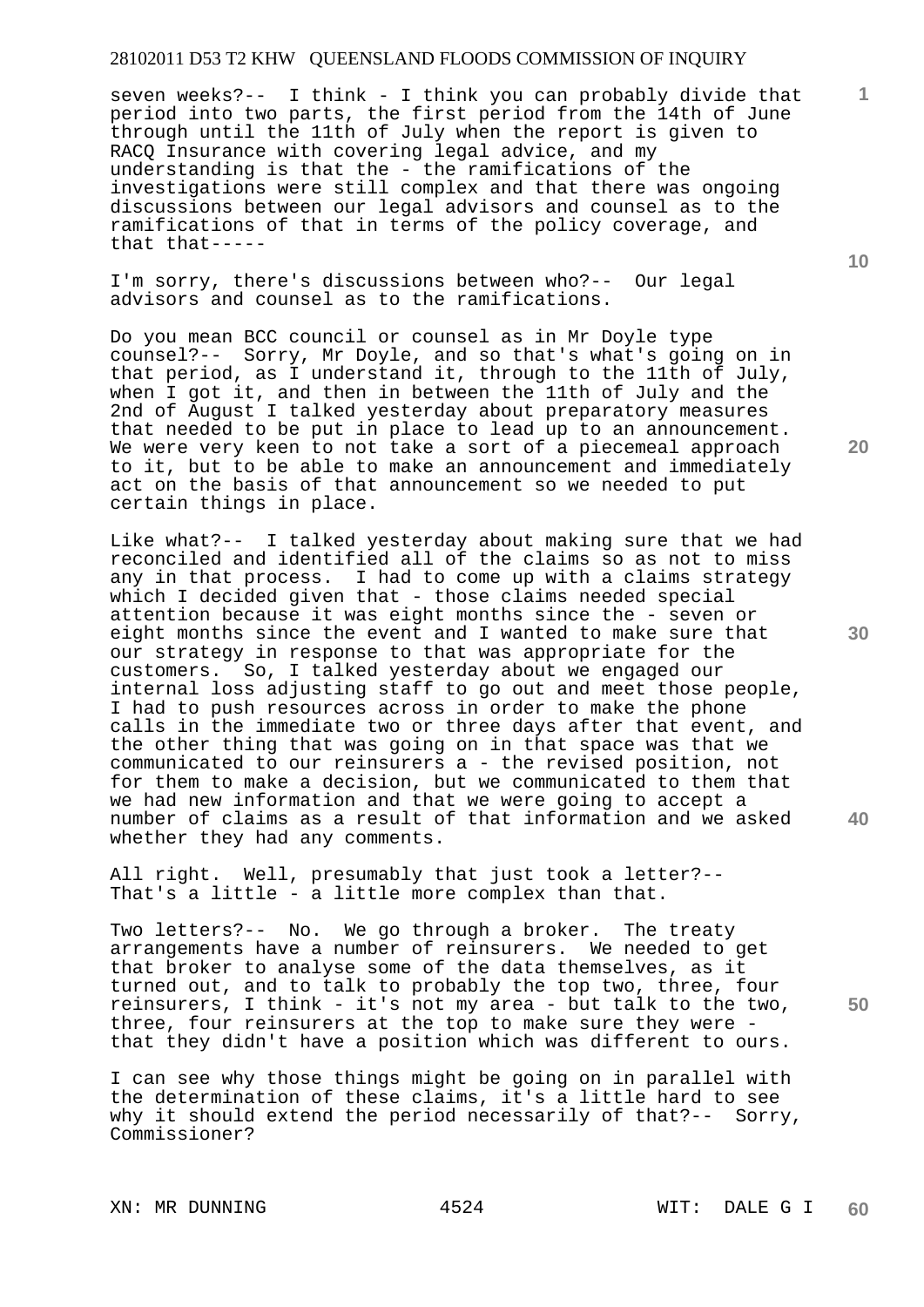seven weeks?-- I think - I think you can probably divide that period into two parts, the first period from the 14th of June through until the 11th of July when the report is given to RACQ Insurance with covering legal advice, and my understanding is that the - the ramifications of the investigations were still complex and that there was ongoing discussions between our legal advisors and counsel as to the ramifications of that in terms of the policy coverage, and that that-----

I'm sorry, there's discussions between who?-- Our legal advisors and counsel as to the ramifications.

Do you mean BCC council or counsel as in Mr Doyle type counsel?-- Sorry, Mr Doyle, and so that's what's going on in that period, as I understand it, through to the 11th of July, when I got it, and then in between the 11th of July and the 2nd of August I talked yesterday about preparatory measures that needed to be put in place to lead up to an announcement. We were very keen to not take a sort of a piecemeal approach to it, but to be able to make an announcement and immediately act on the basis of that announcement so we needed to put certain things in place.

Like what?-- I talked yesterday about making sure that we had reconciled and identified all of the claims so as not to miss any in that process. I had to come up with a claims strategy which I decided given that - those claims needed special attention because it was eight months since the - seven or eight months since the event and I wanted to make sure that our strategy in response to that was appropriate for the customers. So, I talked yesterday about we engaged our internal loss adjusting staff to go out and meet those people, I had to push resources across in order to make the phone calls in the immediate two or three days after that event, and the other thing that was going on in that space was that we communicated to our reinsurers a - the revised position, not for them to make a decision, but we communicated to them that we had new information and that we were going to accept a number of claims as a result of that information and we asked whether they had any comments.

All right. Well, presumably that just took a letter?-- That's a little - a little more complex than that.

Two letters?-- No. We go through a broker. The treaty arrangements have a number of reinsurers. We needed to get that broker to analyse some of the data themselves, as it turned out, and to talk to probably the top two, three, four reinsurers, I think - it's not my area - but talk to the two, three, four reinsurers at the top to make sure they were - that they didn't have a position which was different to ours.

I can see why those things might be going on in parallel with the determination of these claims, it's a little hard to see why it should extend the period necessarily of that?-- Sorry, Commissioner?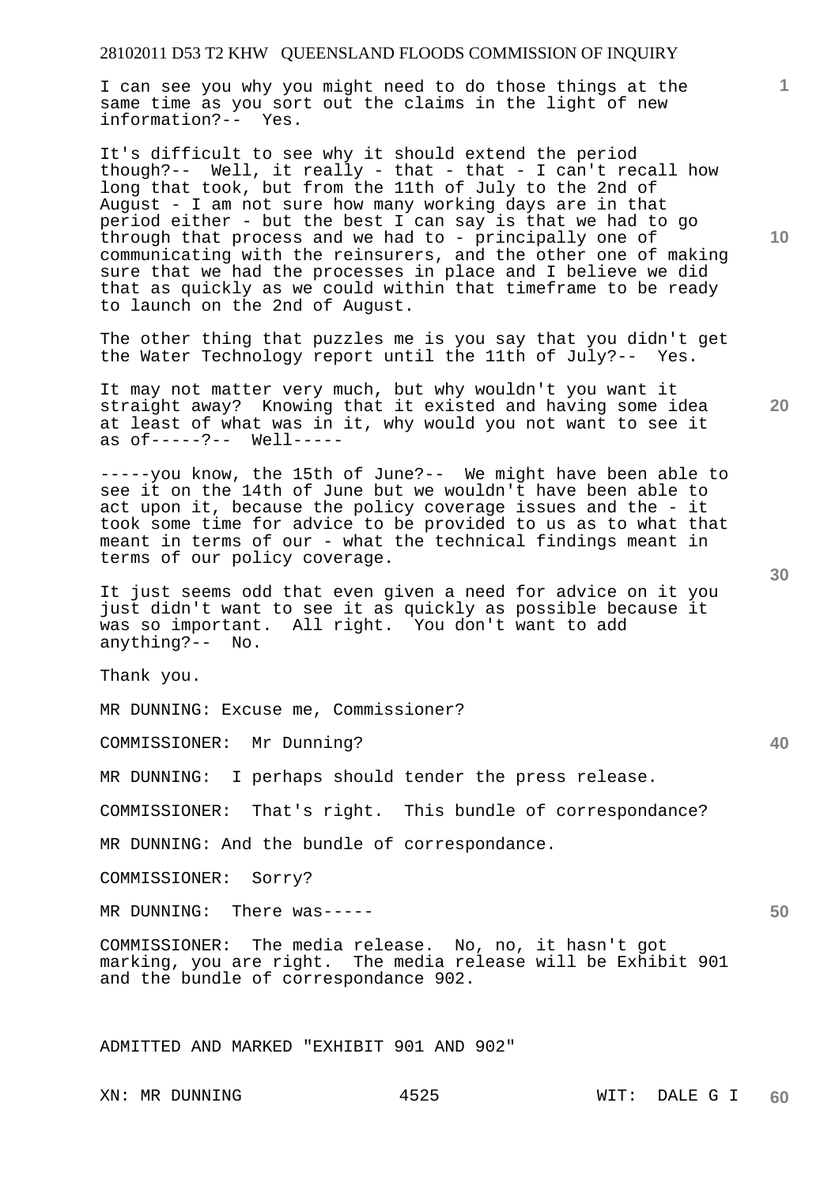I can see you why you might need to do those things at the same time as you sort out the claims in the light of new information?-- Yes.

It's difficult to see why it should extend the period though?-- Well, it really - that - that - I can't recall how long that took, but from the 11th of July to the 2nd of August - I am not sure how many working days are in that period either - but the best I can say is that we had to go through that process and we had to - principally one of communicating with the reinsurers, and the other one of making sure that we had the processes in place and I believe we did that as quickly as we could within that timeframe to be ready to launch on the 2nd of August.

The other thing that puzzles me is you say that you didn't get the Water Technology report until the 11th of July?-- Yes.

It may not matter very much, but why wouldn't you want it straight away? Knowing that it existed and having some idea at least of what was in it, why would you not want to see it as of-----?-- Well-----

-----you know, the 15th of June?-- We might have been able to see it on the 14th of June but we wouldn't have been able to act upon it, because the policy coverage issues and the - it took some time for advice to be provided to us as to what that meant in terms of our - what the technical findings meant in terms of our policy coverage.

It just seems odd that even given a need for advice on it you just didn't want to see it as quickly as possible because it was so important. All right. You don't want to add anything?-- No.

Thank you.

MR DUNNING: Excuse me, Commissioner?

COMMISSIONER: Mr Dunning?

MR DUNNING: I perhaps should tender the press release.

COMMISSIONER: That's right. This bundle of correspondance?

MR DUNNING: And the bundle of correspondance.

COMMISSIONER: Sorry?

MR DUNNING: There was-----

COMMISSIONER: The media release. No, no, it hasn't got marking, you are right. The media release will be Exhibit 901 and the bundle of correspondance 902.

ADMITTED AND MARKED "EXHIBIT 901 AND 902"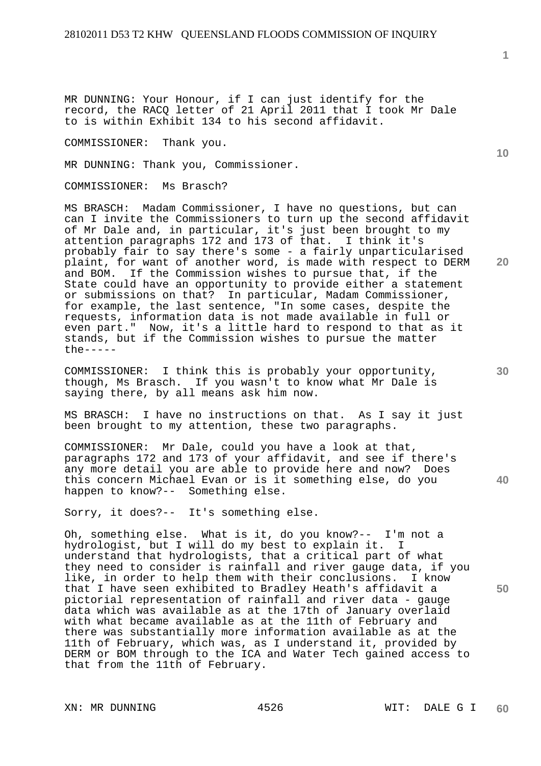MR DUNNING: Your Honour, if I can just identify for the record, the RACQ letter of 21 April 2011 that I took Mr Dale to is within Exhibit 134 to his second affidavit.

COMMISSIONER: Thank you.

MR DUNNING: Thank you, Commissioner.

COMMISSIONER: Ms Brasch?

MS BRASCH: Madam Commissioner, I have no questions, but can can I invite the Commissioners to turn up the second affidavit of Mr Dale and, in particular, it's just been brought to my attention paragraphs 172 and 173 of that. I think it's probably fair to say there's some - a fairly unparticularised plaint, for want of another word, is made with respect to DERM and BOM. If the Commission wishes to pursue that, if the State could have an opportunity to provide either a statement or submissions on that? In particular, Madam Commissioner, for example, the last sentence, "In some cases, despite the requests, information data is not made available in full or even part." Now, it's a little hard to respond to that as it stands, but if the Commission wishes to pursue the matter the-----

COMMISSIONER: I think this is probably your opportunity, though, Ms Brasch. If you wasn't to know what Mr Dale is saying there, by all means ask him now.

MS BRASCH: I have no instructions on that. As I say it just been brought to my attention, these two paragraphs.

COMMISSIONER: Mr Dale, could you have a look at that, paragraphs 172 and 173 of your affidavit, and see if there's any more detail you are able to provide here and now? Does this concern Michael Evan or is it something else, do you happen to know?-- Something else.

Sorry, it does?-- It's something else.

Oh, something else. What is it, do you know?-- I'm not a hydrologist, but I will do my best to explain it. I understand that hydrologists, that a critical part of what they need to consider is rainfall and river gauge data, if you like, in order to help them with their conclusions. I know that I have seen exhibited to Bradley Heath's affidavit a pictorial representation of rainfall and river data - gauge data which was available as at the 17th of January overlaid with what became available as at the 11th of February and there was substantially more information available as at the 11th of February, which was, as I understand it, provided by DERM or BOM through to the ICA and Water Tech gained access to that from the 11th of February.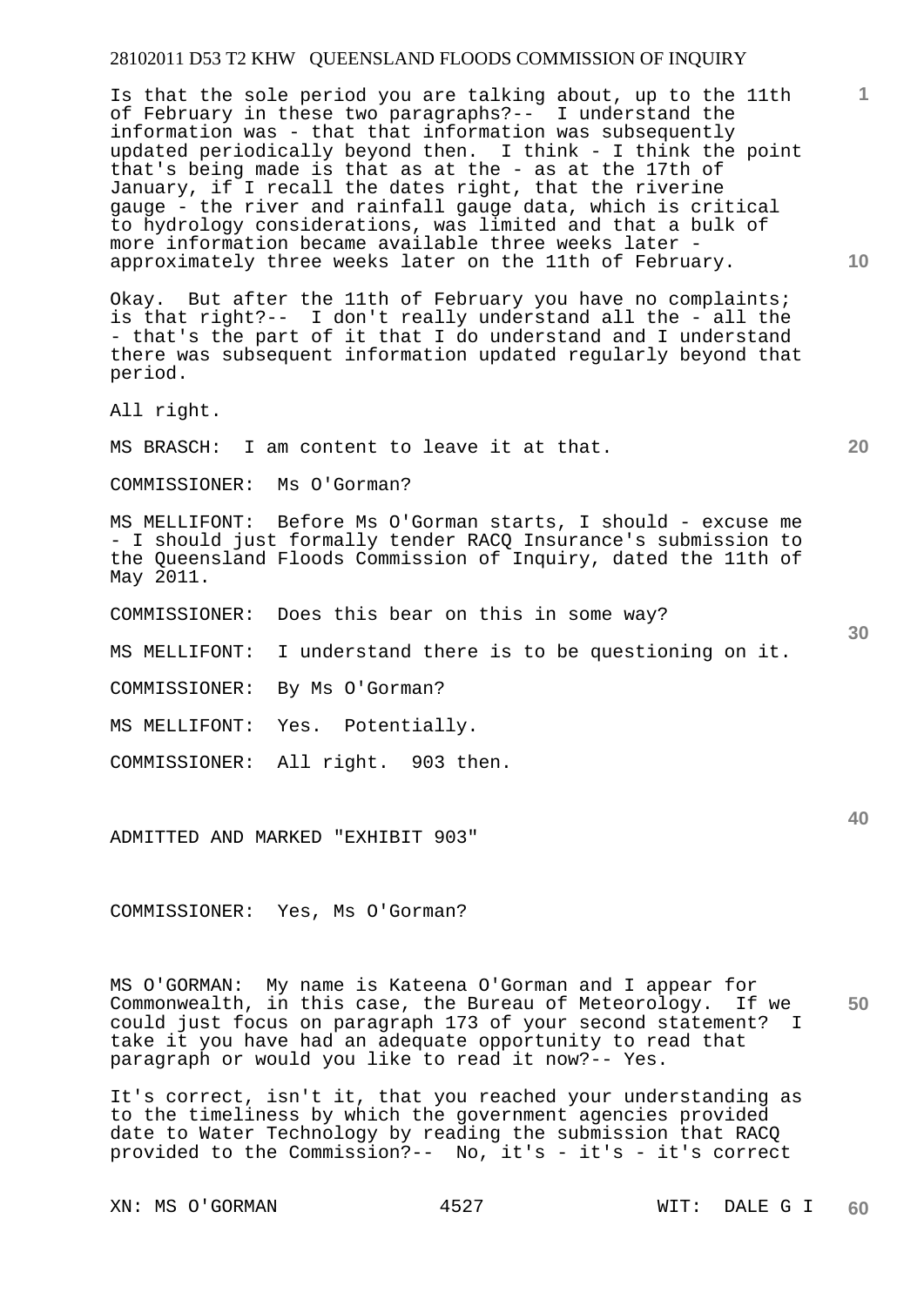Is that the sole period you are talking about, up to the 11th of February in these two paragraphs?-- I understand the information was - that that information was subsequently updated periodically beyond then. I think - I think the point that's being made is that as at the - as at the 17th of January, if I recall the dates right, that the riverine gauge - the river and rainfall gauge data, which is critical to hydrology considerations, was limited and that a bulk of more information became available three weeks later - approximately three weeks later on the 11th of February.

Okay. But after the 11th of February you have no complaints; is that right?-- I don't really understand all the - all the - that's the part of it that I do understand and I understand there was subsequent information updated regularly beyond that period.

All right.

MS BRASCH: I am content to leave it at that.

COMMISSIONER: Ms O'Gorman?

MS MELLIFONT: Before Ms O'Gorman starts, I should - excuse me - I should just formally tender RACQ Insurance's submission to the Queensland Floods Commission of Inquiry, dated the 11th of May 2011.

COMMISSIONER: Does this bear on this in some way?

MS MELLIFONT: I understand there is to be questioning on it.

COMMISSIONER: By Ms O'Gorman?

MS MELLIFONT: Yes. Potentially.

COMMISSIONER: All right. 903 then.

ADMITTED AND MARKED "EXHIBIT 903"

COMMISSIONER: Yes, Ms O'Gorman?

MS O'GORMAN: My name is Kateena O'Gorman and I appear for Commonwealth, in this case, the Bureau of Meteorology. If we could just focus on paragraph 173 of your second statement? I take it you have had an adequate opportunity to read that paragraph or would you like to read it now?-- Yes.

It's correct, isn't it, that you reached your understanding as to the timeliness by which the government agencies provided date to Water Technology by reading the submission that RACQ provided to the Commission?-- No, it's - it's - it's correct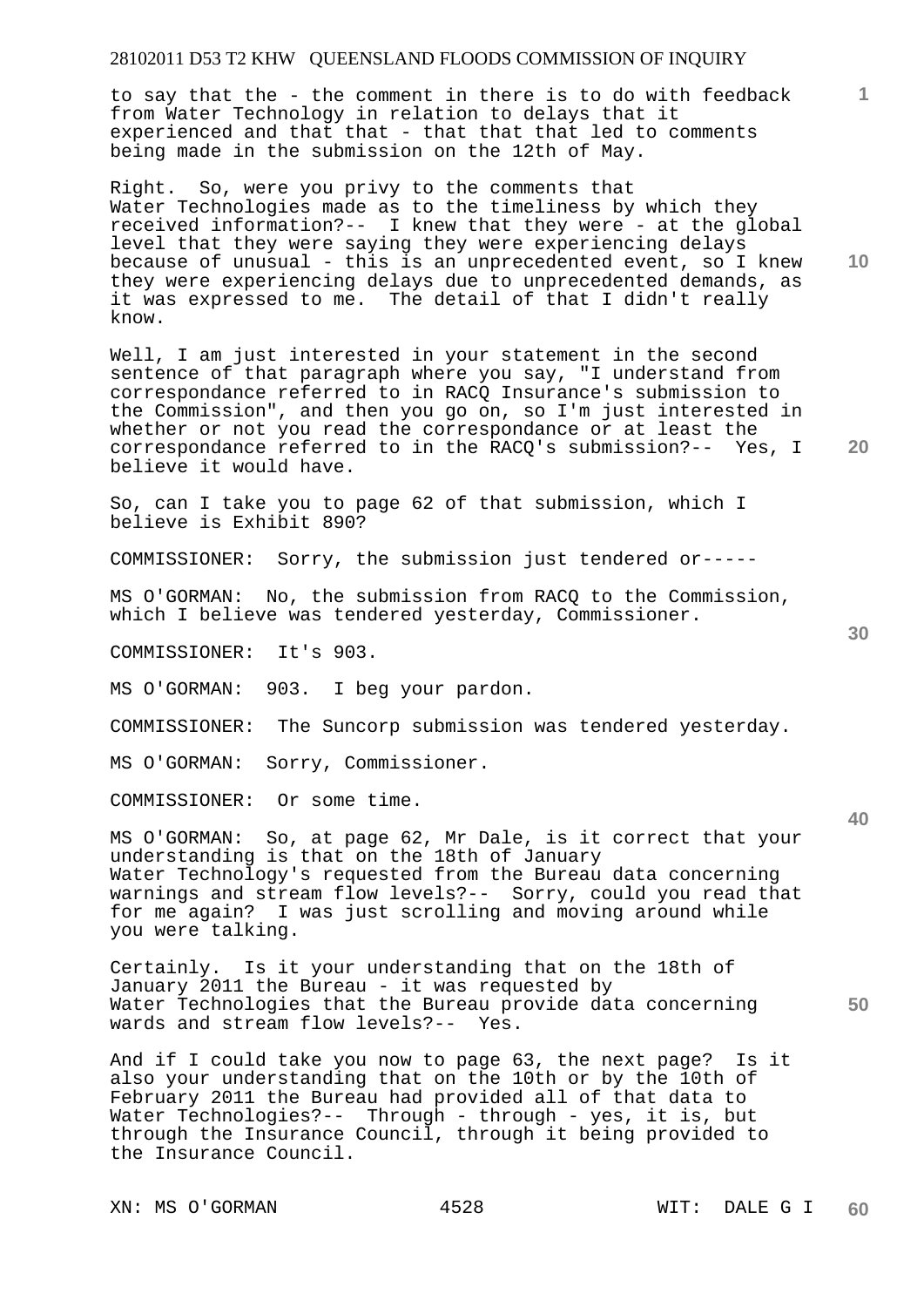to say that the - the comment in there is to do with feedback from Water Technology in relation to delays that it experienced and that that - that that that led to comments being made in the submission on the 12th of May.

Right. So, were you privy to the comments that Water Technologies made as to the timeliness by which they received information?-- I knew that they were - at the global level that they were saying they were experiencing delays because of unusual - this is an unprecedented event, so I knew they were experiencing delays due to unprecedented demands, as it was expressed to me. The detail of that I didn't really know.

Well, I am just interested in your statement in the second sentence of that paragraph where you say, "I understand from correspondance referred to in RACQ Insurance's submission to the Commission", and then you go on, so I'm just interested in whether or not you read the correspondance or at least the correspondance referred to in the RACQ's submission?-- Yes, I believe it would have.

So, can I take you to page 62 of that submission, which I believe is Exhibit 890?

COMMISSIONER: Sorry, the submission just tendered or-----

MS O'GORMAN: No, the submission from RACQ to the Commission, which I believe was tendered yesterday, Commissioner.

COMMISSIONER: It's 903.

MS O'GORMAN: 903. I beg your pardon.

COMMISSIONER: The Suncorp submission was tendered yesterday.

MS O'GORMAN: Sorry, Commissioner.

COMMISSIONER: Or some time.

MS O'GORMAN: So, at page 62, Mr Dale, is it correct that your understanding is that on the 18th of January Water Technology's requested from the Bureau data concerning warnings and stream flow levels?-- Sorry, could you read that for me again? I was just scrolling and moving around while you were talking.

Certainly. Is it your understanding that on the 18th of January 2011 the Bureau - it was requested by Water Technologies that the Bureau provide data concerning wards and stream flow levels?-- Yes.

And if I could take you now to page 63, the next page? Is it also your understanding that on the 10th or by the 10th of February 2011 the Bureau had provided all of that data to Water Technologies?-- Through - through - yes, it is, but through the Insurance Council, through it being provided to the Insurance Council.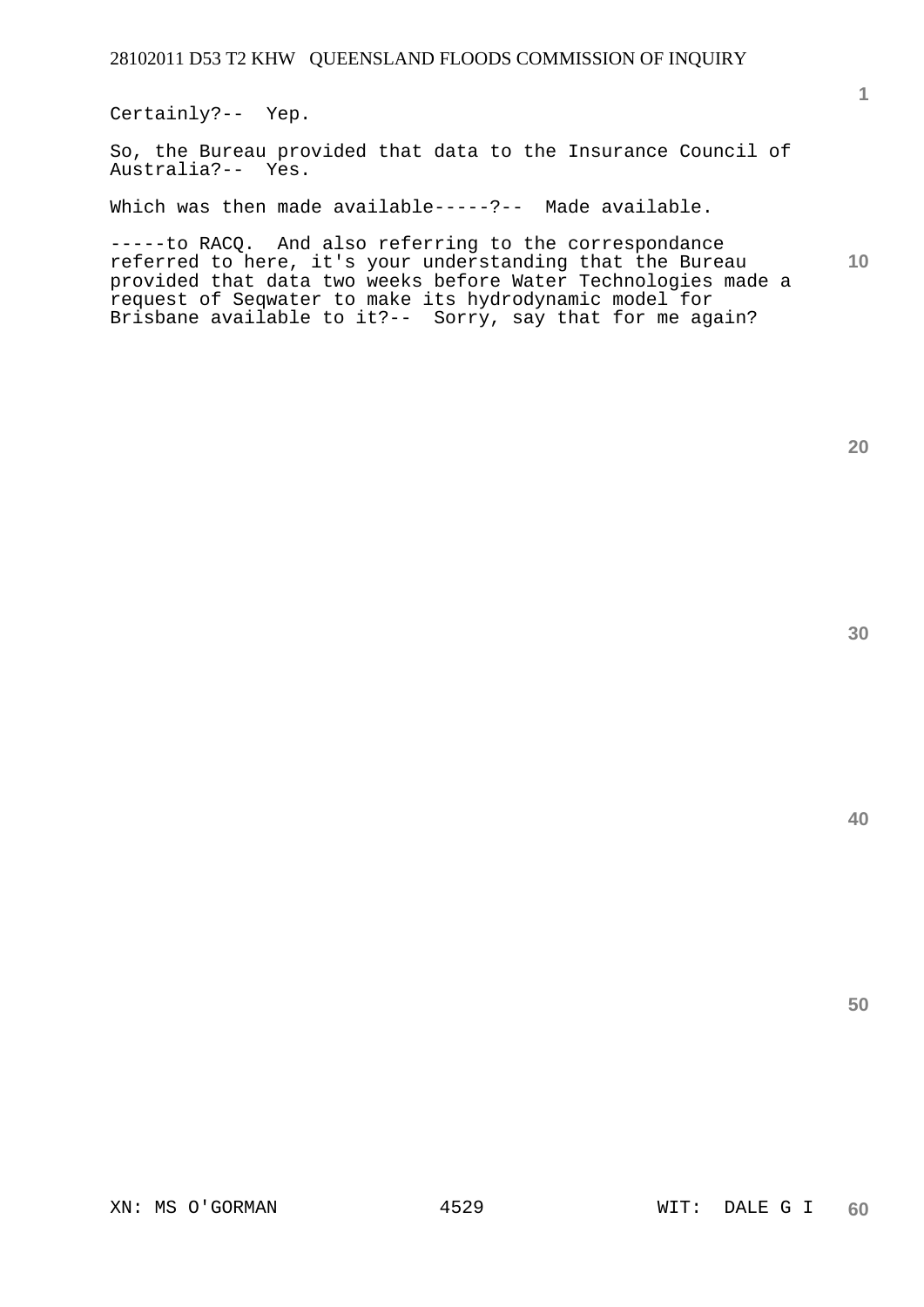Certainly?-- Yep.

So, the Bureau provided that data to the Insurance Council of Australia?-- Yes.

Which was then made available-----?-- Made available.

-----to RACQ. And also referring to the correspondance referred to here, it's your understanding that the Bureau provided that data two weeks before Water Technologies made a request of Seqwater to make its hydrodynamic model for Brisbane available to it?-- Sorry, say that for me again?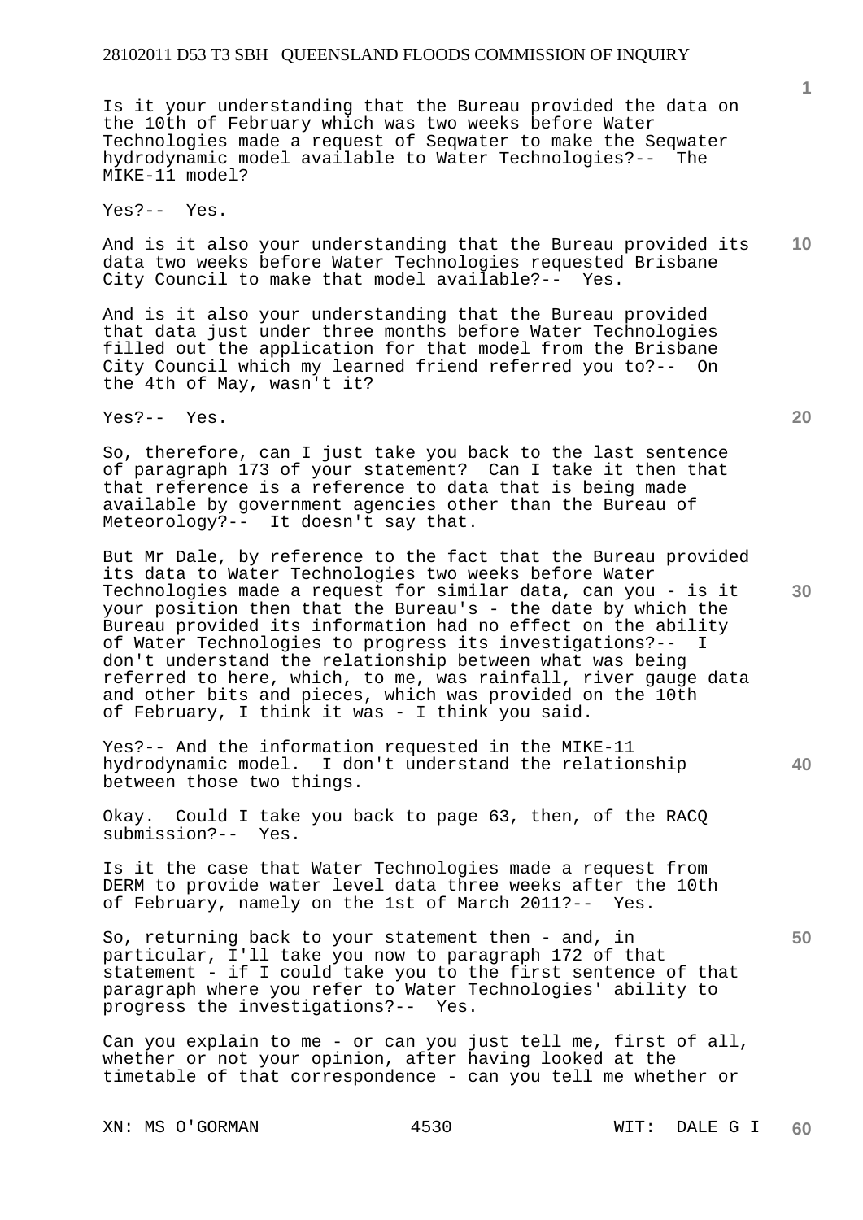Is it your understanding that the Bureau provided the data on the 10th of February which was two weeks before Water Technologies made a request of Seqwater to make the Seqwater hydrodynamic model available to Water Technologies?-- The MIKE-11 model?

Yes?-- Yes.

And is it also your understanding that the Bureau provided its data two weeks before Water Technologies requested Brisbane City Council to make that model available?-- Yes.

And is it also your understanding that the Bureau provided that data just under three months before Water Technologies filled out the application for that model from the Brisbane City Council which my learned friend referred you to?-- On the 4th of May, wasn't it?

Yes?-- Yes.

So, therefore, can I just take you back to the last sentence of paragraph 173 of your statement? Can I take it then that that reference is a reference to data that is being made available by government agencies other than the Bureau of Meteorology?-- It doesn't say that.

But Mr Dale, by reference to the fact that the Bureau provided its data to Water Technologies two weeks before Water Technologies made a request for similar data, can you - is it your position then that the Bureau's - the date by which the Bureau provided its information had no effect on the ability of Water Technologies to progress its investigations?-- I don't understand the relationship between what was being referred to here, which, to me, was rainfall, river gauge data and other bits and pieces, which was provided on the 10th of February, I think it was - I think you said.

Yes?-- And the information requested in the MIKE-11 hydrodynamic model. I don't understand the relationship between those two things.

Okay. Could I take you back to page 63, then, of the RACQ submission?-- Yes.

Is it the case that Water Technologies made a request from DERM to provide water level data three weeks after the 10th of February, namely on the 1st of March 2011?-- Yes.

So, returning back to your statement then - and, in particular, I'll take you now to paragraph 172 of that statement - if I could take you to the first sentence of that paragraph where you refer to Water Technologies' ability to progress the investigations?-- Yes.

Can you explain to me - or can you just tell me, first of all, whether or not your opinion, after having looked at the timetable of that correspondence - can you tell me whether or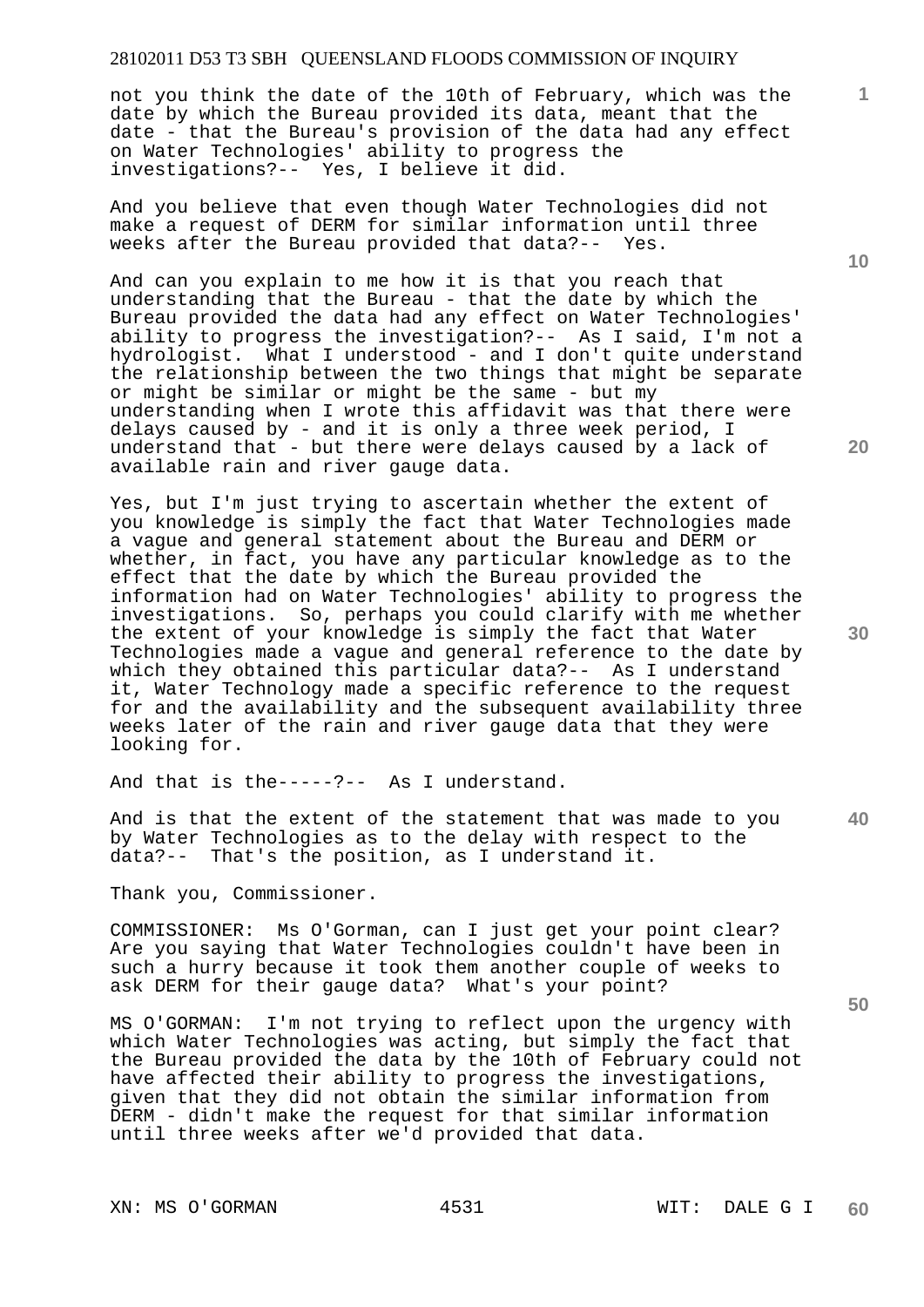not you think the date of the 10th of February, which was the date by which the Bureau provided its data, meant that the date - that the Bureau's provision of the data had any effect on Water Technologies' ability to progress the investigations?-- Yes, I believe it did.

And you believe that even though Water Technologies did not make a request of DERM for similar information until three weeks after the Bureau provided that data?-- Yes.

And can you explain to me how it is that you reach that understanding that the Bureau - that the date by which the Bureau provided the data had any effect on Water Technologies' ability to progress the investigation?-- As I said, I'm not a hydrologist. What I understood - and I don't quite understand the relationship between the two things that might be separate or might be similar or might be the same - but my understanding when I wrote this affidavit was that there were delays caused by - and it is only a three week period, I understand that - but there were delays caused by a lack of available rain and river gauge data.

Yes, but I'm just trying to ascertain whether the extent of you knowledge is simply the fact that Water Technologies made a vague and general statement about the Bureau and DERM or whether, in fact, you have any particular knowledge as to the effect that the date by which the Bureau provided the information had on Water Technologies' ability to progress the investigations. So, perhaps you could clarify with me whether the extent of your knowledge is simply the fact that Water Technologies made a vague and general reference to the date by which they obtained this particular data?-- As I understand it, Water Technology made a specific reference to the request for and the availability and the subsequent availability three weeks later of the rain and river gauge data that they were looking for.

And that is the-----?-- As I understand.

And is that the extent of the statement that was made to you by Water Technologies as to the delay with respect to the data?-- That's the position, as I understand it.

Thank you, Commissioner.

COMMISSIONER: Ms O'Gorman, can I just get your point clear? Are you saying that Water Technologies couldn't have been in such a hurry because it took them another couple of weeks to ask DERM for their gauge data? What's your point?

MS O'GORMAN: I'm not trying to reflect upon the urgency with which Water Technologies was acting, but simply the fact that the Bureau provided the data by the 10th of February could not have affected their ability to progress the investigations, given that they did not obtain the similar information from DERM - didn't make the request for that similar information until three weeks after we'd provided that data.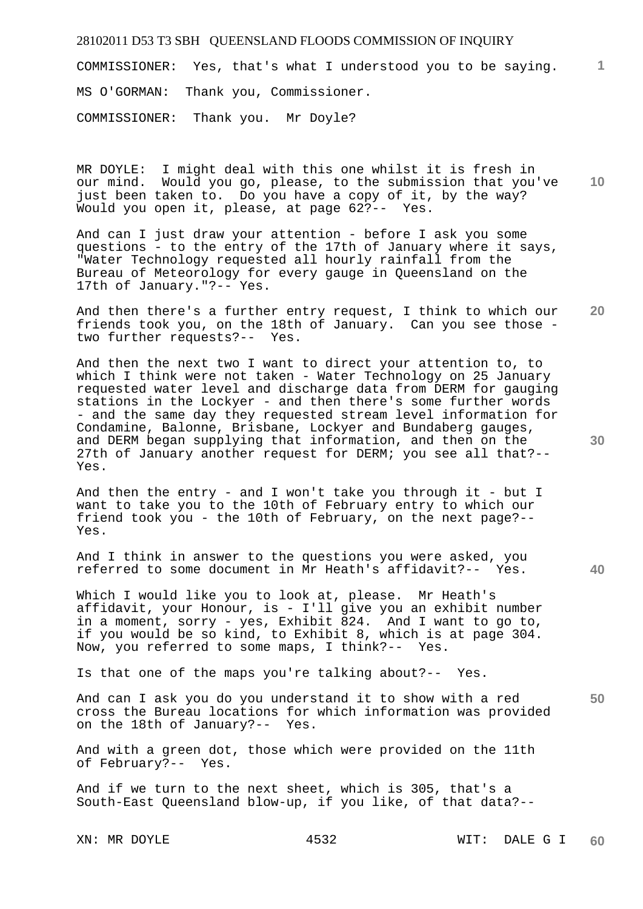COMMISSIONER: Yes, that's what I understood you to be saying.

MS O'GORMAN: Thank you, Commissioner.

COMMISSIONER: Thank you. Mr Doyle?

MR DOYLE: I might deal with this one whilst it is fresh in our mind. Would you go, please, to the submission that you've just been taken to. Do you have a copy of it, by the way? Would you open it, please, at page 62?-- Yes.

And can I just draw your attention - before I ask you some questions - to the entry of the 17th of January where it says, "Water Technology requested all hourly rainfall from the Bureau of Meteorology for every gauge in Queensland on the 17th of January."?-- Yes.

And then there's a further entry request, I think to which our friends took you, on the 18th of January. Can you see those - two further requests?-- Yes.

And then the next two I want to direct your attention to, to which I think were not taken - Water Technology on 25 January requested water level and discharge data from DERM for gauging stations in the Lockyer - and then there's some further words - and the same day they requested stream level information for Condamine, Balonne, Brisbane, Lockyer and Bundaberg gauges, and DERM began supplying that information, and then on the 27th of January another request for DERM; you see all that?-- Yes.

And then the entry - and I won't take you through it - but I want to take you to the 10th of February entry to which our friend took you - the 10th of February, on the next page?-- Yes.

And I think in answer to the questions you were asked, you referred to some document in Mr Heath's affidavit?-- Yes.

Which I would like you to look at, please. Mr Heath's affidavit, your Honour, is - I'll give you an exhibit number in a moment, sorry - yes, Exhibit 824. And I want to go to, if you would be so kind, to Exhibit 8, which is at page 304. Now, you referred to some maps, I think?-- Yes.

Is that one of the maps you're talking about?-- Yes.

And can I ask you do you understand it to show with a red cross the Bureau locations for which information was provided on the 18th of January?-- Yes.

And with a green dot, those which were provided on the 11th of February?-- Yes.

And if we turn to the next sheet, which is 305, that's a South-East Queensland blow-up, if you like, of that data?--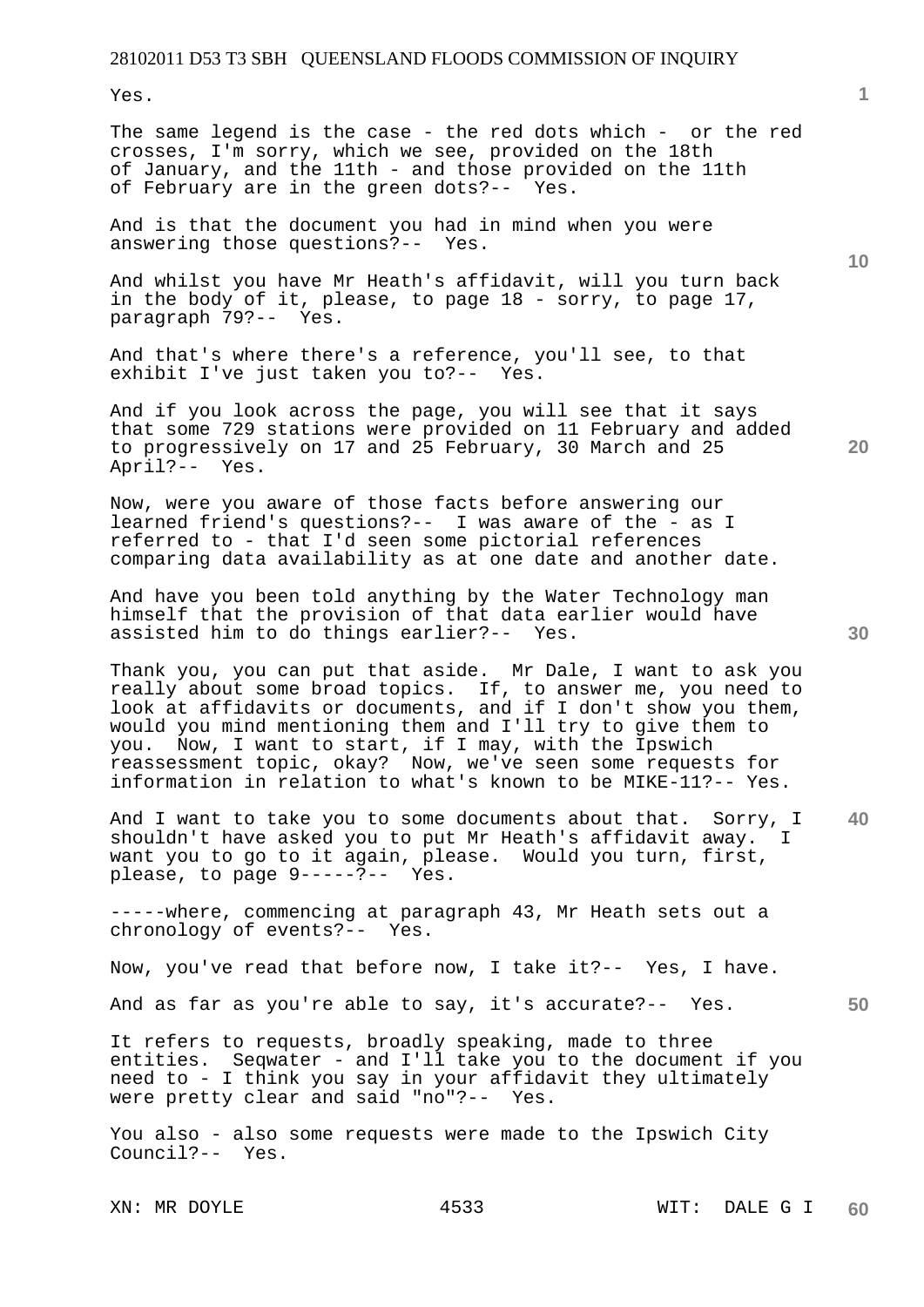Yes.

The same legend is the case - the red dots which - or the red crosses, I'm sorry, which we see, provided on the 18th of January, and the 11th - and those provided on the 11th of February are in the green dots?-- Yes.

And is that the document you had in mind when you were answering those questions?-- Yes.

And whilst you have Mr Heath's affidavit, will you turn back in the body of it, please, to page 18 - sorry, to page 17, paragraph 79?-- Yes.

And that's where there's a reference, you'll see, to that exhibit I've just taken you to?-- Yes.

And if you look across the page, you will see that it says that some 729 stations were provided on 11 February and added to progressively on 17 and 25 February, 30 March and 25 April?-- Yes.

Now, were you aware of those facts before answering our learned friend's questions?-- I was aware of the - as I referred to - that I'd seen some pictorial references comparing data availability as at one date and another date.

And have you been told anything by the Water Technology man himself that the provision of that data earlier would have assisted him to do things earlier?-- Yes.

Thank you, you can put that aside. Mr Dale, I want to ask you really about some broad topics. If, to answer me, you need to look at affidavits or documents, and if I don't show you them, would you mind mentioning them and I'll try to give them to you. Now, I want to start, if I may, with the Ipswich reassessment topic, okay? Now, we've seen some requests for information in relation to what's known to be MIKE-11?-- Yes.

And I want to take you to some documents about that. Sorry, I shouldn't have asked you to put Mr Heath's affidavit away. I want you to go to it again, please. Would you turn, first, please, to page 9-----?-- Yes.

-----where, commencing at paragraph 43, Mr Heath sets out a chronology of events?-- Yes.

Now, you've read that before now, I take it?-- Yes, I have.

And as far as you're able to say, it's accurate?-- Yes.

It refers to requests, broadly speaking, made to three entities. Seqwater - and I'll take you to the document if you need to - I think you say in your affidavit they ultimately were pretty clear and said "no"?-- Yes.

You also - also some requests were made to the Ipswich City Council?-- Yes.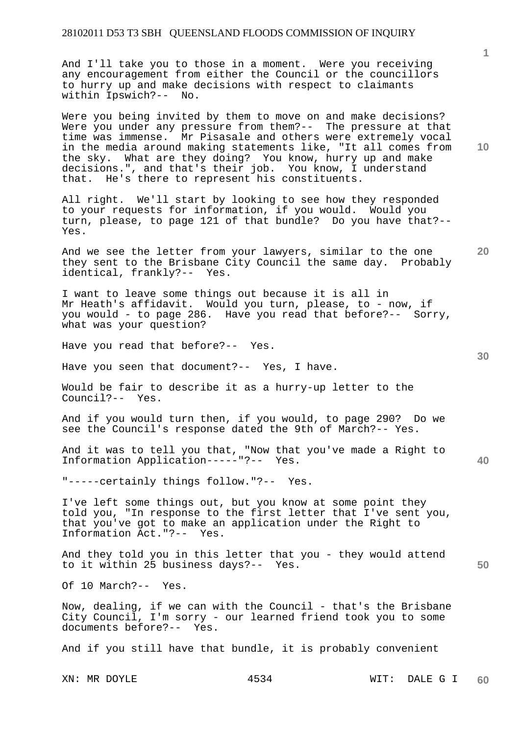And I'll take you to those in a moment. Were you receiving any encouragement from either the Council or the councillors to hurry up and make decisions with respect to claimants within Ipswich?-- No.

Were you being invited by them to move on and make decisions? Were you under any pressure from them?-- The pressure at that time was immense. Mr Pisasale and others were extremely vocal in the media around making statements like, "It all comes from the sky. What are they doing? You know, hurry up and make decisions.", and that's their job. You know, I understand that. He's there to represent his constituents.

All right. We'll start by looking to see how they responded to your requests for information, if you would. Would you turn, please, to page 121 of that bundle? Do you have that?-- Yes.

And we see the letter from your lawyers, similar to the one they sent to the Brisbane City Council the same day. Probably identical, frankly?-- Yes.

I want to leave some things out because it is all in Mr Heath's affidavit. Would you turn, please, to - now, if you would - to page 286. Have you read that before?-- Sorry, what was your question?

Have you read that before?-- Yes.

Have you seen that document?-- Yes, I have.

Would be fair to describe it as a hurry-up letter to the Council?-- Yes.

And if you would turn then, if you would, to page 290? Do we see the Council's response dated the 9th of March?-- Yes.

And it was to tell you that, "Now that you've made a Right to Information Application-----"?-- Yes.

"-----certainly things follow."?-- Yes.

I've left some things out, but you know at some point they told you, "In response to the first letter that I've sent you, that you've got to make an application under the Right to Information Act."?-- Yes.

And they told you in this letter that you - they would attend to it within 25 business days?-- Yes.

Of 10 March?-- Yes.

Now, dealing, if we can with the Council - that's the Brisbane City Council, I'm sorry - our learned friend took you to some documents before?-- Yes.

And if you still have that bundle, it is probably convenient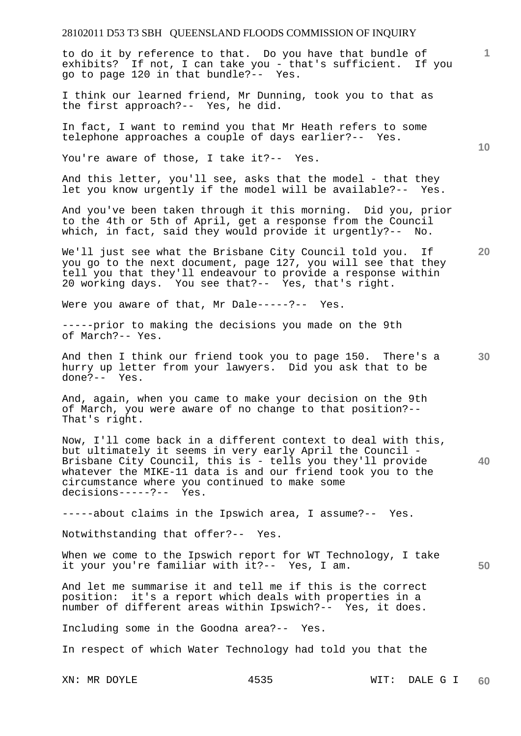to do it by reference to that. Do you have that bundle of exhibits? If not, I can take you - that's sufficient. If you go to page 120 in that bundle?-- Yes.

I think our learned friend, Mr Dunning, took you to that as the first approach?-- Yes, he did.

In fact, I want to remind you that Mr Heath refers to some telephone approaches a couple of days earlier?-- Yes.

You're aware of those, I take it?-- Yes.

And this letter, you'll see, asks that the model - that they let you know urgently if the model will be available?-- Yes.

And you've been taken through it this morning. Did you, prior to the 4th or 5th of April, get a response from the Council which, in fact, said they would provide it urgently?-- No.

We'll just see what the Brisbane City Council told you. If you go to the next document, page 127, you will see that they tell you that they'll endeavour to provide a response within 20 working days. You see that?-- Yes, that's right.

Were you aware of that, Mr Dale-----?-- Yes.

-----prior to making the decisions you made on the 9th of March?-- Yes.

And then I think our friend took you to page 150. There's a hurry up letter from your lawyers. Did you ask that to be done?-- Yes.

And, again, when you came to make your decision on the 9th of March, you were aware of no change to that position?-- That's right.

Now, I'll come back in a different context to deal with this, but ultimately it seems in very early April the Council - Brisbane City Council, this is - tells you they'll provide whatever the MIKE-11 data is and our friend took you to the circumstance where you continued to make some decisions-----?-- Yes.

-----about claims in the Ipswich area, I assume?-- Yes.

Notwithstanding that offer?-- Yes.

When we come to the Ipswich report for WT Technology, I take it your you're familiar with it?-- Yes, I am.

And let me summarise it and tell me if this is the correct position: it's a report which deals with properties in a number of different areas within Ipswich?-- Yes, it does.

Including some in the Goodna area?-- Yes.

In respect of which Water Technology had told you that the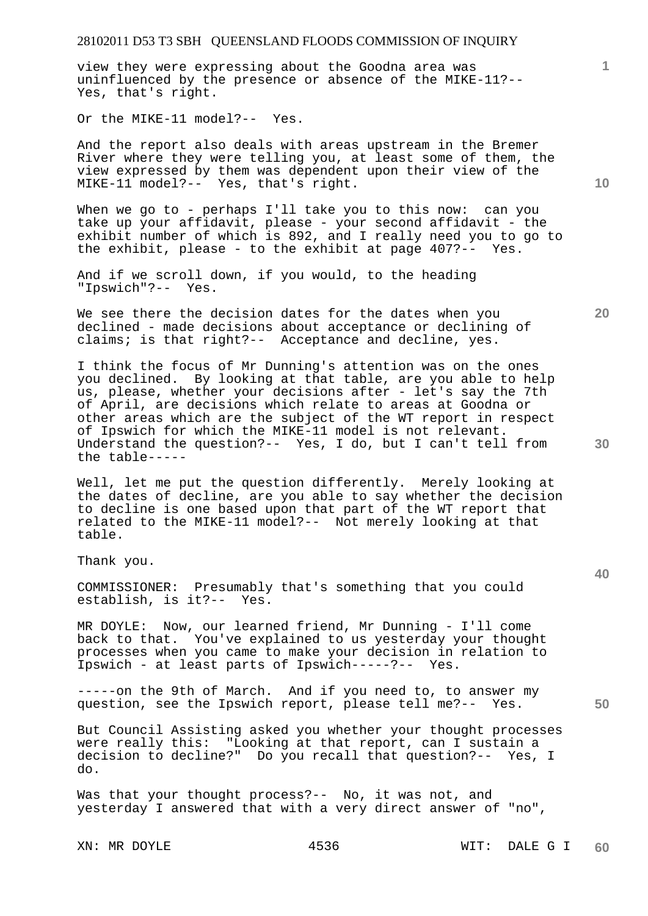view they were expressing about the Goodna area was uninfluenced by the presence or absence of the MIKE-11?-- Yes, that's right.

Or the MIKE-11 model?-- Yes.

And the report also deals with areas upstream in the Bremer River where they were telling you, at least some of them, the view expressed by them was dependent upon their view of the MIKE-11 model?-- Yes, that's right.

When we go to - perhaps I'll take you to this now: can you take up your affidavit, please - your second affidavit - the exhibit number of which is 892, and I really need you to go to the exhibit, please - to the exhibit at page 407?-- Yes.

And if we scroll down, if you would, to the heading "Ipswich"?-- Yes.

We see there the decision dates for the dates when you declined - made decisions about acceptance or declining of claims; is that right?-- Acceptance and decline, yes.

I think the focus of Mr Dunning's attention was on the ones you declined. By looking at that table, are you able to help us, please, whether your decisions after - let's say the 7th of April, are decisions which relate to areas at Goodna or other areas which are the subject of the WT report in respect of Ipswich for which the MIKE-11 model is not relevant. Understand the question?-- Yes, I do, but I can't tell from the table-----

Well, let me put the question differently. Merely looking at the dates of decline, are you able to say whether the decision to decline is one based upon that part of the WT report that related to the MIKE-11 model?-- Not merely looking at that table.

Thank you.

COMMISSIONER: Presumably that's something that you could establish, is it?-- Yes.

MR DOYLE: Now, our learned friend, Mr Dunning - I'll come back to that. You've explained to us yesterday your thought processes when you came to make your decision in relation to Ipswich - at least parts of Ipswich-----?-- Yes.

-----on the 9th of March. And if you need to, to answer my question, see the Ipswich report, please tell me?-- Yes.

But Council Assisting asked you whether your thought processes were really this: "Looking at that report, can I sustain a decision to decline?" Do you recall that question?-- Yes, I do.

Was that your thought process?-- No, it was not, and yesterday I answered that with a very direct answer of "no",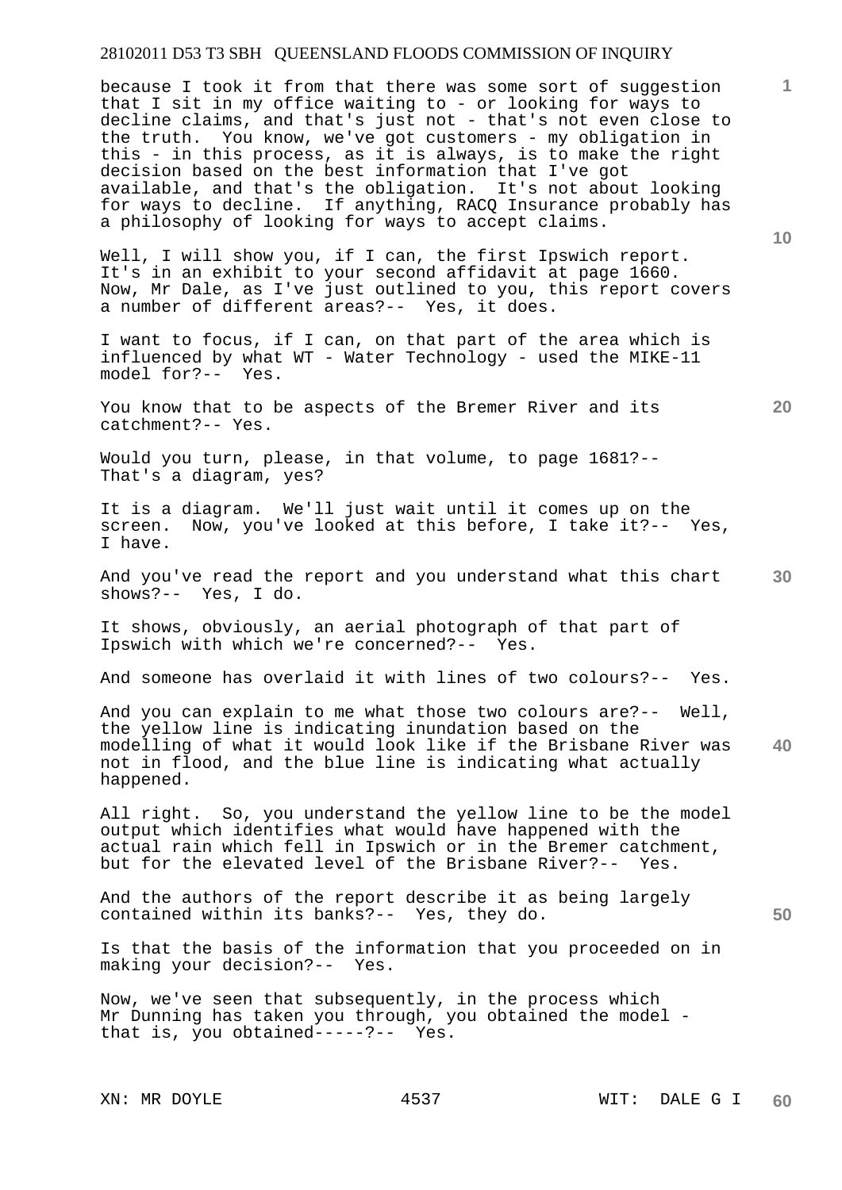because I took it from that there was some sort of suggestion that I sit in my office waiting to - or looking for ways to decline claims, and that's just not - that's not even close to the truth. You know, we've got customers - my obligation in this - in this process, as it is always, is to make the right decision based on the best information that I've got available, and that's the obligation. It's not about looking for ways to decline. If anything, RACQ Insurance probably has a philosophy of looking for ways to accept claims.

Well, I will show you, if I can, the first Ipswich report. It's in an exhibit to your second affidavit at page 1660. Now, Mr Dale, as I've just outlined to you, this report covers a number of different areas?-- Yes, it does.

I want to focus, if I can, on that part of the area which is influenced by what WT - Water Technology - used the MIKE-11 model for?-- Yes.

You know that to be aspects of the Bremer River and its catchment?-- Yes.

Would you turn, please, in that volume, to page 1681?-- That's a diagram, yes?

It is a diagram. We'll just wait until it comes up on the screen. Now, you've looked at this before, I take it?-- Yes, I have.

And you've read the report and you understand what this chart shows?-- Yes, I do.

It shows, obviously, an aerial photograph of that part of Ipswich with which we're concerned?-- Yes.

And someone has overlaid it with lines of two colours?-- Yes.

And you can explain to me what those two colours are?-- Well, the yellow line is indicating inundation based on the modelling of what it would look like if the Brisbane River was not in flood, and the blue line is indicating what actually happened.

All right. So, you understand the yellow line to be the model output which identifies what would have happened with the actual rain which fell in Ipswich or in the Bremer catchment, but for the elevated level of the Brisbane River?-- Yes.

And the authors of the report describe it as being largely contained within its banks?-- Yes, they do.

Is that the basis of the information that you proceeded on in making your decision?-- Yes.

Now, we've seen that subsequently, in the process which Mr Dunning has taken you through, you obtained the model - that is, you obtained-----?-- Yes.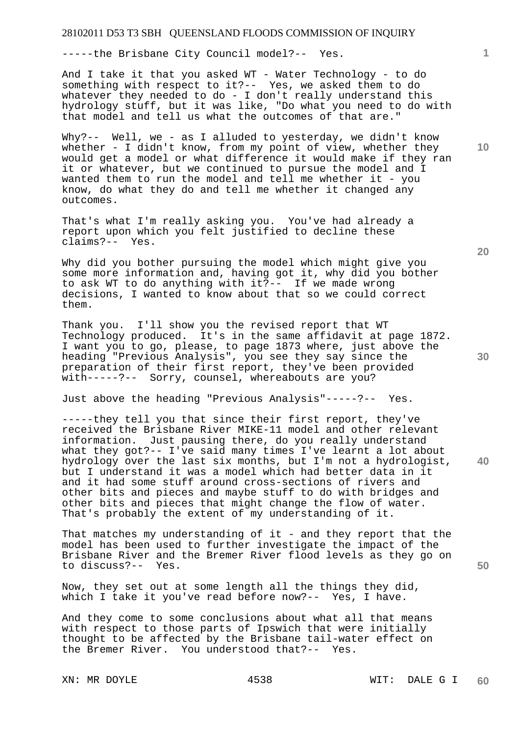-----the Brisbane City Council model?-- Yes.

And I take it that you asked WT - Water Technology - to do something with respect to it?-- Yes, we asked them to do whatever they needed to do - I don't really understand this hydrology stuff, but it was like, "Do what you need to do with that model and tell us what the outcomes of that are."

Why?-- Well, we - as I alluded to yesterday, we didn't know whether - I didn't know, from my point of view, whether they would get a model or what difference it would make if they ran it or whatever, but we continued to pursue the model and I wanted them to run the model and tell me whether it - you know, do what they do and tell me whether it changed any outcomes.

That's what I'm really asking you. You've had already a report upon which you felt justified to decline these claims?-- Yes.

Why did you bother pursuing the model which might give you some more information and, having got it, why did you bother to ask WT to do anything with it?-- If we made wrong decisions, I wanted to know about that so we could correct them.

Thank you. I'll show you the revised report that WT Technology produced. It's in the same affidavit at page 1872. I want you to go, please, to page 1873 where, just above the heading "Previous Analysis", you see they say since the preparation of their first report, they've been provided with-----?-- Sorry, counsel, whereabouts are you?

Just above the heading "Previous Analysis"-----?-- Yes.

-----they tell you that since their first report, they've received the Brisbane River MIKE-11 model and other relevant information. Just pausing there, do you really understand what they got?-- I've said many times I've learnt a lot about hydrology over the last six months, but I'm not a hydrologist, but I understand it was a model which had better data in it and it had some stuff around cross-sections of rivers and other bits and pieces and maybe stuff to do with bridges and other bits and pieces that might change the flow of water. That's probably the extent of my understanding of it.

That matches my understanding of it - and they report that the model has been used to further investigate the impact of the Brisbane River and the Bremer River flood levels as they go on to discuss?-- Yes.

Now, they set out at some length all the things they did, which I take it you've read before now?-- Yes, I have.

And they come to some conclusions about what all that means with respect to those parts of Ipswich that were initially thought to be affected by the Brisbane tail-water effect on the Bremer River. You understood that?-- Yes.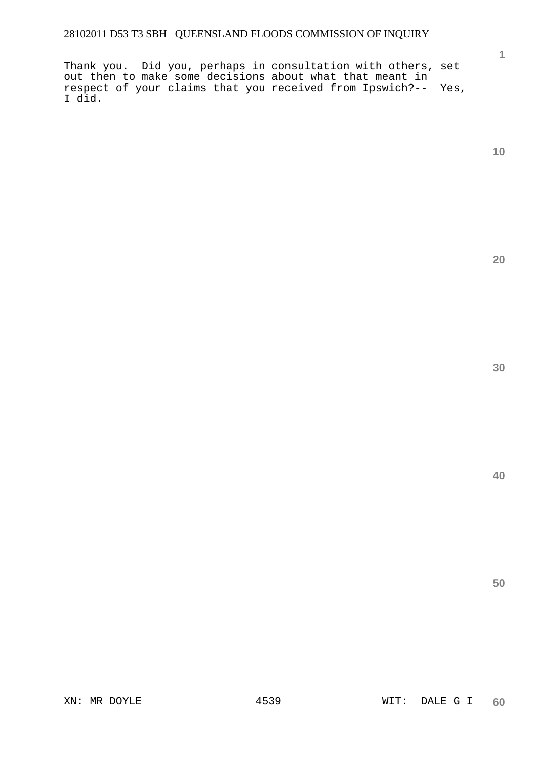Thank you. Did you, perhaps in consultation with others, set out then to make some decisions about what that meant in respect of your claims that you received from Ipswich?-- Yes, I did.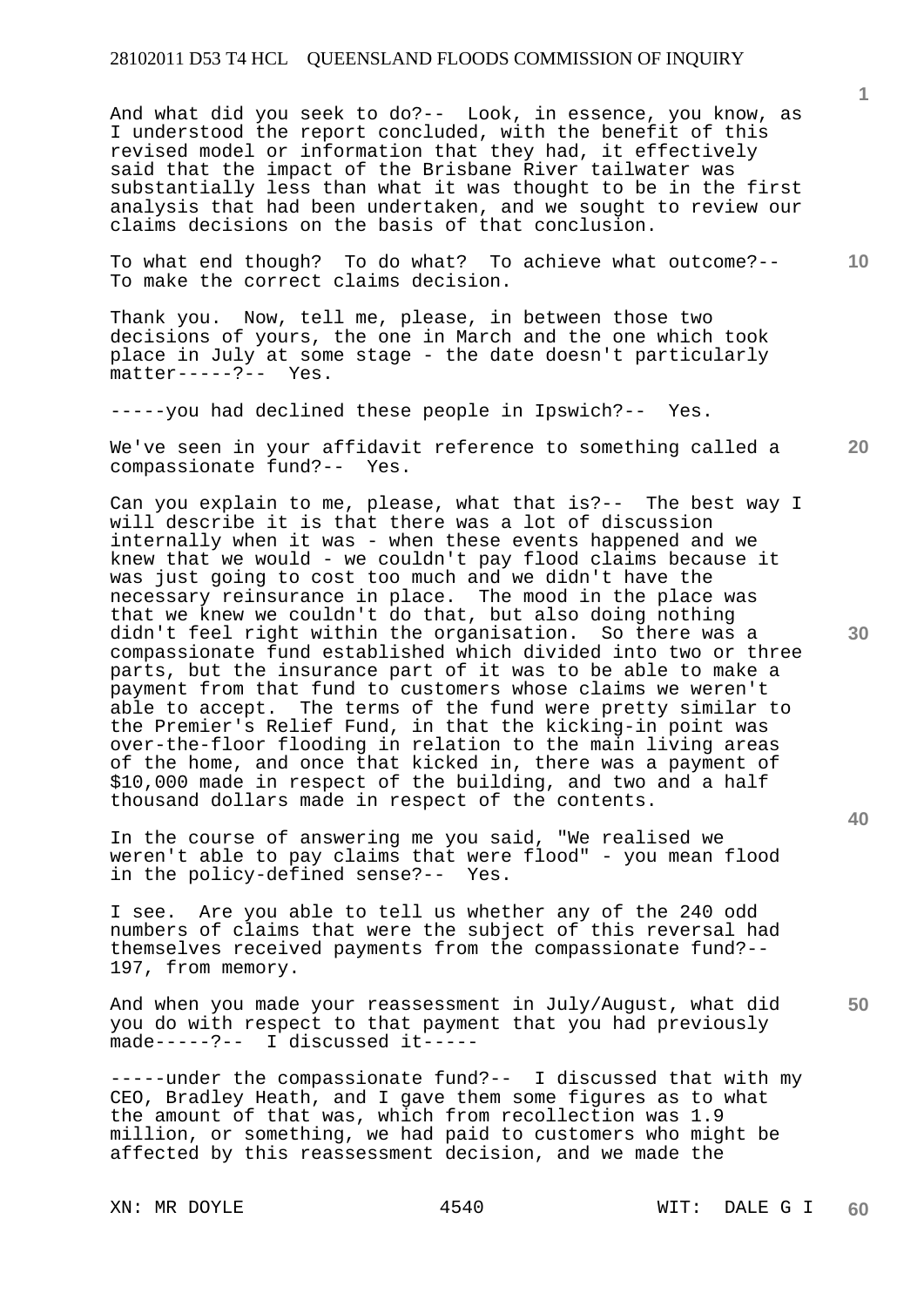And what did you seek to do?-- Look, in essence, you know, as I understood the report concluded, with the benefit of this revised model or information that they had, it effectively said that the impact of the Brisbane River tailwater was substantially less than what it was thought to be in the first analysis that had been undertaken, and we sought to review our claims decisions on the basis of that conclusion.

To what end though? To do what? To achieve what outcome?-- To make the correct claims decision.

Thank you. Now, tell me, please, in between those two decisions of yours, the one in March and the one which took place in July at some stage - the date doesn't particularly matter-----?-- Yes.

-----you had declined these people in Ipswich?-- Yes.

We've seen in your affidavit reference to something called a compassionate fund?-- Yes.

Can you explain to me, please, what that is?-- The best way I will describe it is that there was a lot of discussion internally when it was - when these events happened and we knew that we would - we couldn't pay flood claims because it was just going to cost too much and we didn't have the necessary reinsurance in place. The mood in the place was that we knew we couldn't do that, but also doing nothing didn't feel right within the organisation. So there was a compassionate fund established which divided into two or three parts, but the insurance part of it was to be able to make a payment from that fund to customers whose claims we weren't able to accept. The terms of the fund were pretty similar to the Premier's Relief Fund, in that the kicking-in point was over-the-floor flooding in relation to the main living areas of the home, and once that kicked in, there was a payment of $10,000 made in respect of the building, and two and a half thousand dollars made in respect of the contents.

In the course of answering me you said, "We realised we weren't able to pay claims that were flood" - you mean flood in the policy-defined sense?-- Yes.

I see. Are you able to tell us whether any of the 240 odd numbers of claims that were the subject of this reversal had themselves received payments from the compassionate fund?-- 197, from memory.

And when you made your reassessment in July/August, what did you do with respect to that payment that you had previously made-----?-- I discussed it-----

-----under the compassionate fund?-- I discussed that with my CEO, Bradley Heath, and I gave them some figures as to what the amount of that was, which from recollection was 1.9 million, or something, we had paid to customers who might be affected by this reassessment decision, and we made the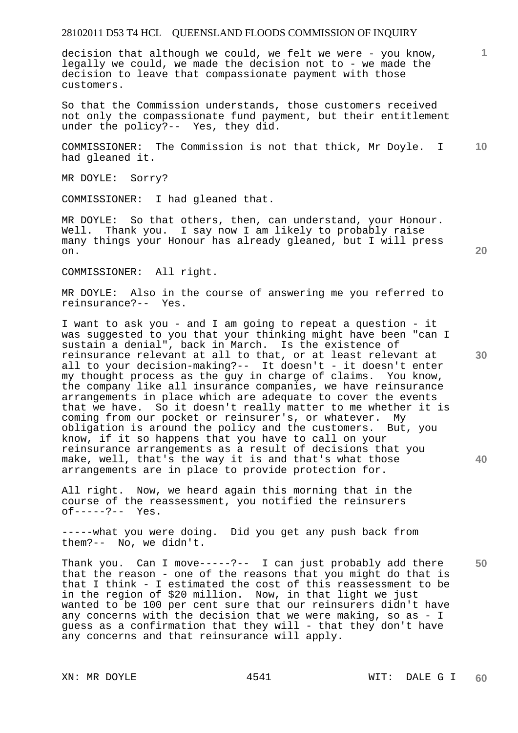decision that although we could, we felt we were - you know, legally we could, we made the decision not to - we made the decision to leave that compassionate payment with those customers.

So that the Commission understands, those customers received not only the compassionate fund payment, but their entitlement under the policy?-- Yes, they did.

COMMISSIONER: The Commission is not that thick, Mr Doyle. I had gleaned it.

MR DOYLE: Sorry?

COMMISSIONER: I had gleaned that.

MR DOYLE: So that others, then, can understand, your Honour. Well. Thank you. I say now I am likely to probably raise many things your Honour has already gleaned, but I will press on.

COMMISSIONER: All right.

MR DOYLE: Also in the course of answering me you referred to reinsurance?-- Yes.

I want to ask you - and I am going to repeat a question - it was suggested to you that your thinking might have been "can I sustain a denial", back in March. Is the existence of reinsurance relevant at all to that, or at least relevant at all to your decision-making?-- It doesn't - it doesn't enter my thought process as the guy in charge of claims. You know, the company like all insurance companies, we have reinsurance arrangements in place which are adequate to cover the events that we have. So it doesn't really matter to me whether it is coming from our pocket or reinsurer's, or whatever. My obligation is around the policy and the customers. But, you know, if it so happens that you have to call on your reinsurance arrangements as a result of decisions that you make, well, that's the way it is and that's what those arrangements are in place to provide protection for.

All right. Now, we heard again this morning that in the course of the reassessment, you notified the reinsurers of-----?-- Yes.

-----what you were doing. Did you get any push back from them?-- No, we didn't.

Thank you. Can I move-----?-- I can just probably add there that the reason - one of the reasons that you might do that is that I think - I estimated the cost of this reassessment to be in the region of $20 million. Now, in that light we just wanted to be 100 per cent sure that our reinsurers didn't have any concerns with the decision that we were making, so as - I guess as a confirmation that they will - that they don't have any concerns and that reinsurance will apply.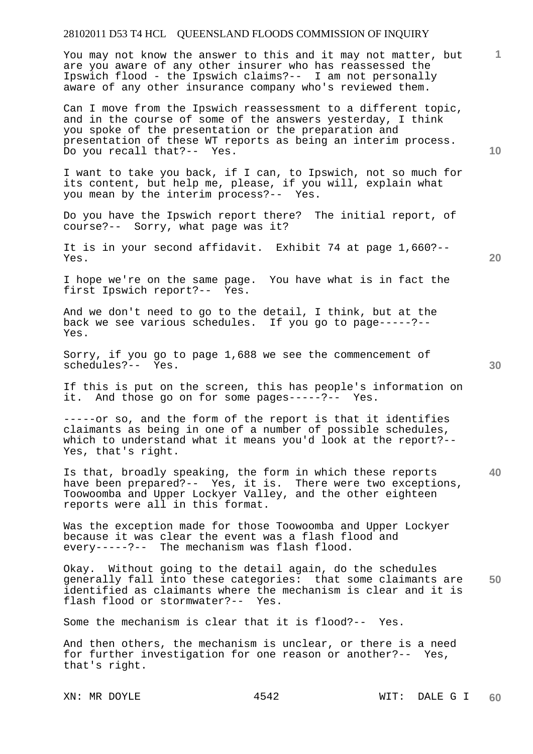You may not know the answer to this and it may not matter, but are you aware of any other insurer who has reassessed the Ipswich flood - the Ipswich claims?-- I am not personally aware of any other insurance company who's reviewed them.

Can I move from the Ipswich reassessment to a different topic, and in the course of some of the answers yesterday, I think you spoke of the presentation or the preparation and presentation of these WT reports as being an interim process. Do you recall that?-- Yes.

I want to take you back, if I can, to Ipswich, not so much for its content, but help me, please, if you will, explain what you mean by the interim process?-- Yes.

Do you have the Ipswich report there? The initial report, of course?-- Sorry, what page was it?

It is in your second affidavit. Exhibit 74 at page 1,660?-- Yes.

I hope we're on the same page. You have what is in fact the first Ipswich report?-- Yes.

And we don't need to go to the detail, I think, but at the back we see various schedules. If you go to page-----?-- Yes.

Sorry, if you go to page 1,688 we see the commencement of schedules?-- Yes.

If this is put on the screen, this has people's information on it. And those go on for some pages-----?-- Yes.

-----or so, and the form of the report is that it identifies claimants as being in one of a number of possible schedules, which to understand what it means you'd look at the report?-- Yes, that's right.

Is that, broadly speaking, the form in which these reports have been prepared?-- Yes, it is. There were two exceptions, Toowoomba and Upper Lockyer Valley, and the other eighteen reports were all in this format.

Was the exception made for those Toowoomba and Upper Lockyer because it was clear the event was a flash flood and every-----?-- The mechanism was flash flood.

Okay. Without going to the detail again, do the schedules generally fall into these categories: that some claimants are identified as claimants where the mechanism is clear and it is flash flood or stormwater?-- Yes.

Some the mechanism is clear that it is flood?-- Yes.

And then others, the mechanism is unclear, or there is a need for further investigation for one reason or another?-- Yes, that's right.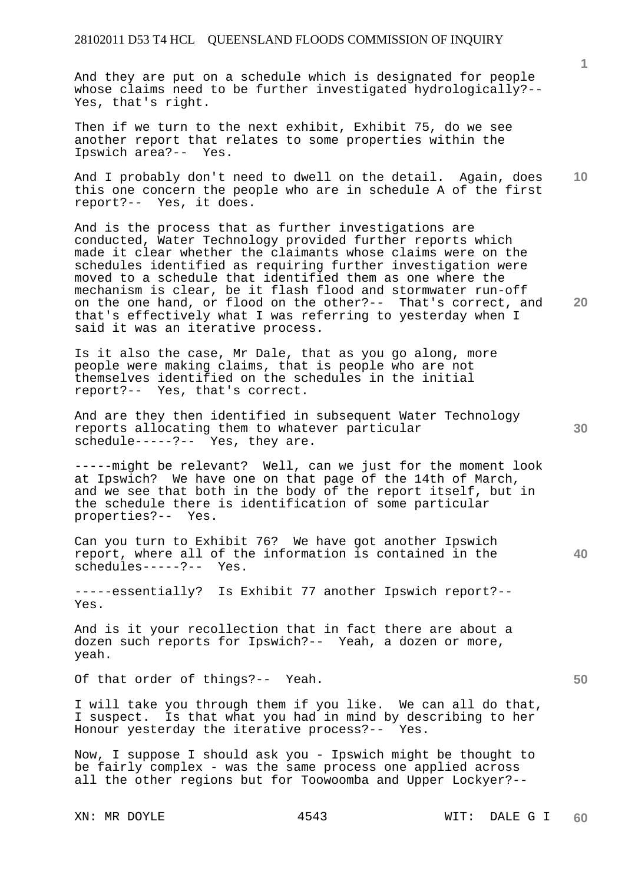And they are put on a schedule which is designated for people whose claims need to be further investigated hydrologically?-- Yes, that's right.

Then if we turn to the next exhibit, Exhibit 75, do we see another report that relates to some properties within the Ipswich area?-- Yes.

And I probably don't need to dwell on the detail. Again, does this one concern the people who are in schedule A of the first report?-- Yes, it does.

And is the process that as further investigations are conducted, Water Technology provided further reports which made it clear whether the claimants whose claims were on the schedules identified as requiring further investigation were moved to a schedule that identified them as one where the mechanism is clear, be it flash flood and stormwater run-off on the one hand, or flood on the other?-- That's correct, and that's effectively what I was referring to yesterday when I said it was an iterative process.

Is it also the case, Mr Dale, that as you go along, more people were making claims, that is people who are not themselves identified on the schedules in the initial report?-- Yes, that's correct.

And are they then identified in subsequent Water Technology reports allocating them to whatever particular schedule-----?-- Yes, they are.

-----might be relevant? Well, can we just for the moment look at Ipswich? We have one on that page of the 14th of March, and we see that both in the body of the report itself, but in the schedule there is identification of some particular properties?-- Yes.

Can you turn to Exhibit 76? We have got another Ipswich report, where all of the information is contained in the schedules-----?-- Yes.

-----essentially? Is Exhibit 77 another Ipswich report?-- Yes.

And is it your recollection that in fact there are about a dozen such reports for Ipswich?-- Yeah, a dozen or more, yeah.

Of that order of things?-- Yeah.

I will take you through them if you like. We can all do that, I suspect. Is that what you had in mind by describing to her Honour yesterday the iterative process?-- Yes.

Now, I suppose I should ask you - Ipswich might be thought to be fairly complex - was the same process one applied across all the other regions but for Toowoomba and Upper Lockyer?--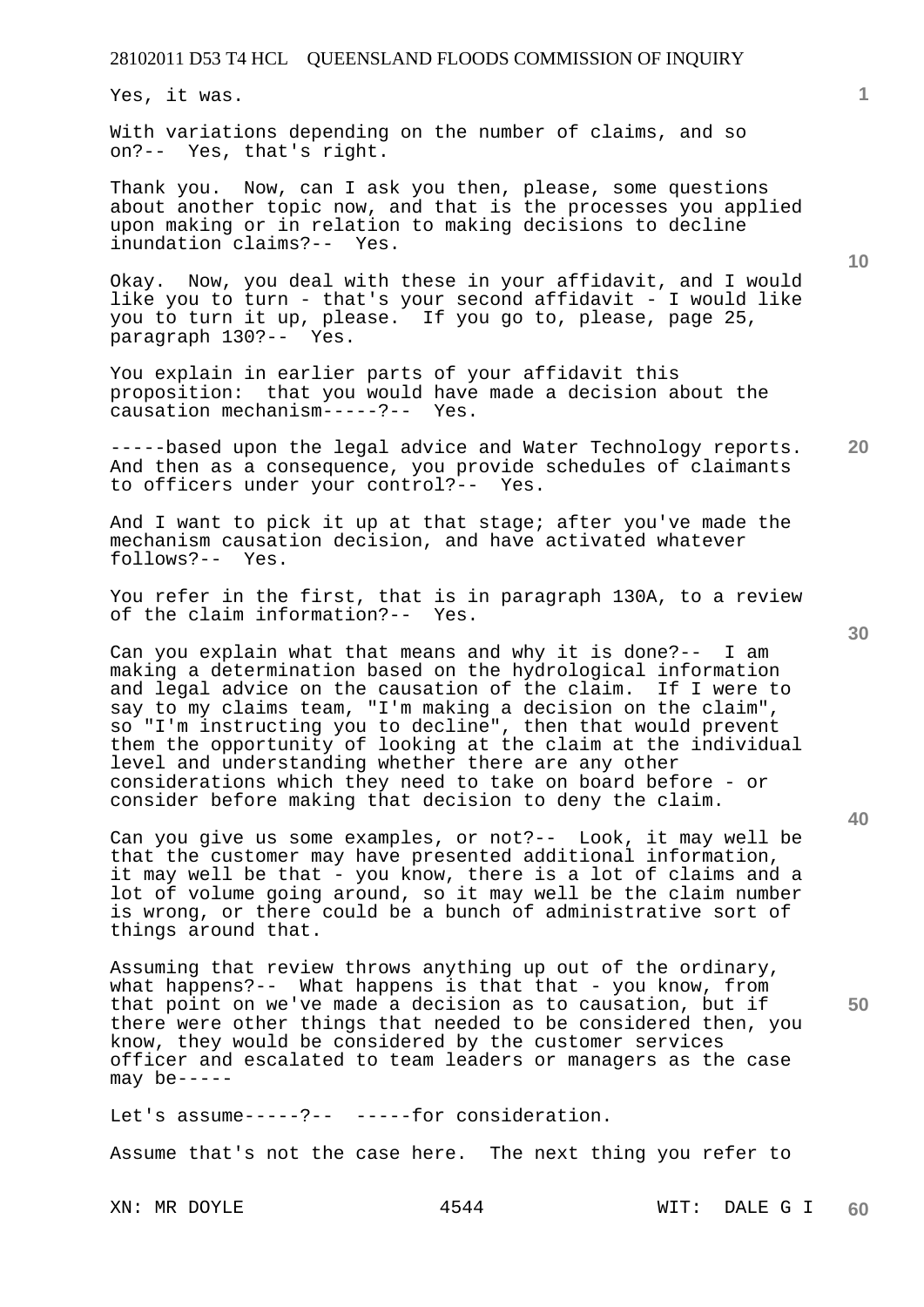Yes, it was.

With variations depending on the number of claims, and so on?-- Yes, that's right.

Thank you. Now, can I ask you then, please, some questions about another topic now, and that is the processes you applied upon making or in relation to making decisions to decline inundation claims?-- Yes.

Okay. Now, you deal with these in your affidavit, and I would like you to turn - that's your second affidavit - I would like you to turn it up, please. If you go to, please, page 25, paragraph 130?-- Yes.

You explain in earlier parts of your affidavit this proposition: that you would have made a decision about the causation mechanism-----?-- Yes.

-----based upon the legal advice and Water Technology reports. And then as a consequence, you provide schedules of claimants to officers under your control?-- Yes.

And I want to pick it up at that stage; after you've made the mechanism causation decision, and have activated whatever follows?-- Yes.

You refer in the first, that is in paragraph 130A, to a review of the claim information?-- Yes.

Can you explain what that means and why it is done?-- I am making a determination based on the hydrological information and legal advice on the causation of the claim. If I were to say to my claims team, "I'm making a decision on the claim", so "I'm instructing you to decline", then that would prevent them the opportunity of looking at the claim at the individual level and understanding whether there are any other considerations which they need to take on board before - or consider before making that decision to deny the claim.

Can you give us some examples, or not?-- Look, it may well be that the customer may have presented additional information, it may well be that - you know, there is a lot of claims and a lot of volume going around, so it may well be the claim number is wrong, or there could be a bunch of administrative sort of things around that.

Assuming that review throws anything up out of the ordinary, what happens?-- What happens is that that - you know, from that point on we've made a decision as to causation, but if there were other things that needed to be considered then, you know, they would be considered by the customer services officer and escalated to team leaders or managers as the case may be-----

Let's assume-----?-- -----for consideration.

Assume that's not the case here. The next thing you refer to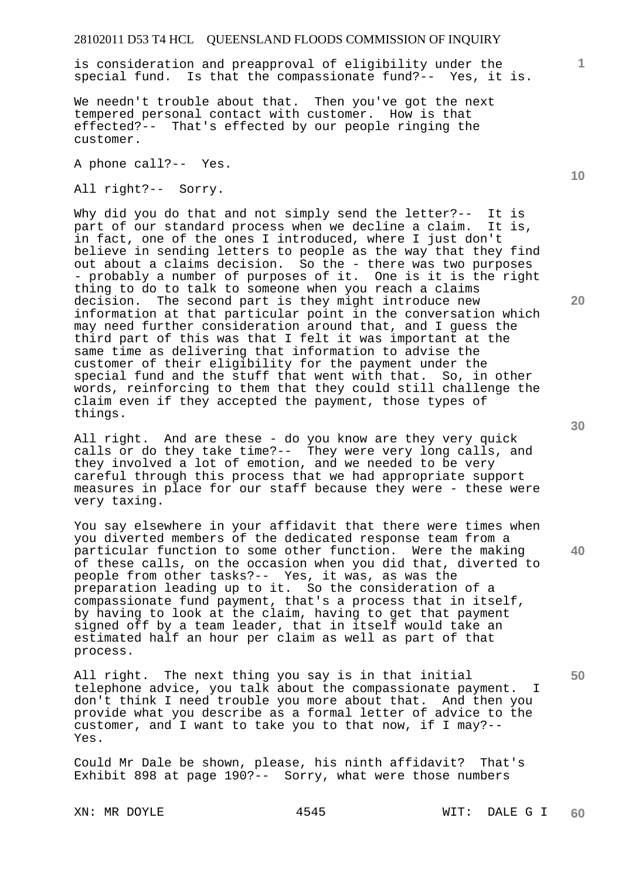is consideration and preapproval of eligibility under the special fund. Is that the compassionate fund?-- Yes, it is.

We needn't trouble about that. Then you've got the next tempered personal contact with customer. How is that effected?-- That's effected by our people ringing the customer.

A phone call?-- Yes.

All right?-- Sorry.

Why did you do that and not simply send the letter?-- It is part of our standard process when we decline a claim. It is, in fact, one of the ones I introduced, where I just don't believe in sending letters to people as the way that they find out about a claims decision. So the - there was two purposes - probably a number of purposes of it. One is it is the right thing to do to talk to someone when you reach a claims decision. The second part is they might introduce new information at that particular point in the conversation which may need further consideration around that, and I guess the third part of this was that I felt it was important at the same time as delivering that information to advise the customer of their eligibility for the payment under the special fund and the stuff that went with that. So, in other words, reinforcing to them that they could still challenge the claim even if they accepted the payment, those types of things.

All right. And are these - do you know are they very quick calls or do they take time?-- They were very long calls, and they involved a lot of emotion, and we needed to be very careful through this process that we had appropriate support measures in place for our staff because they were - these were very taxing.

You say elsewhere in your affidavit that there were times when you diverted members of the dedicated response team from a particular function to some other function. Were the making of these calls, on the occasion when you did that, diverted to people from other tasks?-- Yes, it was, as was the preparation leading up to it. So the consideration of a compassionate fund payment, that's a process that in itself, by having to look at the claim, having to get that payment signed off by a team leader, that in itself would take an estimated half an hour per claim as well as part of that process.

All right. The next thing you say is in that initial telephone advice, you talk about the compassionate payment. I don't think I need trouble you more about that. And then you provide what you describe as a formal letter of advice to the customer, and I want to take you to that now, if I may?-- Yes.

Could Mr Dale be shown, please, his ninth affidavit? That's Exhibit 898 at page 190?-- Sorry, what were those numbers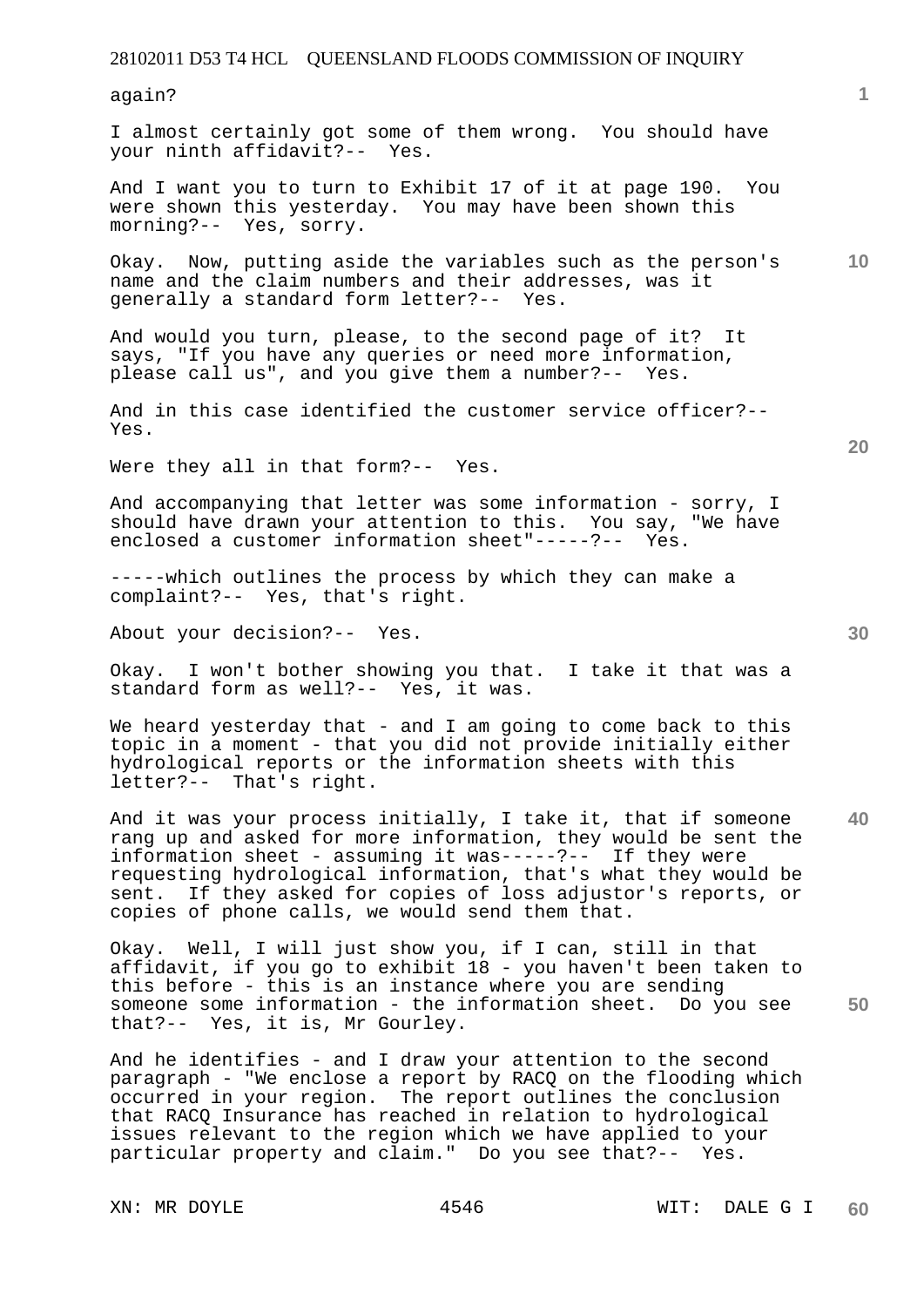again?

I almost certainly got some of them wrong. You should have your ninth affidavit?-- Yes.

And I want you to turn to Exhibit 17 of it at page 190. You were shown this yesterday. You may have been shown this morning?-- Yes, sorry.

Okay. Now, putting aside the variables such as the person's name and the claim numbers and their addresses, was it generally a standard form letter?-- Yes.

And would you turn, please, to the second page of it? It says, "If you have any queries or need more information, please call us", and you give them a number?-- Yes.

And in this case identified the customer service officer?-- Yes.

Were they all in that form?-- Yes.

And accompanying that letter was some information - sorry, I should have drawn your attention to this. You say, "We have enclosed a customer information sheet"-----?-- Yes.

-----which outlines the process by which they can make a complaint?-- Yes, that's right.

About your decision?-- Yes.

Okay. I won't bother showing you that. I take it that was a standard form as well?-- Yes, it was.

We heard yesterday that - and I am going to come back to this topic in a moment - that you did not provide initially either hydrological reports or the information sheets with this letter?-- That's right.

And it was your process initially, I take it, that if someone rang up and asked for more information, they would be sent the information sheet - assuming it was-----?-- If they were requesting hydrological information, that's what they would be sent. If they asked for copies of loss adjustor's reports, or copies of phone calls, we would send them that.

Okay. Well, I will just show you, if I can, still in that affidavit, if you go to exhibit 18 - you haven't been taken to this before - this is an instance where you are sending someone some information - the information sheet. Do you see that?-- Yes, it is, Mr Gourley.

And he identifies - and I draw your attention to the second paragraph - "We enclose a report by RACQ on the flooding which occurred in your region. The report outlines the conclusion that RACQ Insurance has reached in relation to hydrological issues relevant to the region which we have applied to your particular property and claim." Do you see that?-- Yes.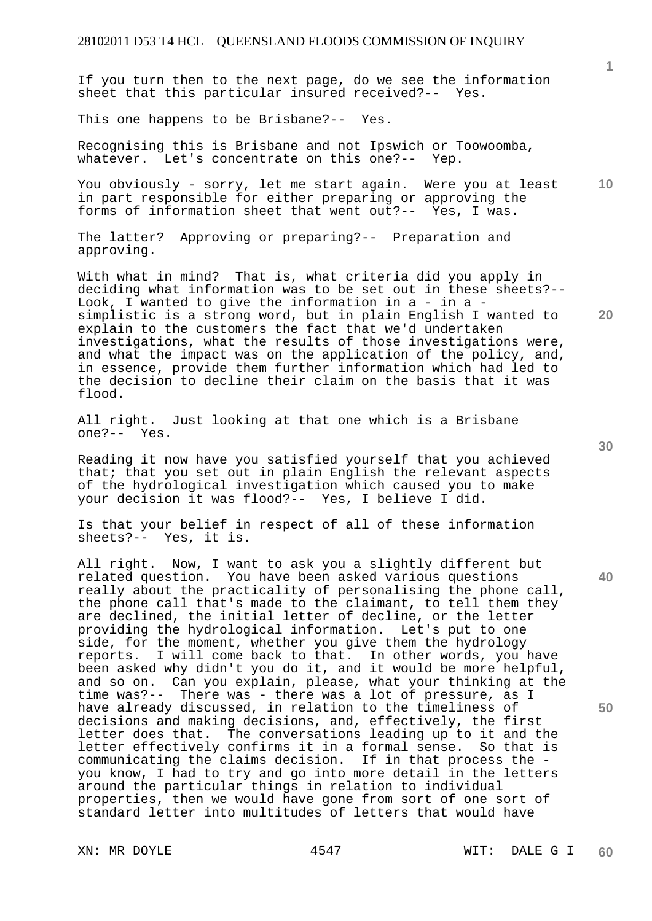If you turn then to the next page, do we see the information sheet that this particular insured received?-- Yes.

This one happens to be Brisbane?-- Yes.

Recognising this is Brisbane and not Ipswich or Toowoomba, whatever. Let's concentrate on this one?-- Yep.

You obviously - sorry, let me start again. Were you at least in part responsible for either preparing or approving the forms of information sheet that went out?-- Yes, I was.

The latter? Approving or preparing?-- Preparation and approving.

With what in mind? That is, what criteria did you apply in deciding what information was to be set out in these sheets?-- Look, I wanted to give the information in a - in a - simplistic is a strong word, but in plain English I wanted to explain to the customers the fact that we'd undertaken investigations, what the results of those investigations were, and what the impact was on the application of the policy, and, in essence, provide them further information which had led to the decision to decline their claim on the basis that it was flood.

All right. Just looking at that one which is a Brisbane one?-- Yes.

Reading it now have you satisfied yourself that you achieved that; that you set out in plain English the relevant aspects of the hydrological investigation which caused you to make your decision it was flood?-- Yes, I believe I did.

Is that your belief in respect of all of these information sheets?-- Yes, it is.

All right. Now, I want to ask you a slightly different but related question. You have been asked various questions really about the practicality of personalising the phone call, the phone call that's made to the claimant, to tell them they are declined, the initial letter of decline, or the letter providing the hydrological information. Let's put to one side, for the moment, whether you give them the hydrology reports. I will come back to that. In other words, you have been asked why didn't you do it, and it would be more helpful, and so on. Can you explain, please, what your thinking at the time was?-- There was - there was a lot of pressure, as I have already discussed, in relation to the timeliness of decisions and making decisions, and, effectively, the first letter does that. The conversations leading up to it and the letter effectively confirms it in a formal sense. So that is communicating the claims decision. If in that process the - you know, I had to try and go into more detail in the letters around the particular things in relation to individual properties, then we would have gone from sort of one sort of standard letter into multitudes of letters that would have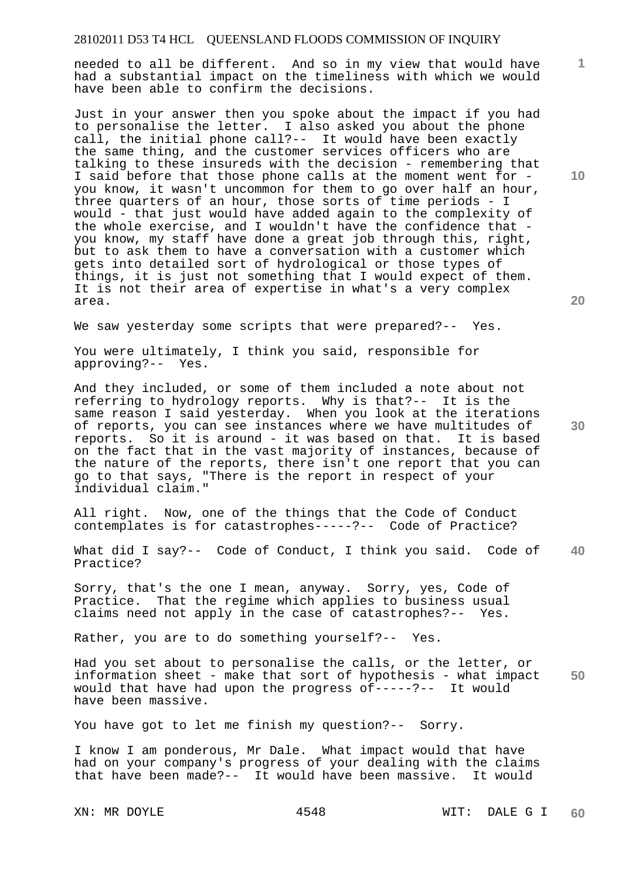needed to all be different. And so in my view that would have had a substantial impact on the timeliness with which we would have been able to confirm the decisions.

Just in your answer then you spoke about the impact if you had to personalise the letter. I also asked you about the phone call, the initial phone call?-- It would have been exactly the same thing, and the customer services officers who are talking to these insureds with the decision - remembering that I said before that those phone calls at the moment went for - you know, it wasn't uncommon for them to go over half an hour, three quarters of an hour, those sorts of time periods - I would - that just would have added again to the complexity of the whole exercise, and I wouldn't have the confidence that - you know, my staff have done a great job through this, right, but to ask them to have a conversation with a customer which gets into detailed sort of hydrological or those types of things, it is just not something that I would expect of them. It is not their area of expertise in what's a very complex area.

We saw yesterday some scripts that were prepared?-- Yes.

You were ultimately, I think you said, responsible for approving?-- Yes.

And they included, or some of them included a note about not referring to hydrology reports. Why is that?-- It is the same reason I said yesterday. When you look at the iterations of reports, you can see instances where we have multitudes of reports. So it is around - it was based on that. It is based on the fact that in the vast majority of instances, because of the nature of the reports, there isn't one report that you can go to that says, "There is the report in respect of your individual claim."

All right. Now, one of the things that the Code of Conduct contemplates is for catastrophes-----?-- Code of Practice?

What did I say?-- Code of Conduct, I think you said. Code of Practice?

Sorry, that's the one I mean, anyway. Sorry, yes, Code of Practice. That the regime which applies to business usual claims need not apply in the case of catastrophes?-- Yes.

Rather, you are to do something yourself?-- Yes.

Had you set about to personalise the calls, or the letter, or information sheet - make that sort of hypothesis - what impact would that have had upon the progress of-----?-- It would have been massive.

You have got to let me finish my question?-- Sorry.

I know I am ponderous, Mr Dale. What impact would that have had on your company's progress of your dealing with the claims that have been made?-- It would have been massive. It would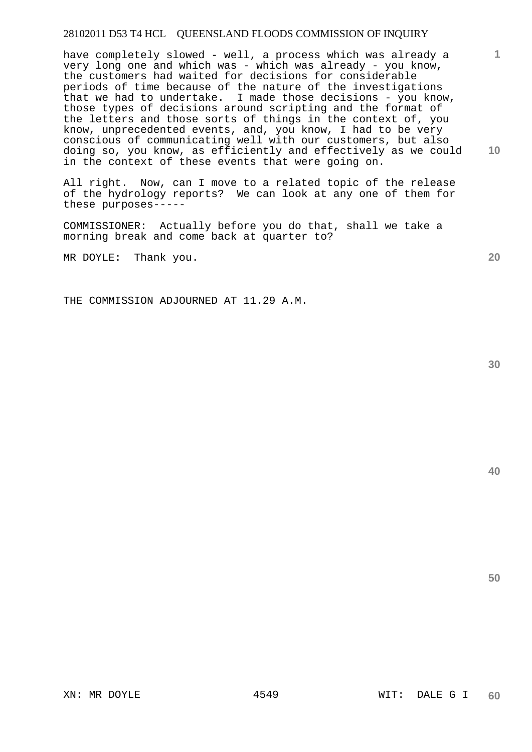have completely slowed - well, a process which was already a very long one and which was - which was already - you know, the customers had waited for decisions for considerable periods of time because of the nature of the investigations that we had to undertake. I made those decisions - you know, those types of decisions around scripting and the format of the letters and those sorts of things in the context of, you know, unprecedented events, and, you know, I had to be very conscious of communicating well with our customers, but also doing so, you know, as efficiently and effectively as we could in the context of these events that were going on.

All right. Now, can I move to a related topic of the release of the hydrology reports? We can look at any one of them for these purposes-----

COMMISSIONER: Actually before you do that, shall we take a morning break and come back at quarter to?

MR DOYLE: Thank you.

THE COMMISSION ADJOURNED AT 11.29 A.M.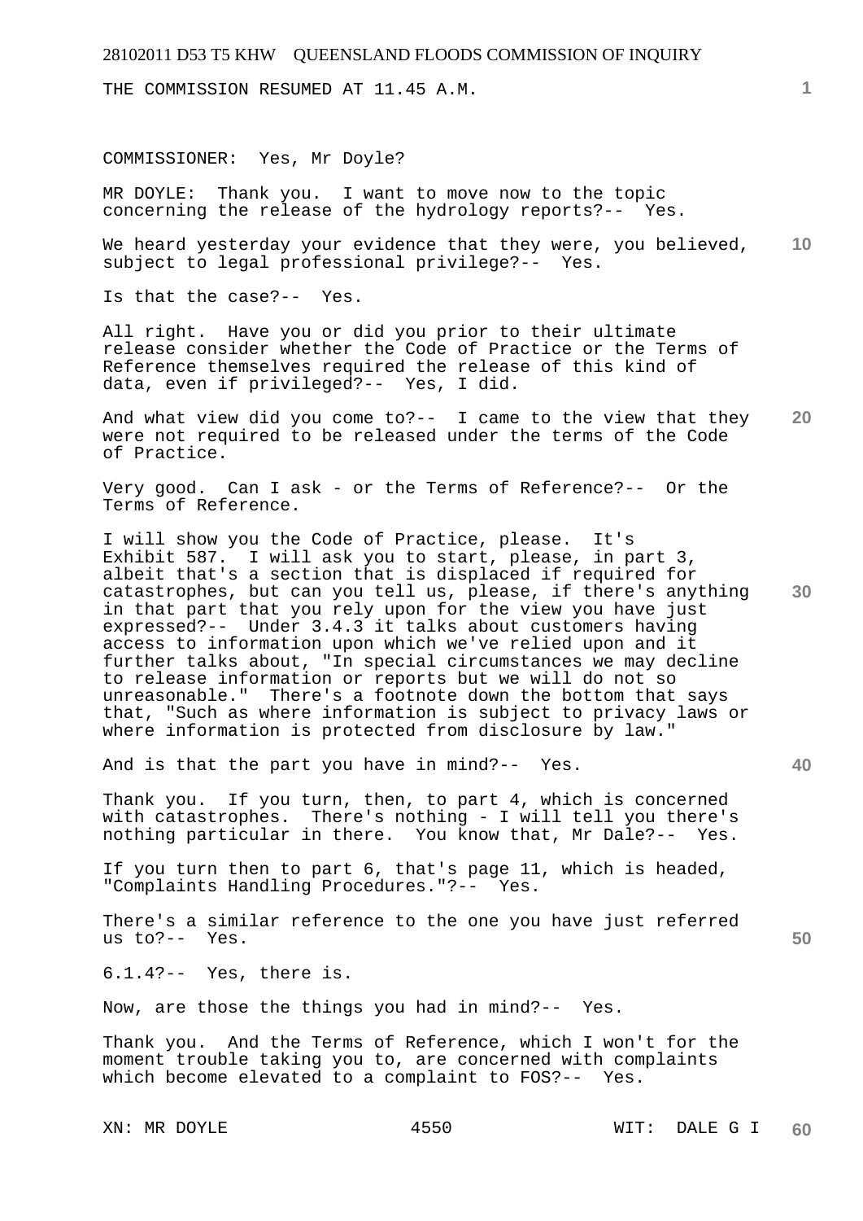THE COMMISSION RESUMED AT 11.45 A.M.

COMMISSIONER: Yes, Mr Doyle?

MR DOYLE: Thank you. I want to move now to the topic concerning the release of the hydrology reports?-- Yes.

We heard yesterday your evidence that they were, you believed, subject to legal professional privilege?-- Yes.

Is that the case?-- Yes.

All right. Have you or did you prior to their ultimate release consider whether the Code of Practice or the Terms of Reference themselves required the release of this kind of data, even if privileged?-- Yes, I did.

And what view did you come to?-- I came to the view that they were not required to be released under the terms of the Code of Practice.

Very good. Can I ask - or the Terms of Reference?-- Or the Terms of Reference.

I will show you the Code of Practice, please. It's Exhibit 587. I will ask you to start, please, in part 3, albeit that's a section that is displaced if required for catastrophes, but can you tell us, please, if there's anything in that part that you rely upon for the view you have just expressed?-- Under 3.4.3 it talks about customers having access to information upon which we've relied upon and it further talks about, "In special circumstances we may decline to release information or reports but we will do not so unreasonable." There's a footnote down the bottom that says that, "Such as where information is subject to privacy laws or where information is protected from disclosure by law."

And is that the part you have in mind?-- Yes.

Thank you. If you turn, then, to part 4, which is concerned with catastrophes. There's nothing - I will tell you there's nothing particular in there. You know that, Mr Dale?-- Yes.

If you turn then to part 6, that's page 11, which is headed, "Complaints Handling Procedures."?-- Yes.

There's a similar reference to the one you have just referred us to?-- Yes.

6.1.4?-- Yes, there is.

Now, are those the things you had in mind?-- Yes.

Thank you. And the Terms of Reference, which I won't for the moment trouble taking you to, are concerned with complaints which become elevated to a complaint to FOS?-- Yes.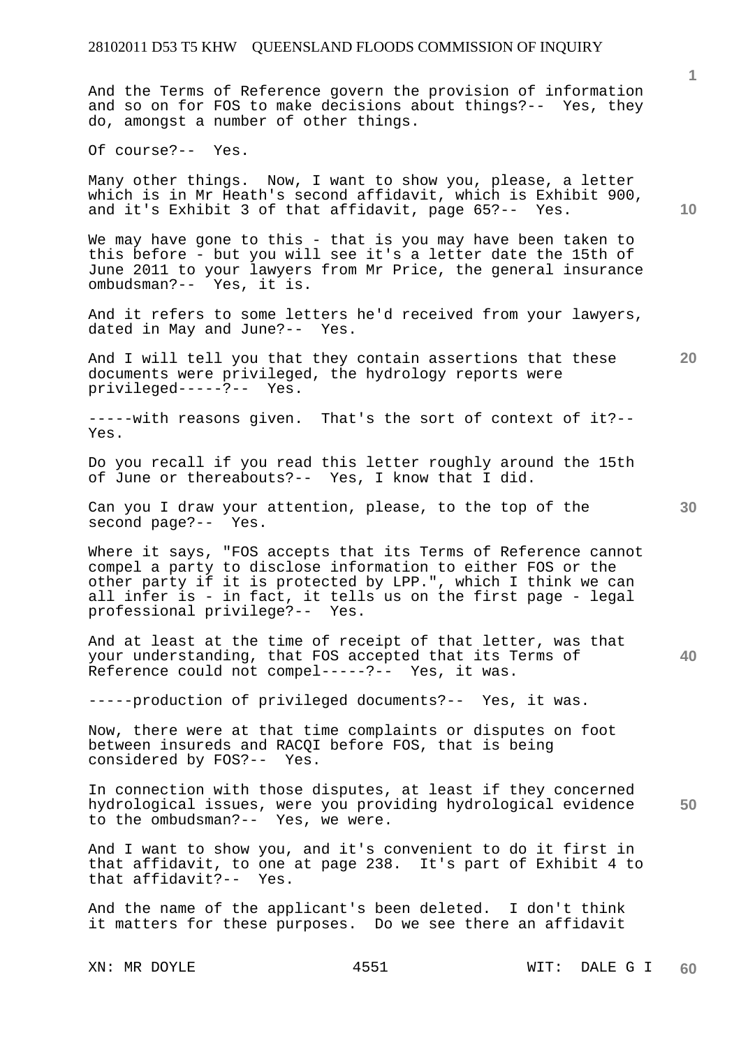And the Terms of Reference govern the provision of information and so on for FOS to make decisions about things?-- Yes, they do, amongst a number of other things.

Of course?-- Yes.

Many other things. Now, I want to show you, please, a letter which is in Mr Heath's second affidavit, which is Exhibit 900, and it's Exhibit 3 of that affidavit, page 65?-- Yes.

We may have gone to this - that is you may have been taken to this before - but you will see it's a letter date the 15th of June 2011 to your lawyers from Mr Price, the general insurance ombudsman?-- Yes, it is.

And it refers to some letters he'd received from your lawyers, dated in May and June?-- Yes.

And I will tell you that they contain assertions that these documents were privileged, the hydrology reports were privileged-----?-- Yes.

-----with reasons given. That's the sort of context of it?-- Yes.

Do you recall if you read this letter roughly around the 15th of June or thereabouts?-- Yes, I know that I did.

Can you I draw your attention, please, to the top of the second page?-- Yes.

Where it says, "FOS accepts that its Terms of Reference cannot compel a party to disclose information to either FOS or the other party if it is protected by LPP.", which I think we can all infer is - in fact, it tells us on the first page - legal professional privilege?-- Yes.

And at least at the time of receipt of that letter, was that your understanding, that FOS accepted that its Terms of Reference could not compel-----?-- Yes, it was.

-----production of privileged documents?-- Yes, it was.

Now, there were at that time complaints or disputes on foot between insureds and RACQI before FOS, that is being considered by FOS?-- Yes.

In connection with those disputes, at least if they concerned hydrological issues, were you providing hydrological evidence to the ombudsman?-- Yes, we were.

And I want to show you, and it's convenient to do it first in that affidavit, to one at page 238. It's part of Exhibit 4 to that affidavit?-- Yes.

And the name of the applicant's been deleted. I don't think it matters for these purposes. Do we see there an affidavit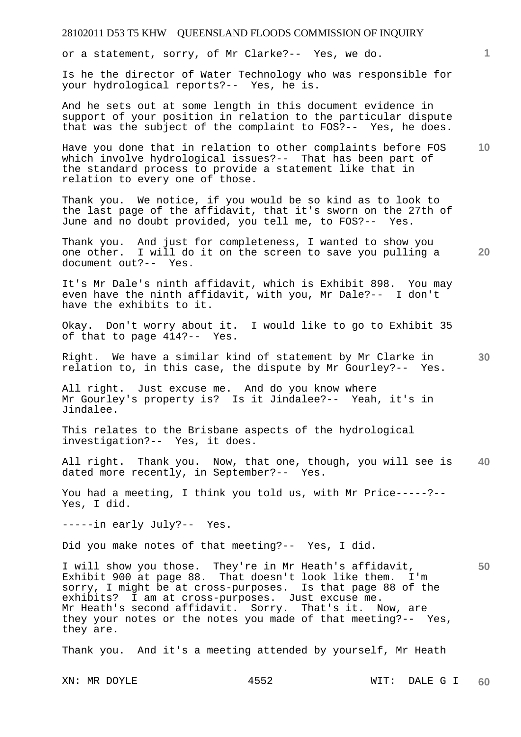or a statement, sorry, of Mr Clarke?-- Yes, we do.

Is he the director of Water Technology who was responsible for your hydrological reports?-- Yes, he is.

And he sets out at some length in this document evidence in support of your position in relation to the particular dispute that was the subject of the complaint to FOS?-- Yes, he does.

Have you done that in relation to other complaints before FOS which involve hydrological issues?-- That has been part of the standard process to provide a statement like that in relation to every one of those.

Thank you. We notice, if you would be so kind as to look to the last page of the affidavit, that it's sworn on the 27th of June and no doubt provided, you tell me, to FOS?-- Yes.

Thank you. And just for completeness, I wanted to show you one other. I will do it on the screen to save you pulling a document out?-- Yes.

It's Mr Dale's ninth affidavit, which is Exhibit 898. You may even have the ninth affidavit, with you, Mr Dale?-- I don't have the exhibits to it.

Okay. Don't worry about it. I would like to go to Exhibit 35 of that to page 414?-- Yes.

Right. We have a similar kind of statement by Mr Clarke in relation to, in this case, the dispute by Mr Gourley?-- Yes.

All right. Just excuse me. And do you know where Mr Gourley's property is? Is it Jindalee?-- Yeah, it's in Jindalee.

This relates to the Brisbane aspects of the hydrological investigation?-- Yes, it does.

All right. Thank you. Now, that one, though, you will see is dated more recently, in September?-- Yes.

You had a meeting, I think you told us, with Mr Price-----?-- Yes, I did.

-----in early July?-- Yes.

Did you make notes of that meeting?-- Yes, I did.

I will show you those. They're in Mr Heath's affidavit, Exhibit 900 at page 88. That doesn't look like them. I'm sorry, I might be at cross-purposes. Is that page 88 of the exhibits? I am at cross-purposes. Just excuse me. Mr Heath's second affidavit. Sorry. That's it. Now, are they your notes or the notes you made of that meeting?-- Yes, they are.

Thank you. And it's a meeting attended by yourself, Mr Heath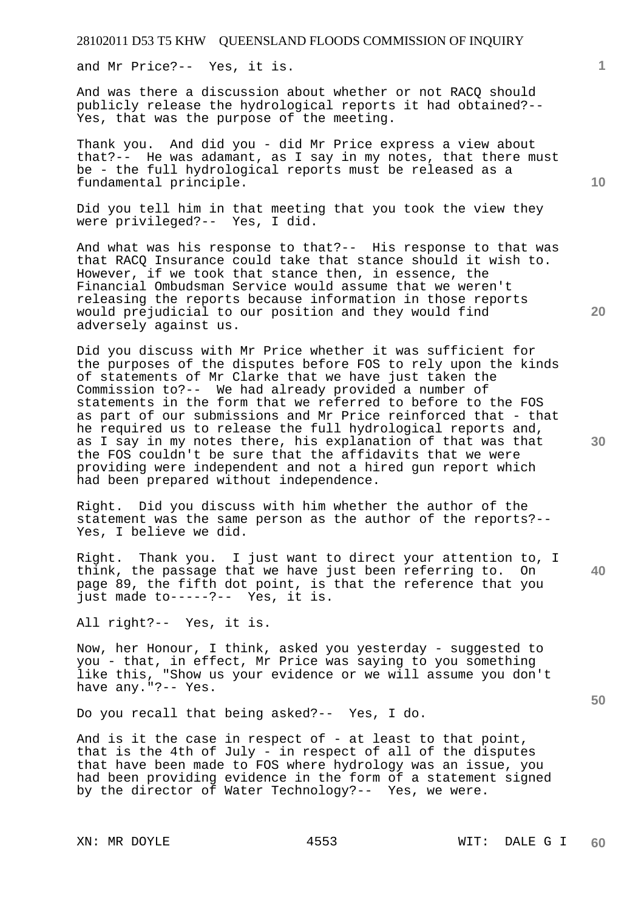and Mr Price?-- Yes, it is.

And was there a discussion about whether or not RACQ should publicly release the hydrological reports it had obtained?-- Yes, that was the purpose of the meeting.

Thank you. And did you - did Mr Price express a view about that?-- He was adamant, as I say in my notes, that there must be - the full hydrological reports must be released as a fundamental principle.

Did you tell him in that meeting that you took the view they were privileged?-- Yes, I did.

And what was his response to that?-- His response to that was that RACQ Insurance could take that stance should it wish to. However, if we took that stance then, in essence, the Financial Ombudsman Service would assume that we weren't releasing the reports because information in those reports would prejudicial to our position and they would find adversely against us.

Did you discuss with Mr Price whether it was sufficient for the purposes of the disputes before FOS to rely upon the kinds of statements of Mr Clarke that we have just taken the Commission to?-- We had already provided a number of statements in the form that we referred to before to the FOS as part of our submissions and Mr Price reinforced that - that he required us to release the full hydrological reports and, as I say in my notes there, his explanation of that was that the FOS couldn't be sure that the affidavits that we were providing were independent and not a hired gun report which had been prepared without independence.

Right. Did you discuss with him whether the author of the statement was the same person as the author of the reports?-- Yes, I believe we did.

Right. Thank you. I just want to direct your attention to, I think, the passage that we have just been referring to. On page 89, the fifth dot point, is that the reference that you just made to-----?-- Yes, it is.

All right?-- Yes, it is.

Now, her Honour, I think, asked you yesterday - suggested to you - that, in effect, Mr Price was saying to you something like this, "Show us your evidence or we will assume you don't have any."?-- Yes.

Do you recall that being asked?-- Yes, I do.

And is it the case in respect of - at least to that point, that is the 4th of July - in respect of all of the disputes that have been made to FOS where hydrology was an issue, you had been providing evidence in the form of a statement signed by the director of Water Technology?-- Yes, we were.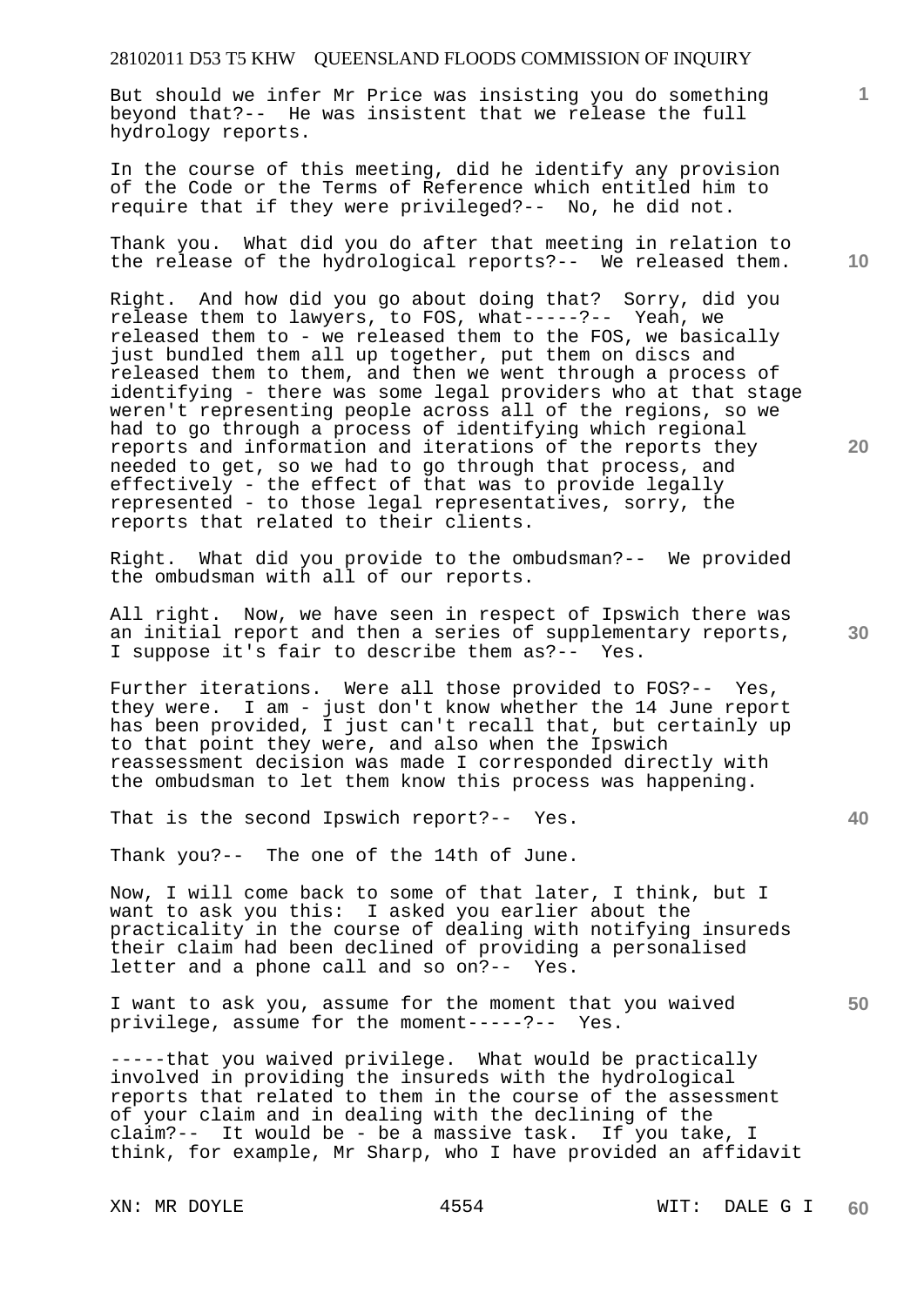But should we infer Mr Price was insisting you do something beyond that?-- He was insistent that we release the full hydrology reports.

In the course of this meeting, did he identify any provision of the Code or the Terms of Reference which entitled him to require that if they were privileged?-- No, he did not.

Thank you. What did you do after that meeting in relation to the release of the hydrological reports?-- We released them.

Right. And how did you go about doing that? Sorry, did you release them to lawyers, to FOS, what-----?-- Yeah, we released them to - we released them to the FOS, we basically just bundled them all up together, put them on discs and released them to them, and then we went through a process of identifying - there was some legal providers who at that stage weren't representing people across all of the regions, so we had to go through a process of identifying which regional reports and information and iterations of the reports they needed to get, so we had to go through that process, and effectively - the effect of that was to provide legally represented - to those legal representatives, sorry, the reports that related to their clients.

Right. What did you provide to the ombudsman?-- We provided the ombudsman with all of our reports.

All right. Now, we have seen in respect of Ipswich there was an initial report and then a series of supplementary reports, I suppose it's fair to describe them as?-- Yes.

Further iterations. Were all those provided to FOS?-- Yes, they were. I am - just don't know whether the 14 June report has been provided, I just can't recall that, but certainly up to that point they were, and also when the Ipswich reassessment decision was made I corresponded directly with the ombudsman to let them know this process was happening.

That is the second Ipswich report?-- Yes.

Thank you?-- The one of the 14th of June.

Now, I will come back to some of that later, I think, but I want to ask you this: I asked you earlier about the practicality in the course of dealing with notifying insureds their claim had been declined of providing a personalised letter and a phone call and so on?-- Yes.

I want to ask you, assume for the moment that you waived privilege, assume for the moment-----?-- Yes.

-----that you waived privilege. What would be practically involved in providing the insureds with the hydrological reports that related to them in the course of the assessment of your claim and in dealing with the declining of the claim?-- It would be - be a massive task. If you take, I think, for example, Mr Sharp, who I have provided an affidavit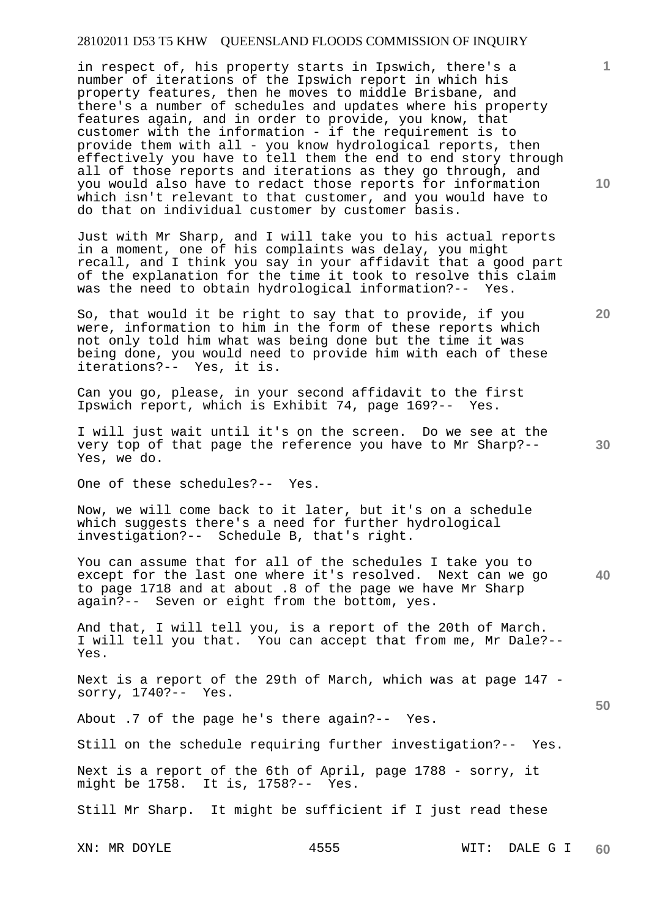in respect of, his property starts in Ipswich, there's a number of iterations of the Ipswich report in which his property features, then he moves to middle Brisbane, and there's a number of schedules and updates where his property features again, and in order to provide, you know, that customer with the information - if the requirement is to provide them with all - you know hydrological reports, then effectively you have to tell them the end to end story through all of those reports and iterations as they go through, and you would also have to redact those reports for information which isn't relevant to that customer, and you would have to do that on individual customer by customer basis.

Just with Mr Sharp, and I will take you to his actual reports in a moment, one of his complaints was delay, you might recall, and I think you say in your affidavit that a good part of the explanation for the time it took to resolve this claim was the need to obtain hydrological information?-- Yes.

So, that would it be right to say that to provide, if you were, information to him in the form of these reports which not only told him what was being done but the time it was being done, you would need to provide him with each of these iterations?-- Yes, it is.

Can you go, please, in your second affidavit to the first Ipswich report, which is Exhibit 74, page 169?-- Yes.

I will just wait until it's on the screen. Do we see at the very top of that page the reference you have to Mr Sharp?-- Yes, we do.

One of these schedules?-- Yes.

Now, we will come back to it later, but it's on a schedule which suggests there's a need for further hydrological investigation?-- Schedule B, that's right.

You can assume that for all of the schedules I take you to except for the last one where it's resolved. Next can we go to page 1718 and at about .8 of the page we have Mr Sharp again?-- Seven or eight from the bottom, yes.

And that, I will tell you, is a report of the 20th of March. I will tell you that. You can accept that from me, Mr Dale?-- Yes.

Next is a report of the 29th of March, which was at page 147 - sorry, 1740?-- Yes.

About .7 of the page he's there again?-- Yes.

Still on the schedule requiring further investigation?-- Yes.

Next is a report of the 6th of April, page 1788 - sorry, it might be 1758. It is, 1758?-- Yes.

Still Mr Sharp. It might be sufficient if I just read these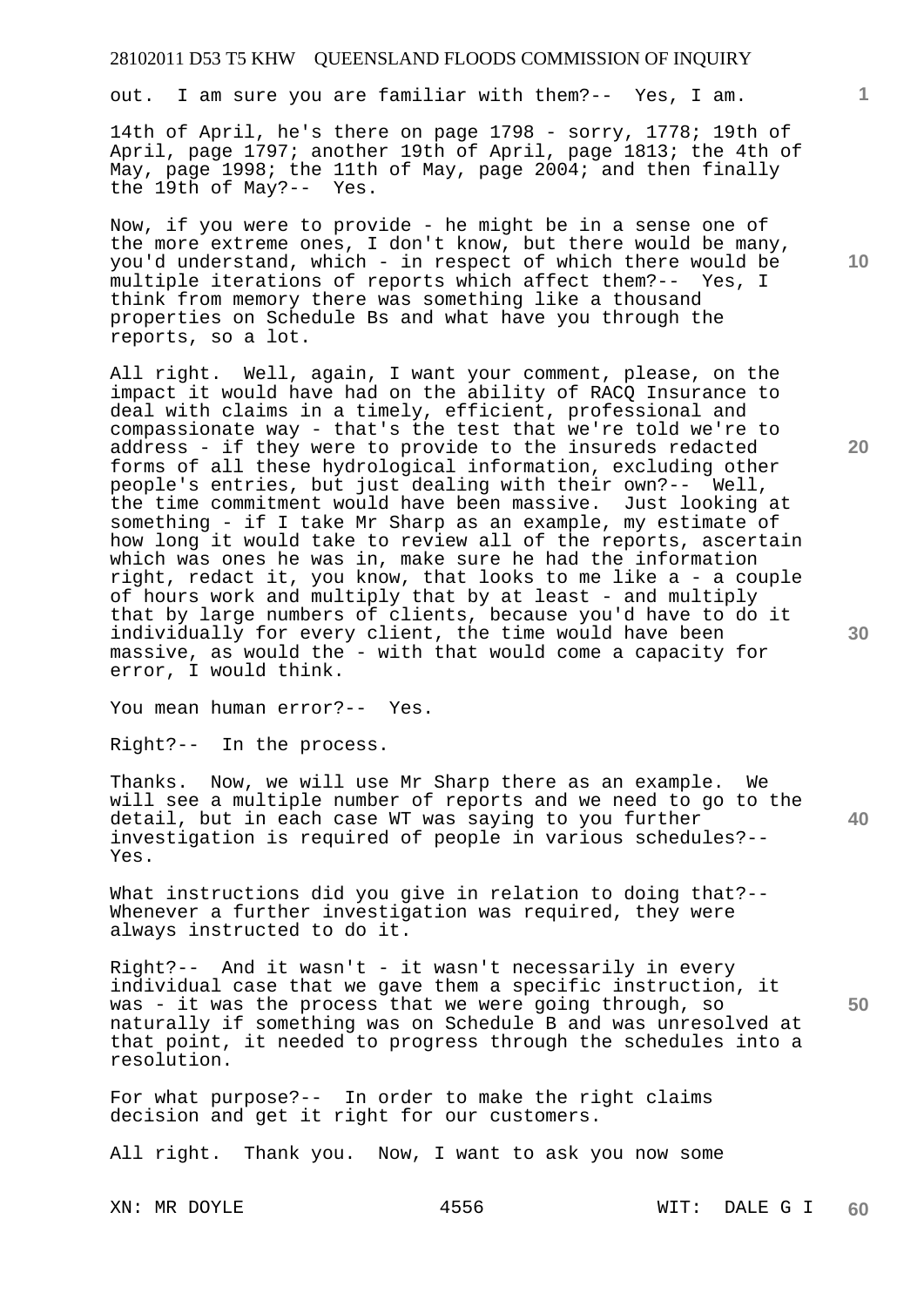out. I am sure you are familiar with them?-- Yes, I am.

14th of April, he's there on page 1798 - sorry, 1778; 19th of April, page 1797; another 19th of April, page 1813; the 4th of May, page 1998; the 11th of May, page 2004; and then finally the 19th of May?-- Yes.

Now, if you were to provide - he might be in a sense one of the more extreme ones, I don't know, but there would be many, you'd understand, which - in respect of which there would be multiple iterations of reports which affect them?-- Yes, I think from memory there was something like a thousand properties on Schedule Bs and what have you through the reports, so a lot.

All right. Well, again, I want your comment, please, on the impact it would have had on the ability of RACQ Insurance to deal with claims in a timely, efficient, professional and compassionate way - that's the test that we're told we're to address - if they were to provide to the insureds redacted forms of all these hydrological information, excluding other people's entries, but just dealing with their own?-- Well, the time commitment would have been massive. Just looking at something - if I take Mr Sharp as an example, my estimate of how long it would take to review all of the reports, ascertain which was ones he was in, make sure he had the information right, redact it, you know, that looks to me like a - a couple of hours work and multiply that by at least - and multiply that by large numbers of clients, because you'd have to do it individually for every client, the time would have been massive, as would the - with that would come a capacity for error, I would think.

You mean human error?-- Yes.

Right?-- In the process.

Thanks. Now, we will use Mr Sharp there as an example. We will see a multiple number of reports and we need to go to the detail, but in each case WT was saying to you further investigation is required of people in various schedules?-- Yes.

What instructions did you give in relation to doing that?-- Whenever a further investigation was required, they were always instructed to do it.

Right?-- And it wasn't - it wasn't necessarily in every individual case that we gave them a specific instruction, it was - it was the process that we were going through, so naturally if something was on Schedule B and was unresolved at that point, it needed to progress through the schedules into a resolution.

For what purpose?-- In order to make the right claims decision and get it right for our customers.

All right. Thank you. Now, I want to ask you now some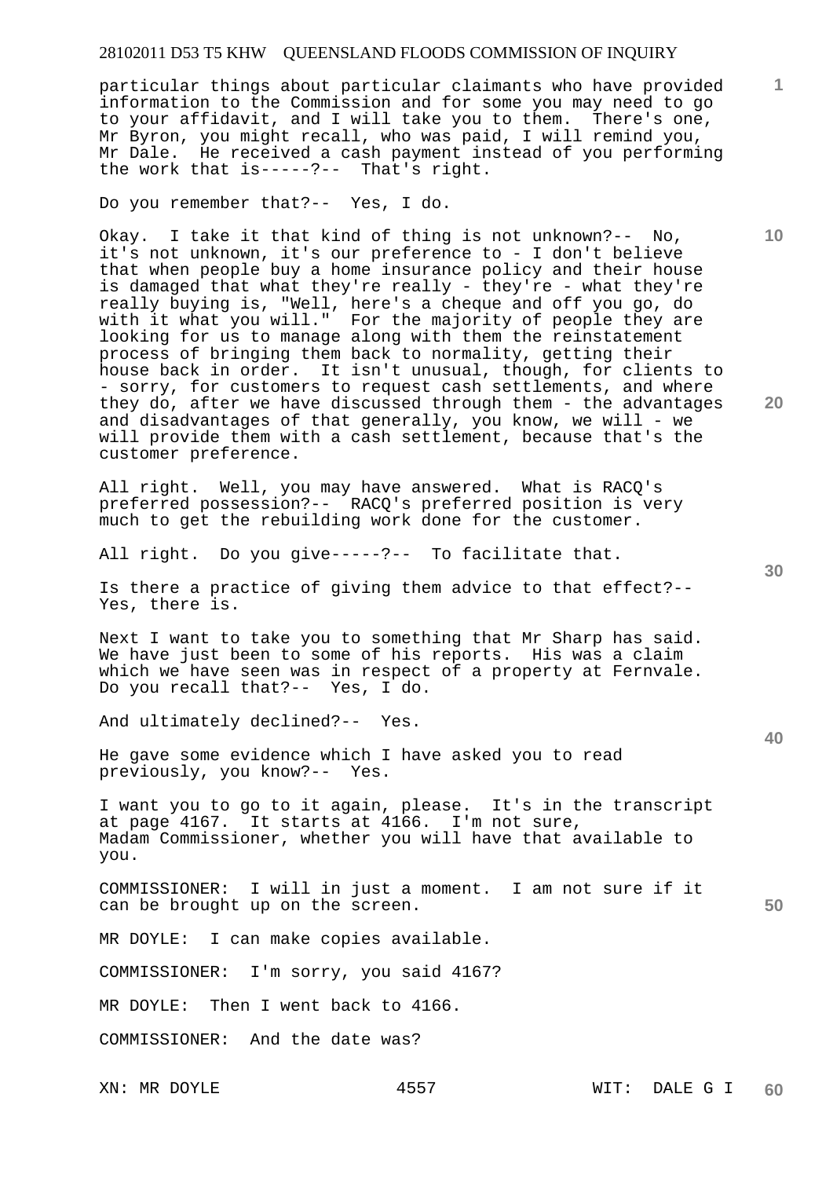particular things about particular claimants who have provided information to the Commission and for some you may need to go to your affidavit, and I will take you to them. There's one, Mr Byron, you might recall, who was paid, I will remind you, Mr Dale. He received a cash payment instead of you performing the work that is-----?-- That's right.

Do you remember that?-- Yes, I do.

Okay. I take it that kind of thing is not unknown?-- No, it's not unknown, it's our preference to - I don't believe that when people buy a home insurance policy and their house is damaged that what they're really - they're - what they're really buying is, "Well, here's a cheque and off you go, do with it what you will." For the majority of people they are looking for us to manage along with them the reinstatement process of bringing them back to normality, getting their house back in order. It isn't unusual, though, for clients to - sorry, for customers to request cash settlements, and where they do, after we have discussed through them - the advantages and disadvantages of that generally, you know, we will - we will provide them with a cash settlement, because that's the customer preference.

All right. Well, you may have answered. What is RACQ's preferred possession?-- RACQ's preferred position is very much to get the rebuilding work done for the customer.

All right. Do you give-----?-- To facilitate that.

Is there a practice of giving them advice to that effect?-- Yes, there is.

Next I want to take you to something that Mr Sharp has said. We have just been to some of his reports. His was a claim which we have seen was in respect of a property at Fernvale. Do you recall that?-- Yes, I do.

And ultimately declined?-- Yes.

He gave some evidence which I have asked you to read previously, you know?-- Yes.

I want you to go to it again, please. It's in the transcript at page 4167. It starts at 4166. I'm not sure, Madam Commissioner, whether you will have that available to you.

COMMISSIONER: I will in just a moment. I am not sure if it can be brought up on the screen.

MR DOYLE: I can make copies available.

COMMISSIONER: I'm sorry, you said 4167?

MR DOYLE: Then I went back to 4166.

COMMISSIONER: And the date was?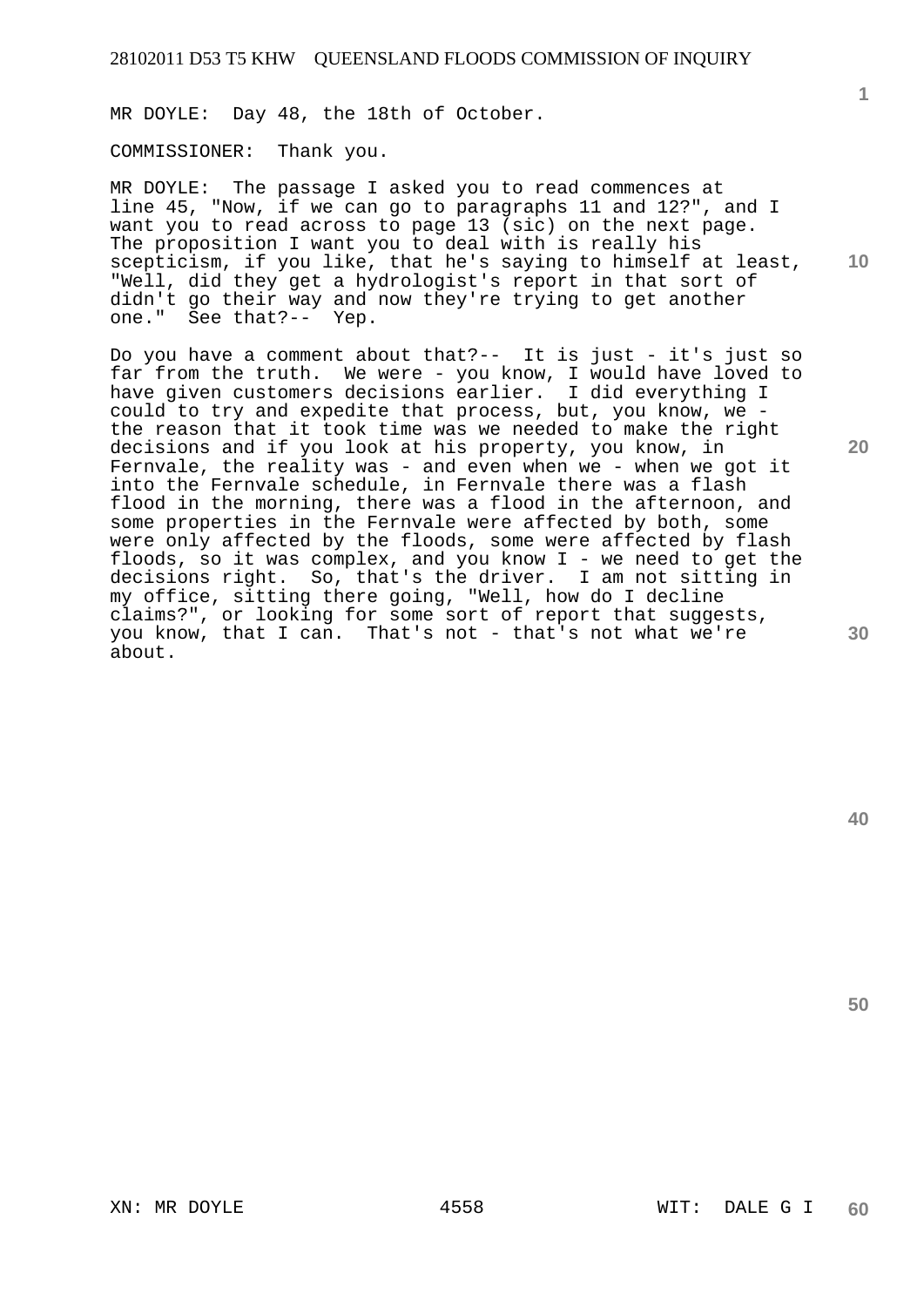MR DOYLE: Day 48, the 18th of October.

COMMISSIONER: Thank you.

MR DOYLE: The passage I asked you to read commences at line 45, "Now, if we can go to paragraphs 11 and 12?", and I want you to read across to page 13 (sic) on the next page. The proposition I want you to deal with is really his scepticism, if you like, that he's saying to himself at least, "Well, did they get a hydrologist's report in that sort of didn't go their way and now they're trying to get another one." See that?-- Yep.

Do you have a comment about that?-- It is just - it's just so far from the truth. We were - you know, I would have loved to have given customers decisions earlier. I did everything I could to try and expedite that process, but, you know, we - the reason that it took time was we needed to make the right decisions and if you look at his property, you know, in Fernvale, the reality was - and even when we - when we got it into the Fernvale schedule, in Fernvale there was a flash flood in the morning, there was a flood in the afternoon, and some properties in the Fernvale were affected by both, some were only affected by the floods, some were affected by flash floods, so it was complex, and you know I - we need to get the decisions right. So, that's the driver. I am not sitting in my office, sitting there going, "Well, how do I decline claims?", or looking for some sort of report that suggests, you know, that I can. That's not - that's not what we're about.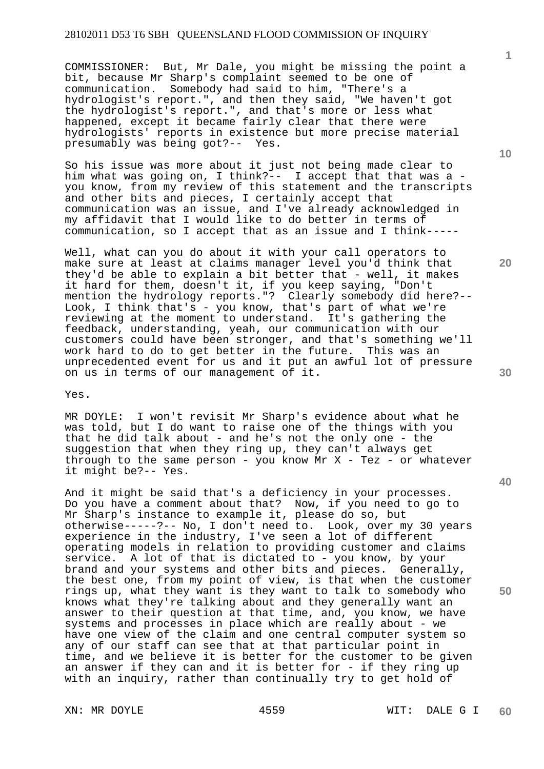COMMISSIONER: But, Mr Dale, you might be missing the point a bit, because Mr Sharp's complaint seemed to be one of communication. Somebody had said to him, "There's a hydrologist's report.", and then they said, "We haven't got the hydrologist's report.", and that's more or less what happened, except it became fairly clear that there were hydrologists' reports in existence but more precise material presumably was being got?-- Yes.

So his issue was more about it just not being made clear to him what was going on, I think?-- I accept that that was a - you know, from my review of this statement and the transcripts and other bits and pieces, I certainly accept that communication was an issue, and I've already acknowledged in my affidavit that I would like to do better in terms of communication, so I accept that as an issue and I think-----

Well, what can you do about it with your call operators to make sure at least at claims manager level you'd think that they'd be able to explain a bit better that - well, it makes it hard for them, doesn't it, if you keep saying, "Don't mention the hydrology reports."? Clearly somebody did here?-- Look, I think that's - you know, that's part of what we're reviewing at the moment to understand. It's gathering the feedback, understanding, yeah, our communication with our customers could have been stronger, and that's something we'll work hard to do to get better in the future. This was an unprecedented event for us and it put an awful lot of pressure on us in terms of our management of it.

Yes.

MR DOYLE: I won't revisit Mr Sharp's evidence about what he was told, but I do want to raise one of the things with you that he did talk about - and he's not the only one - the suggestion that when they ring up, they can't always get through to the same person - you know Mr X - Tez - or whatever it might be?-- Yes.

And it might be said that's a deficiency in your processes. Do you have a comment about that? Now, if you need to go to Mr Sharp's instance to example it, please do so, but otherwise-----?-- No, I don't need to. Look, over my 30 years experience in the industry, I've seen a lot of different operating models in relation to providing customer and claims service. A lot of that is dictated to - you know, by your brand and your systems and other bits and pieces. Generally, the best one, from my point of view, is that when the customer rings up, what they want is they want to talk to somebody who knows what they're talking about and they generally want an answer to their question at that time, and, you know, we have systems and processes in place which are really about - we have one view of the claim and one central computer system so any of our staff can see that at that particular point in time, and we believe it is better for the customer to be given an answer if they can and it is better for - if they ring up with an inquiry, rather than continually try to get hold of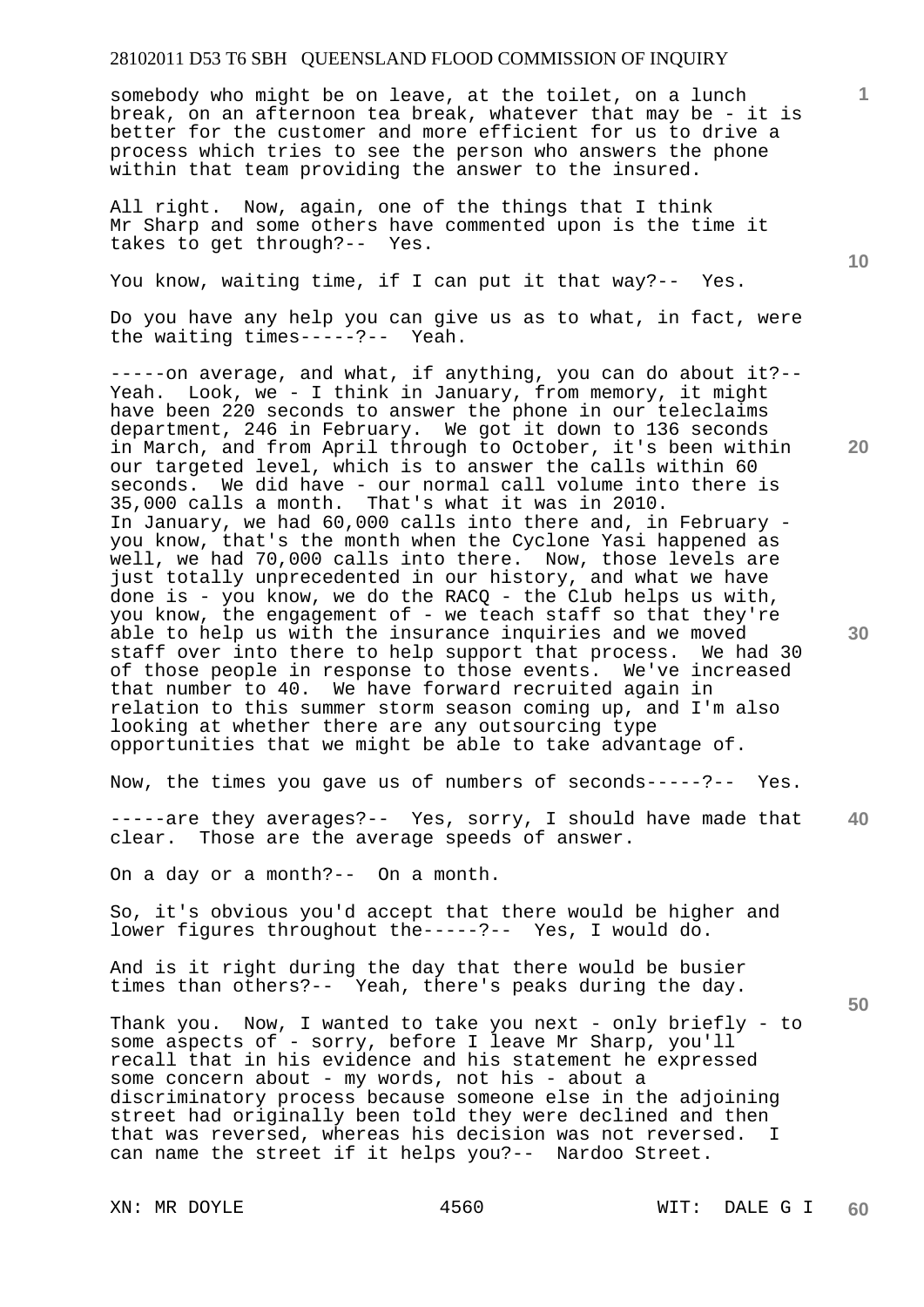somebody who might be on leave, at the toilet, on a lunch break, on an afternoon tea break, whatever that may be - it is better for the customer and more efficient for us to drive a process which tries to see the person who answers the phone within that team providing the answer to the insured.

All right. Now, again, one of the things that I think Mr Sharp and some others have commented upon is the time it takes to get through?-- Yes.

You know, waiting time, if I can put it that way?-- Yes.

Do you have any help you can give us as to what, in fact, were the waiting times-----?-- Yeah.

-----on average, and what, if anything, you can do about it?-- Yeah. Look, we - I think in January, from memory, it might have been 220 seconds to answer the phone in our teleclaims department, 246 in February. We got it down to 136 seconds in March, and from April through to October, it's been within our targeted level, which is to answer the calls within 60 seconds. We did have - our normal call volume into there is 35,000 calls a month. That's what it was in 2010. In January, we had 60,000 calls into there and, in February - you know, that's the month when the Cyclone Yasi happened as well, we had 70,000 calls into there. Now, those levels are just totally unprecedented in our history, and what we have done is - you know, we do the RACQ - the Club helps us with, you know, the engagement of - we teach staff so that they're able to help us with the insurance inquiries and we moved staff over into there to help support that process. We had 30 of those people in response to those events. We've increased that number to 40. We have forward recruited again in relation to this summer storm season coming up, and I'm also looking at whether there are any outsourcing type opportunities that we might be able to take advantage of.

Now, the times you gave us of numbers of seconds-----?-- Yes.

-----are they averages?-- Yes, sorry, I should have made that clear. Those are the average speeds of answer.

On a day or a month?-- On a month.

So, it's obvious you'd accept that there would be higher and lower figures throughout the-----?-- Yes, I would do.

And is it right during the day that there would be busier times than others?-- Yeah, there's peaks during the day.

Thank you. Now, I wanted to take you next - only briefly - to some aspects of - sorry, before I leave Mr Sharp, you'll recall that in his evidence and his statement he expressed some concern about - my words, not his - about a discriminatory process because someone else in the adjoining street had originally been told they were declined and then that was reversed, whereas his decision was not reversed. I can name the street if it helps you?-- Nardoo Street.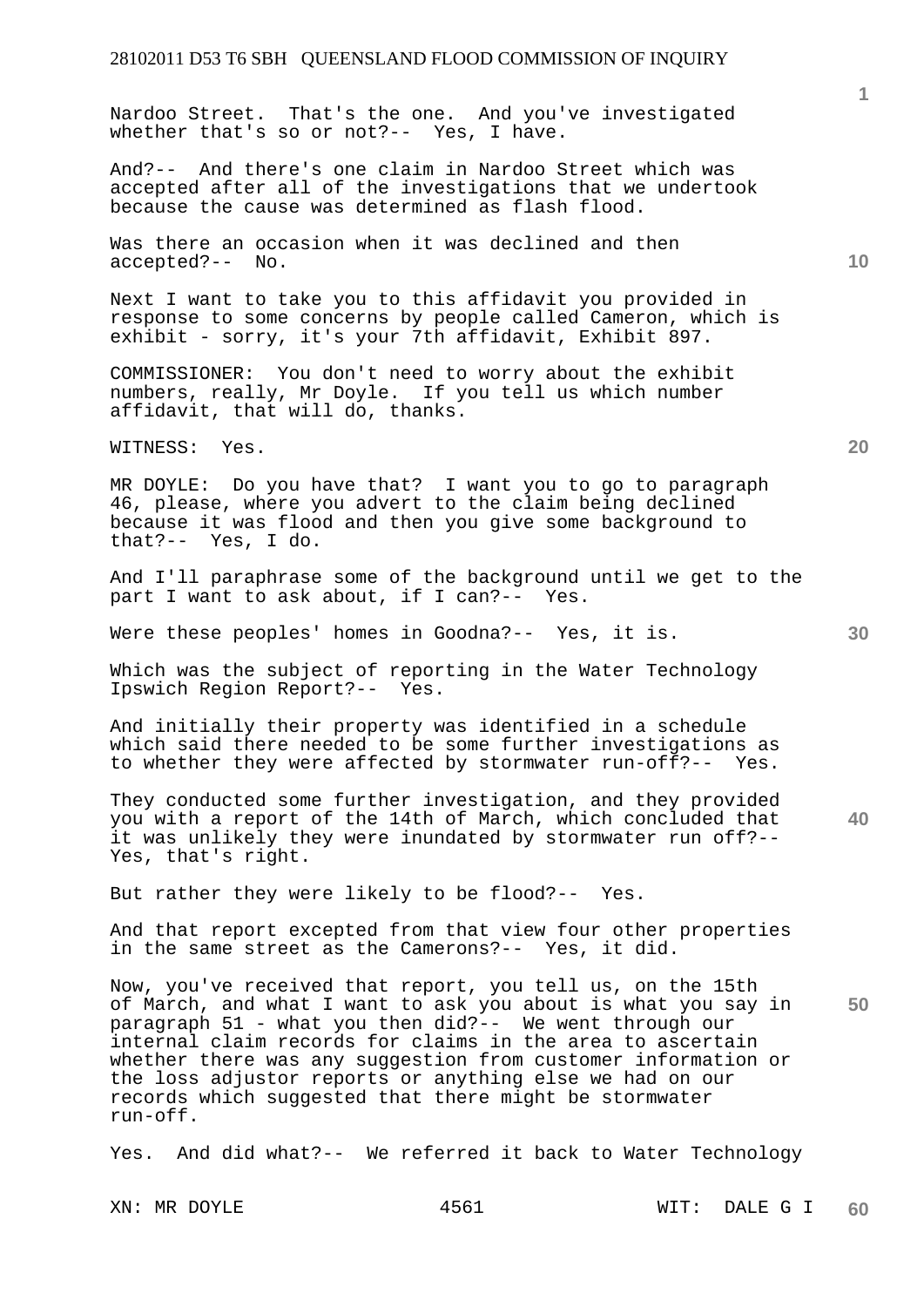Nardoo Street. That's the one. And you've investigated whether that's so or not?-- Yes, I have.

And?-- And there's one claim in Nardoo Street which was accepted after all of the investigations that we undertook because the cause was determined as flash flood.

Was there an occasion when it was declined and then accepted?-- No.

Next I want to take you to this affidavit you provided in response to some concerns by people called Cameron, which is exhibit - sorry, it's your 7th affidavit, Exhibit 897.

COMMISSIONER: You don't need to worry about the exhibit numbers, really, Mr Doyle. If you tell us which number affidavit, that will do, thanks.

WITNESS: Yes.

MR DOYLE: Do you have that? I want you to go to paragraph 46, please, where you advert to the claim being declined because it was flood and then you give some background to that?-- Yes, I do.

And I'll paraphrase some of the background until we get to the part I want to ask about, if I can?-- Yes.

Were these peoples' homes in Goodna?-- Yes, it is.

Which was the subject of reporting in the Water Technology Ipswich Region Report?-- Yes.

And initially their property was identified in a schedule which said there needed to be some further investigations as to whether they were affected by stormwater run-off?-- Yes.

They conducted some further investigation, and they provided you with a report of the 14th of March, which concluded that it was unlikely they were inundated by stormwater run off?-- Yes, that's right.

But rather they were likely to be flood?-- Yes.

And that report excepted from that view four other properties in the same street as the Camerons?-- Yes, it did.

Now, you've received that report, you tell us, on the 15th of March, and what I want to ask you about is what you say in paragraph 51 - what you then did?-- We went through our internal claim records for claims in the area to ascertain whether there was any suggestion from customer information or the loss adjustor reports or anything else we had on our records which suggested that there might be stormwater run-off.

Yes. And did what?-- We referred it back to Water Technology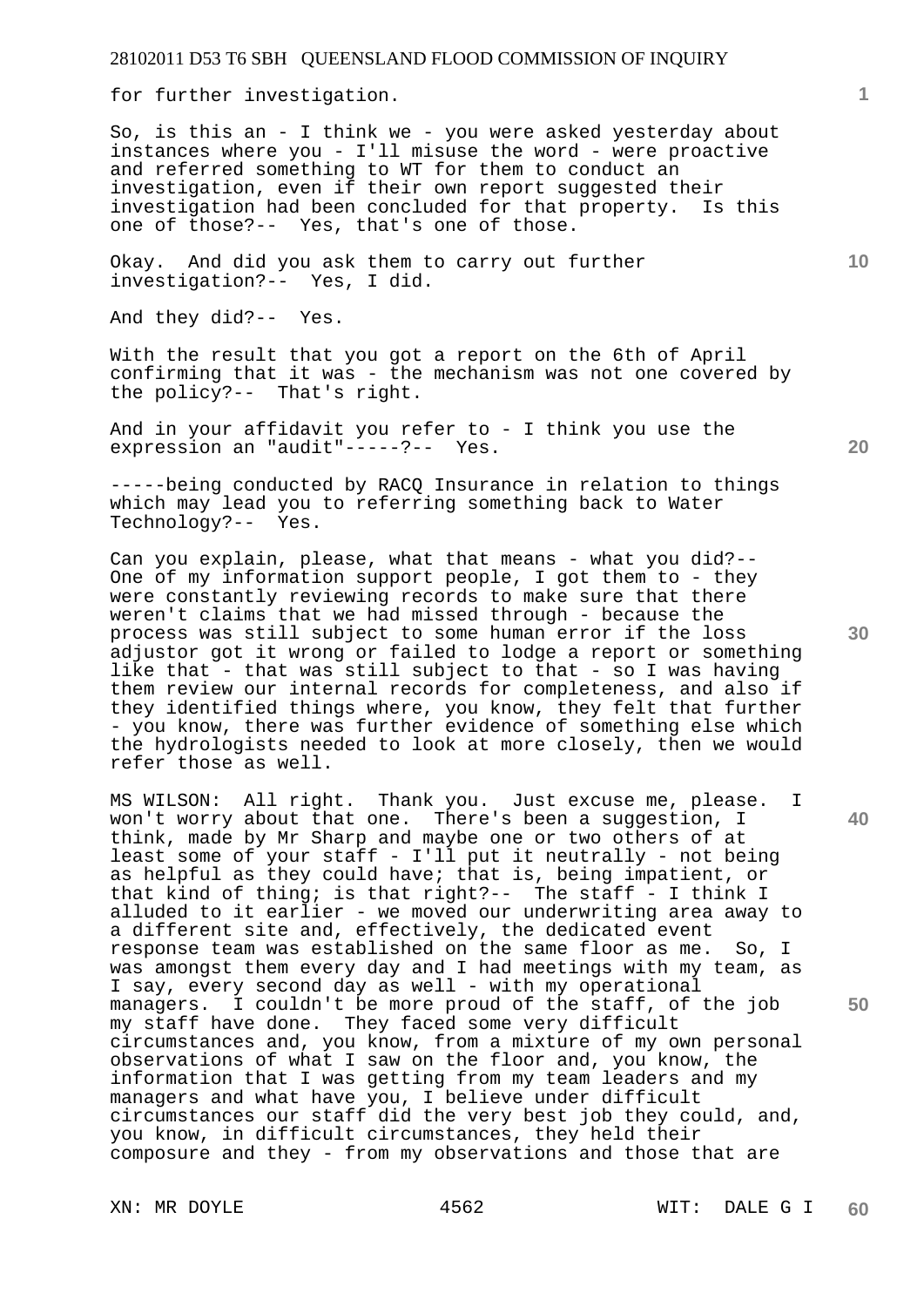for further investigation.

So, is this an - I think we - you were asked yesterday about instances where you - I'll misuse the word - were proactive and referred something to WT for them to conduct an investigation, even if their own report suggested their investigation had been concluded for that property. Is this one of those?-- Yes, that's one of those.

Okay. And did you ask them to carry out further investigation?-- Yes, I did.

And they did?-- Yes.

With the result that you got a report on the 6th of April confirming that it was - the mechanism was not one covered by the policy?-- That's right.

And in your affidavit you refer to - I think you use the expression an "audit"-----?-- Yes.

-----being conducted by RACQ Insurance in relation to things which may lead you to referring something back to Water Technology?-- Yes.

Can you explain, please, what that means - what you did?-- One of my information support people, I got them to - they were constantly reviewing records to make sure that there weren't claims that we had missed through - because the process was still subject to some human error if the loss adjustor got it wrong or failed to lodge a report or something like that - that was still subject to that - so I was having them review our internal records for completeness, and also if they identified things where, you know, they felt that further - you know, there was further evidence of something else which the hydrologists needed to look at more closely, then we would refer those as well.

MS WILSON: All right. Thank you. Just excuse me, please. I won't worry about that one. There's been a suggestion, I think, made by Mr Sharp and maybe one or two others of at least some of your staff - I'll put it neutrally - not being as helpful as they could have; that is, being impatient, or that kind of thing; is that right?-- The staff - I think I alluded to it earlier - we moved our underwriting area away to a different site and, effectively, the dedicated event response team was established on the same floor as me. So, I was amongst them every day and I had meetings with my team, as I say, every second day as well - with my operational managers. I couldn't be more proud of the staff, of the job my staff have done. They faced some very difficult circumstances and, you know, from a mixture of my own personal observations of what I saw on the floor and, you know, the information that I was getting from my team leaders and my managers and what have you, I believe under difficult circumstances our staff did the very best job they could, and, you know, in difficult circumstances, they held their composure and they - from my observations and those that are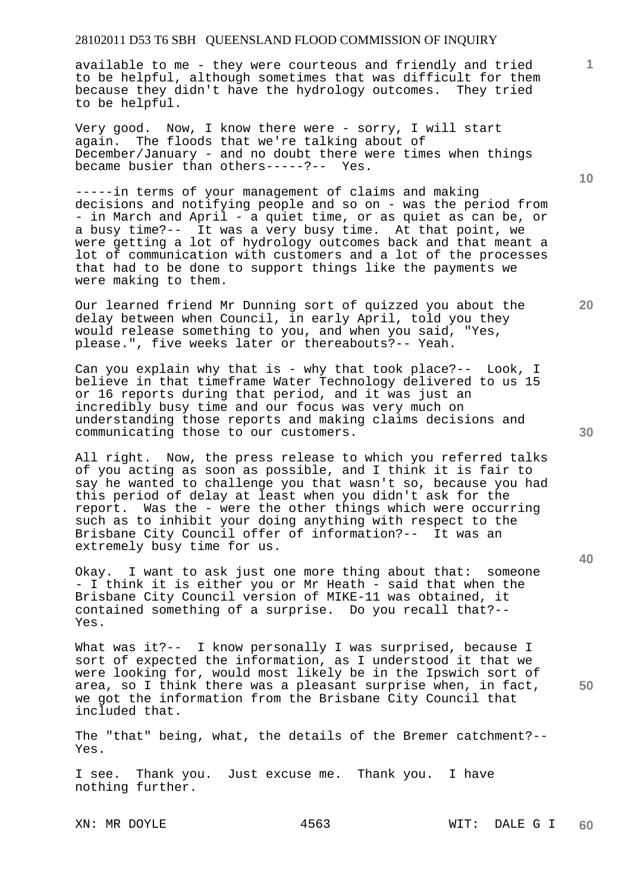available to me - they were courteous and friendly and tried to be helpful, although sometimes that was difficult for them because they didn't have the hydrology outcomes. They tried to be helpful.

Very good. Now, I know there were - sorry, I will start again. The floods that we're talking about of December/January - and no doubt there were times when things became busier than others-----?-- Yes.

-----in terms of your management of claims and making decisions and notifying people and so on - was the period from - in March and April - a quiet time, or as quiet as can be, or a busy time?-- It was a very busy time. At that point, we were getting a lot of hydrology outcomes back and that meant a lot of communication with customers and a lot of the processes that had to be done to support things like the payments we were making to them.

Our learned friend Mr Dunning sort of quizzed you about the delay between when Council, in early April, told you they would release something to you, and when you said, "Yes, please.", five weeks later or thereabouts?-- Yeah.

Can you explain why that is - why that took place?-- Look, I believe in that timeframe Water Technology delivered to us 15 or 16 reports during that period, and it was just an incredibly busy time and our focus was very much on understanding those reports and making claims decisions and communicating those to our customers.

All right. Now, the press release to which you referred talks of you acting as soon as possible, and I think it is fair to say he wanted to challenge you that wasn't so, because you had this period of delay at least when you didn't ask for the report. Was the - were the other things which were occurring such as to inhibit your doing anything with respect to the Brisbane City Council offer of information?-- It was an extremely busy time for us.

Okay. I want to ask just one more thing about that: someone - I think it is either you or Mr Heath - said that when the Brisbane City Council version of MIKE-11 was obtained, it contained something of a surprise. Do you recall that?-- Yes.

What was it?-- I know personally I was surprised, because I sort of expected the information, as I understood it that we were looking for, would most likely be in the Ipswich sort of area, so I think there was a pleasant surprise when, in fact, we got the information from the Brisbane City Council that included that.

The "that" being, what, the details of the Bremer catchment?-- Yes.

I see. Thank you. Just excuse me. Thank you. I have nothing further.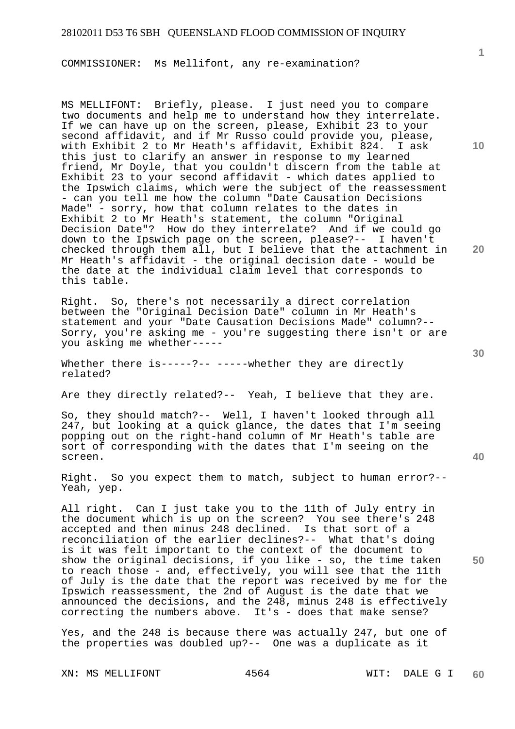COMMISSIONER: Ms Mellifont, any re-examination?

MS MELLIFONT: Briefly, please. I just need you to compare two documents and help me to understand how they interrelate. If we can have up on the screen, please, Exhibit 23 to your second affidavit, and if Mr Russo could provide you, please, with Exhibit 2 to Mr Heath's affidavit, Exhibit 824. I ask this just to clarify an answer in response to my learned friend, Mr Doyle, that you couldn't discern from the table at Exhibit 23 to your second affidavit - which dates applied to the Ipswich claims, which were the subject of the reassessment - can you tell me how the column "Date Causation Decisions Made" - sorry, how that column relates to the dates in Exhibit 2 to Mr Heath's statement, the column "Original Decision Date"? How do they interrelate? And if we could go down to the Ipswich page on the screen, please?-- I haven't checked through them all, but I believe that the attachment in Mr Heath's affidavit - the original decision date - would be the date at the individual claim level that corresponds to this table.

Right. So, there's not necessarily a direct correlation between the "Original Decision Date" column in Mr Heath's statement and your "Date Causation Decisions Made" column?-- Sorry, you're asking me - you're suggesting there isn't or are you asking me whether-----

Whether there is-----?-- -----whether they are directly related?

Are they directly related?-- Yeah, I believe that they are.

So, they should match?-- Well, I haven't looked through all 247, but looking at a quick glance, the dates that I'm seeing popping out on the right-hand column of Mr Heath's table are sort of corresponding with the dates that I'm seeing on the screen.

Right. So you expect them to match, subject to human error?-- Yeah, yep.

All right. Can I just take you to the 11th of July entry in the document which is up on the screen? You see there's 248 accepted and then minus 248 declined. Is that sort of a reconciliation of the earlier declines?-- What that's doing is it was felt important to the context of the document to show the original decisions, if you like - so, the time taken to reach those - and, effectively, you will see that the 11th of July is the date that the report was received by me for the Ipswich reassessment, the 2nd of August is the date that we announced the decisions, and the 248, minus 248 is effectively correcting the numbers above. It's - does that make sense?

Yes, and the 248 is because there was actually 247, but one of the properties was doubled up?-- One was a duplicate as it

XN: MS MELLIFONT WIT: DALE G I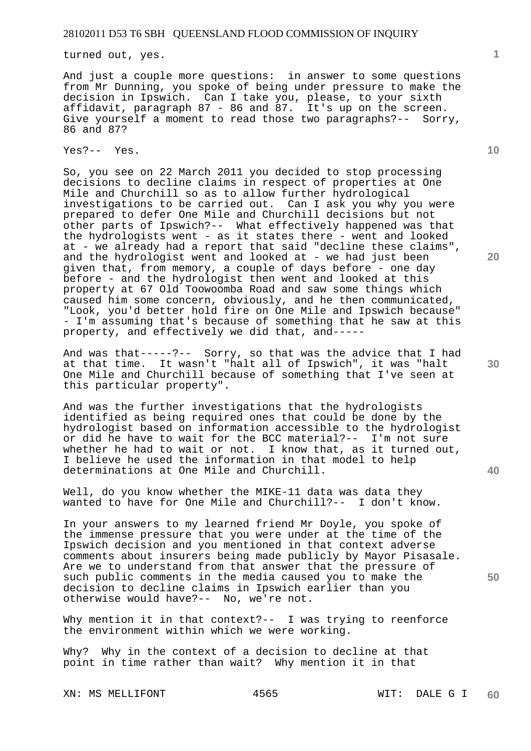turned out, yes.

And just a couple more questions: in answer to some questions from Mr Dunning, you spoke of being under pressure to make the decision in Ipswich. Can I take you, please, to your sixth affidavit, paragraph 87 - 86 and 87. It's up on the screen. Give yourself a moment to read those two paragraphs?-- Sorry, 86 and 87?

Yes?-- Yes.

So, you see on 22 March 2011 you decided to stop processing decisions to decline claims in respect of properties at One Mile and Churchill so as to allow further hydrological investigations to be carried out. Can I ask you why you were prepared to defer One Mile and Churchill decisions but not other parts of Ipswich?-- What effectively happened was that the hydrologists went - as it states there - went and looked at - we already had a report that said "decline these claims", and the hydrologist went and looked at - we had just been given that, from memory, a couple of days before - one day before - and the hydrologist then went and looked at this property at 67 Old Toowoomba Road and saw some things which caused him some concern, obviously, and he then communicated, "Look, you'd better hold fire on One Mile and Ipswich because" - I'm assuming that's because of something that he saw at this property, and effectively we did that, and-----

And was that-----?-- Sorry, so that was the advice that I had at that time. It wasn't "halt all of Ipswich", it was "halt One Mile and Churchill because of something that I've seen at this particular property".

And was the further investigations that the hydrologists identified as being required ones that could be done by the hydrologist based on information accessible to the hydrologist or did he have to wait for the BCC material?-- I'm not sure whether he had to wait or not. I know that, as it turned out, I believe he used the information in that model to help determinations at One Mile and Churchill.

Well, do you know whether the MIKE-11 data was data they wanted to have for One Mile and Churchill?-- I don't know.

In your answers to my learned friend Mr Doyle, you spoke of the immense pressure that you were under at the time of the Ipswich decision and you mentioned in that context adverse comments about insurers being made publicly by Mayor Pisasale. Are we to understand from that answer that the pressure of such public comments in the media caused you to make the decision to decline claims in Ipswich earlier than you otherwise would have?-- No, we're not.

Why mention it in that context?-- I was trying to reenforce the environment within which we were working.

Why? Why in the context of a decision to decline at that point in time rather than wait? Why mention it in that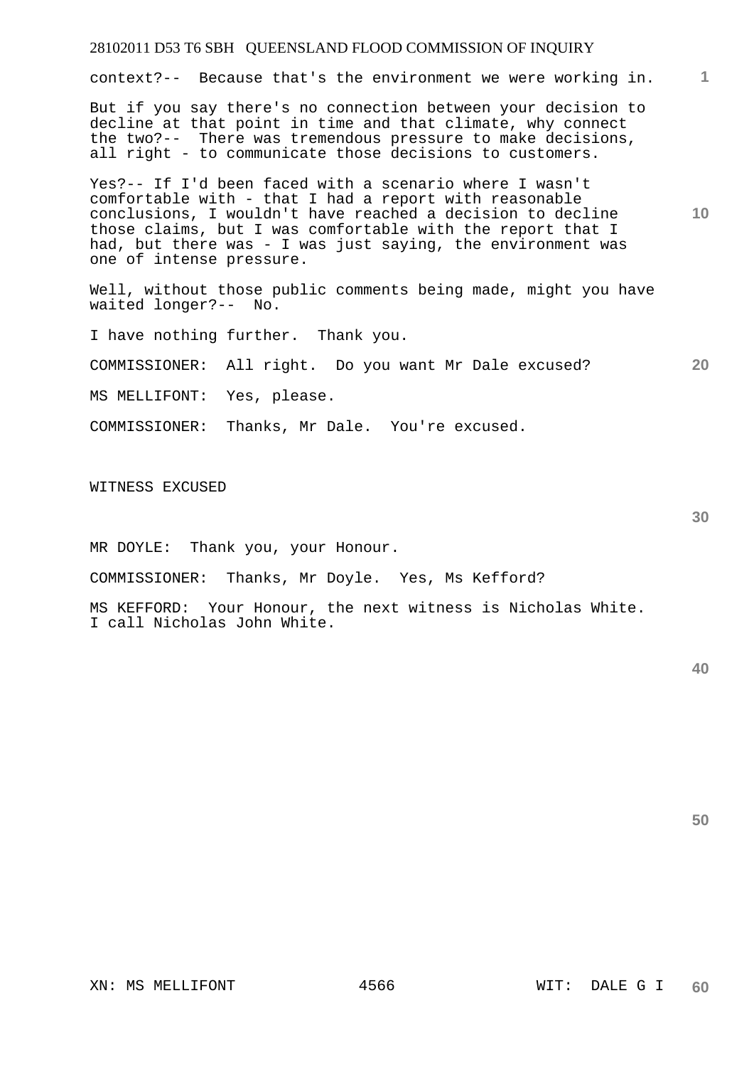context?-- Because that's the environment we were working in.

But if you say there's no connection between your decision to decline at that point in time and that climate, why connect the two?-- There was tremendous pressure to make decisions, all right - to communicate those decisions to customers.

Yes?-- If I'd been faced with a scenario where I wasn't comfortable with - that I had a report with reasonable conclusions, I wouldn't have reached a decision to decline those claims, but I was comfortable with the report that I had, but there was - I was just saying, the environment was one of intense pressure.

Well, without those public comments being made, might you have waited longer?-- No.

I have nothing further. Thank you.

COMMISSIONER: All right. Do you want Mr Dale excused?

MS MELLIFONT: Yes, please.

COMMISSIONER: Thanks, Mr Dale. You're excused.

WITNESS EXCUSED

MR DOYLE: Thank you, your Honour.

COMMISSIONER: Thanks, Mr Doyle. Yes, Ms Kefford?

MS KEFFORD: Your Honour, the next witness is Nicholas White. I call Nicholas John White.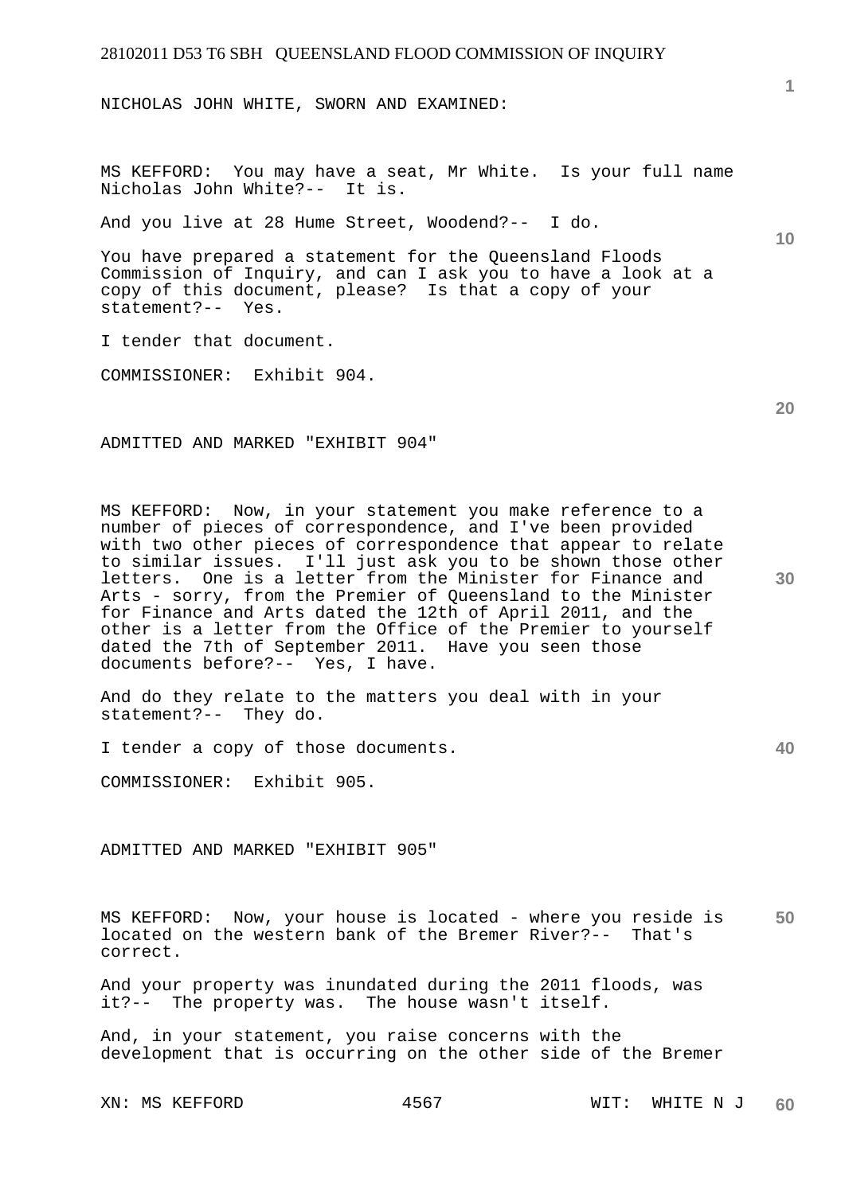NICHOLAS JOHN WHITE, SWORN AND EXAMINED:

MS KEFFORD: You may have a seat, Mr White. Is your full name Nicholas John White?-- It is.

And you live at 28 Hume Street, Woodend?-- I do.

You have prepared a statement for the Queensland Floods Commission of Inquiry, and can I ask you to have a look at a copy of this document, please? Is that a copy of your statement?-- Yes.

I tender that document.

COMMISSIONER: Exhibit 904.

ADMITTED AND MARKED "EXHIBIT 904"

MS KEFFORD: Now, in your statement you make reference to a number of pieces of correspondence, and I've been provided with two other pieces of correspondence that appear to relate to similar issues. I'll just ask you to be shown those other letters. One is a letter from the Minister for Finance and Arts - sorry, from the Premier of Queensland to the Minister for Finance and Arts dated the 12th of April 2011, and the other is a letter from the Office of the Premier to yourself dated the 7th of September 2011. Have you seen those documents before?-- Yes, I have.

And do they relate to the matters you deal with in your statement?-- They do.

I tender a copy of those documents.

COMMISSIONER: Exhibit 905.

ADMITTED AND MARKED "EXHIBIT 905"

MS KEFFORD: Now, your house is located - where you reside is located on the western bank of the Bremer River?-- That's correct.

And your property was inundated during the 2011 floods, was it?-- The property was. The house wasn't itself.

And, in your statement, you raise concerns with the development that is occurring on the other side of the Bremer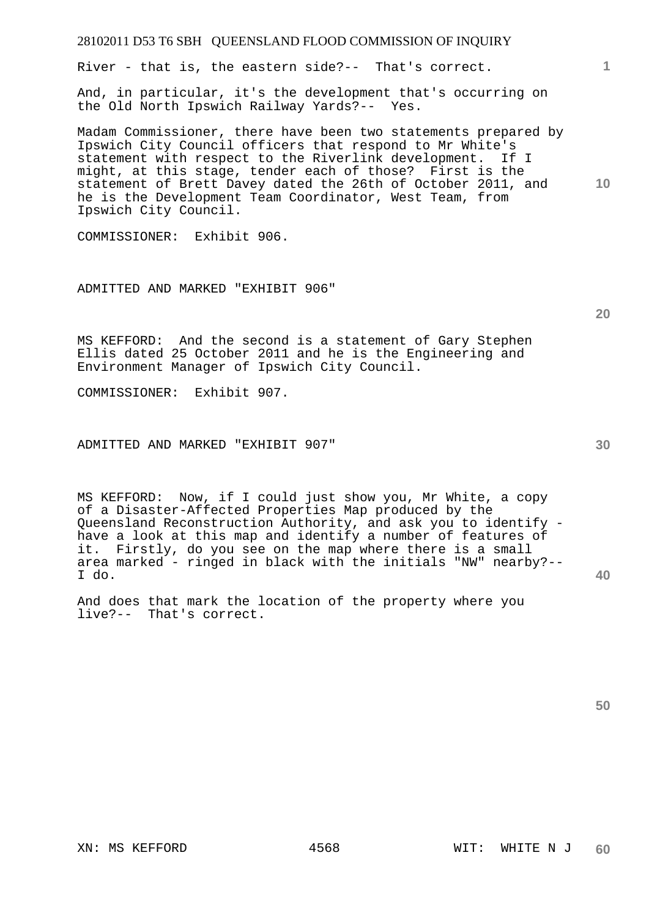River - that is, the eastern side?-- That's correct.

And, in particular, it's the development that's occurring on the Old North Ipswich Railway Yards?-- Yes.

Madam Commissioner, there have been two statements prepared by Ipswich City Council officers that respond to Mr White's statement with respect to the Riverlink development. If I might, at this stage, tender each of those? First is the statement of Brett Davey dated the 26th of October 2011, and he is the Development Team Coordinator, West Team, from Ipswich City Council.

COMMISSIONER: Exhibit 906.

ADMITTED AND MARKED "EXHIBIT 906"

MS KEFFORD: And the second is a statement of Gary Stephen Ellis dated 25 October 2011 and he is the Engineering and Environment Manager of Ipswich City Council.

COMMISSIONER: Exhibit 907.

ADMITTED AND MARKED "EXHIBIT 907"

MS KEFFORD: Now, if I could just show you, Mr White, a copy of a Disaster-Affected Properties Map produced by the Queensland Reconstruction Authority, and ask you to identify - have a look at this map and identify a number of features of it. Firstly, do you see on the map where there is a small area marked - ringed in black with the initials "NW" nearby?-- I do.

And does that mark the location of the property where you live?-- That's correct.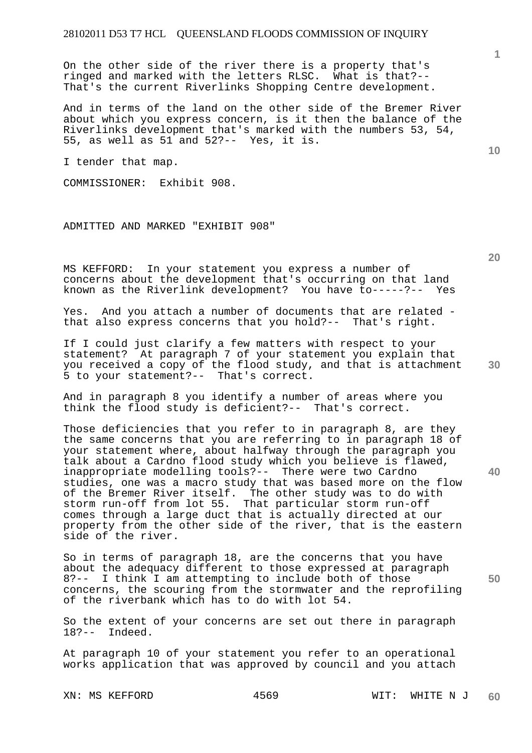On the other side of the river there is a property that's ringed and marked with the letters RLSC. What is that?-- That's the current Riverlinks Shopping Centre development.

And in terms of the land on the other side of the Bremer River about which you express concern, is it then the balance of the Riverlinks development that's marked with the numbers 53, 54, 55, as well as 51 and 52?-- Yes, it is.

I tender that map.

COMMISSIONER: Exhibit 908.

ADMITTED AND MARKED "EXHIBIT 908"

MS KEFFORD: In your statement you express a number of concerns about the development that's occurring on that land known as the Riverlink development? You have to-----?-- Yes

Yes. And you attach a number of documents that are related - that also express concerns that you hold?-- That's right.

If I could just clarify a few matters with respect to your statement? At paragraph 7 of your statement you explain that you received a copy of the flood study, and that is attachment 5 to your statement?-- That's correct.

And in paragraph 8 you identify a number of areas where you think the flood study is deficient?-- That's correct.

Those deficiencies that you refer to in paragraph 8, are they the same concerns that you are referring to in paragraph 18 of your statement where, about halfway through the paragraph you talk about a Cardno flood study which you believe is flawed, inappropriate modelling tools?-- There were two Cardno studies, one was a macro study that was based more on the flow of the Bremer River itself. The other study was to do with storm run-off from lot 55. That particular storm run-off comes through a large duct that is actually directed at our property from the other side of the river, that is the eastern side of the river.

So in terms of paragraph 18, are the concerns that you have about the adequacy different to those expressed at paragraph 8?-- I think I am attempting to include both of those concerns, the scouring from the stormwater and the reprofiling of the riverbank which has to do with lot 54.

So the extent of your concerns are set out there in paragraph 18?-- Indeed.

At paragraph 10 of your statement you refer to an operational works application that was approved by council and you attach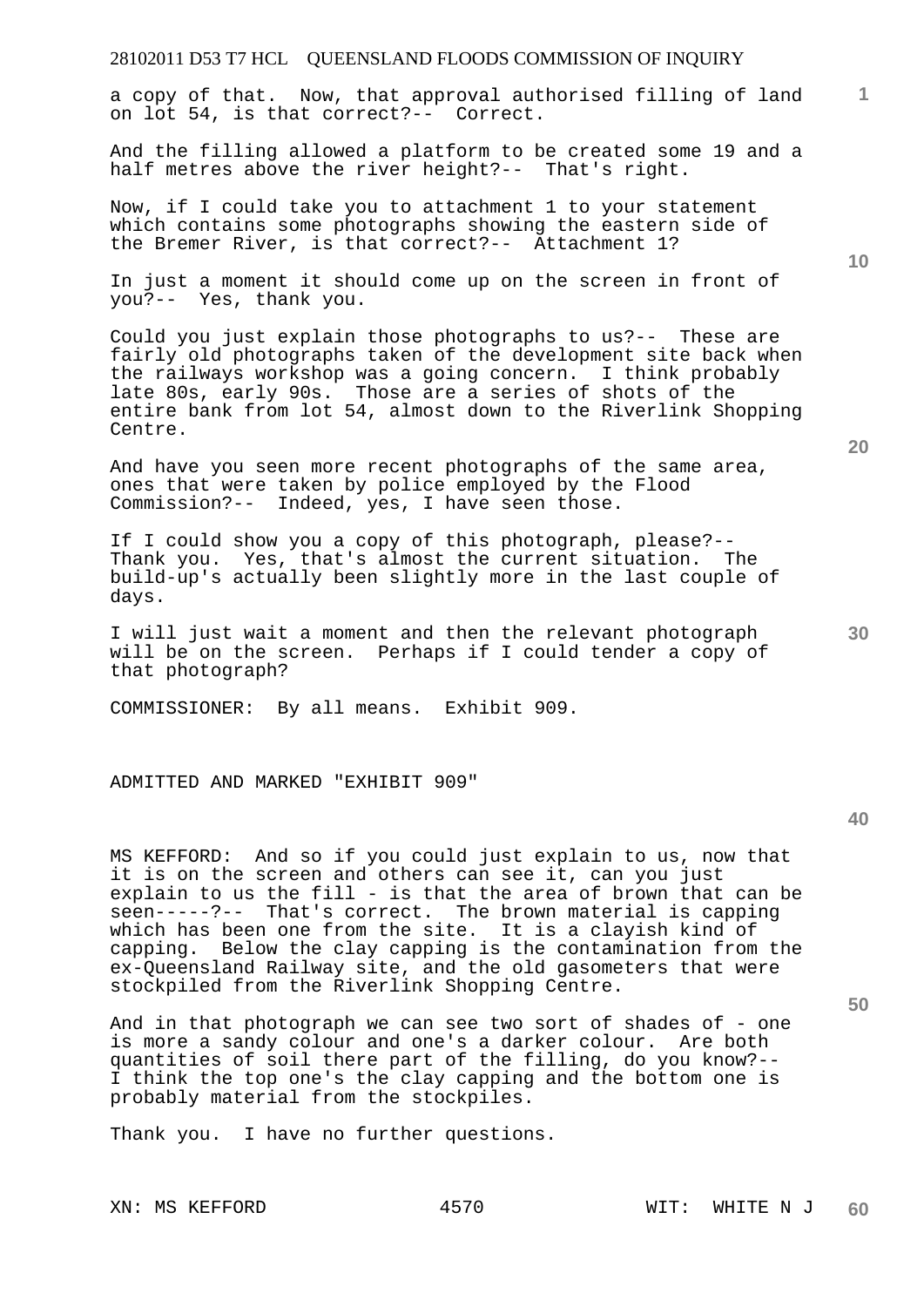a copy of that. Now, that approval authorised filling of land on lot 54, is that correct?-- Correct.

And the filling allowed a platform to be created some 19 and a half metres above the river height?-- That's right.

Now, if I could take you to attachment 1 to your statement which contains some photographs showing the eastern side of the Bremer River, is that correct?-- Attachment 1?

In just a moment it should come up on the screen in front of you?-- Yes, thank you.

Could you just explain those photographs to us?-- These are fairly old photographs taken of the development site back when the railways workshop was a going concern. I think probably late 80s, early 90s. Those are a series of shots of the entire bank from lot 54, almost down to the Riverlink Shopping Centre.

And have you seen more recent photographs of the same area, ones that were taken by police employed by the Flood Commission?-- Indeed, yes, I have seen those.

If I could show you a copy of this photograph, please?-- Thank you. Yes, that's almost the current situation. The build-up's actually been slightly more in the last couple of days.

I will just wait a moment and then the relevant photograph will be on the screen. Perhaps if I could tender a copy of that photograph?

COMMISSIONER: By all means. Exhibit 909.

ADMITTED AND MARKED "EXHIBIT 909"

MS KEFFORD: And so if you could just explain to us, now that it is on the screen and others can see it, can you just explain to us the fill - is that the area of brown that can be seen-----?-- That's correct. The brown material is capping which has been one from the site. It is a clayish kind of capping. Below the clay capping is the contamination from the ex-Queensland Railway site, and the old gasometers that were stockpiled from the Riverlink Shopping Centre.

And in that photograph we can see two sort of shades of - one is more a sandy colour and one's a darker colour. Are both quantities of soil there part of the filling, do you know?-- I think the top one's the clay capping and the bottom one is probably material from the stockpiles.

Thank you. I have no further questions.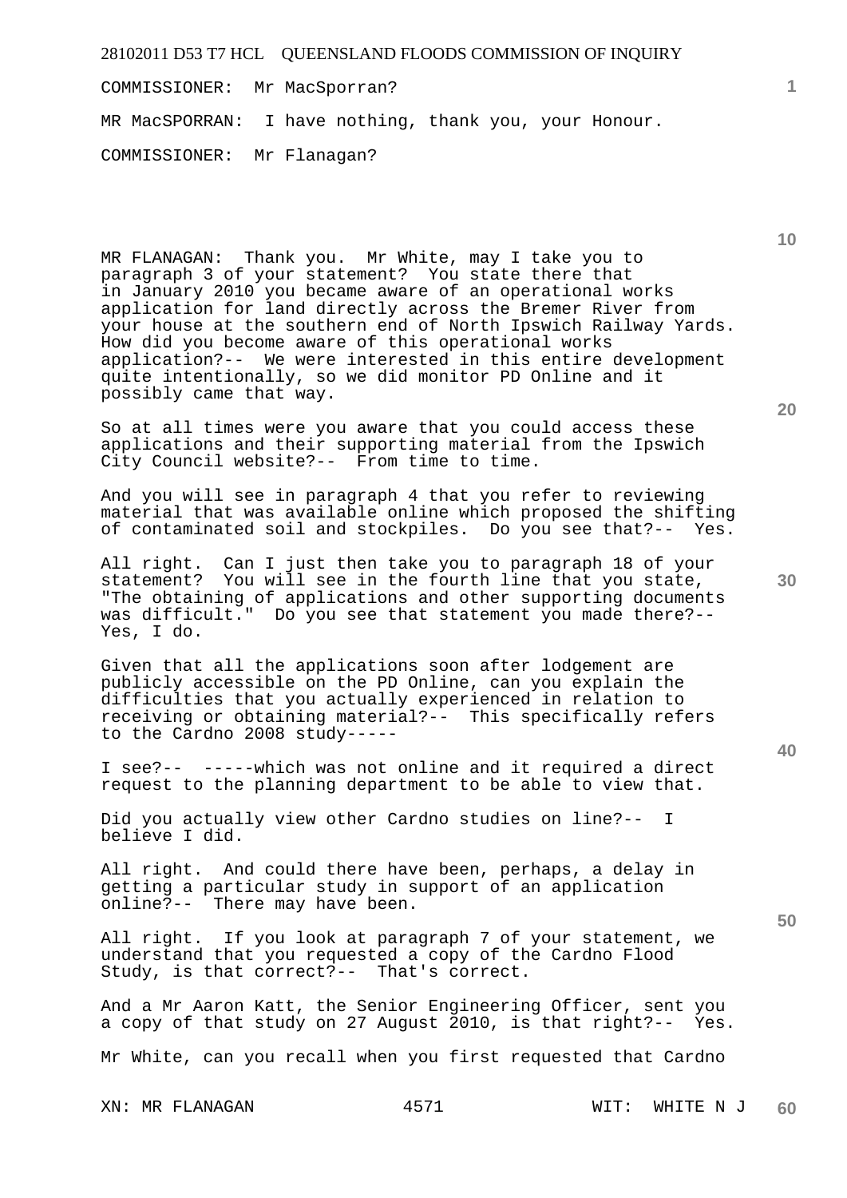COMMISSIONER: Mr MacSporran?

MR MacSPORRAN: I have nothing, thank you, your Honour.

COMMISSIONER: Mr Flanagan?

MR FLANAGAN: Thank you. Mr White, may I take you to paragraph 3 of your statement? You state there that in January 2010 you became aware of an operational works application for land directly across the Bremer River from your house at the southern end of North Ipswich Railway Yards. How did you become aware of this operational works application?-- We were interested in this entire development quite intentionally, so we did monitor PD Online and it possibly came that way.

So at all times were you aware that you could access these applications and their supporting material from the Ipswich City Council website?-- From time to time.

And you will see in paragraph 4 that you refer to reviewing material that was available online which proposed the shifting of contaminated soil and stockpiles. Do you see that?-- Yes.

All right. Can I just then take you to paragraph 18 of your statement? You will see in the fourth line that you state, "The obtaining of applications and other supporting documents was difficult." Do you see that statement you made there?-- Yes, I do.

Given that all the applications soon after lodgement are publicly accessible on the PD Online, can you explain the difficulties that you actually experienced in relation to receiving or obtaining material?-- This specifically refers to the Cardno 2008 study-----

I see?-- -----which was not online and it required a direct request to the planning department to be able to view that.

Did you actually view other Cardno studies on line?-- I believe I did.

All right. And could there have been, perhaps, a delay in getting a particular study in support of an application online?-- There may have been.

All right. If you look at paragraph 7 of your statement, we understand that you requested a copy of the Cardno Flood Study, is that correct?-- That's correct.

And a Mr Aaron Katt, the Senior Engineering Officer, sent you a copy of that study on 27 August 2010, is that right?-- Yes.

Mr White, can you recall when you first requested that Cardno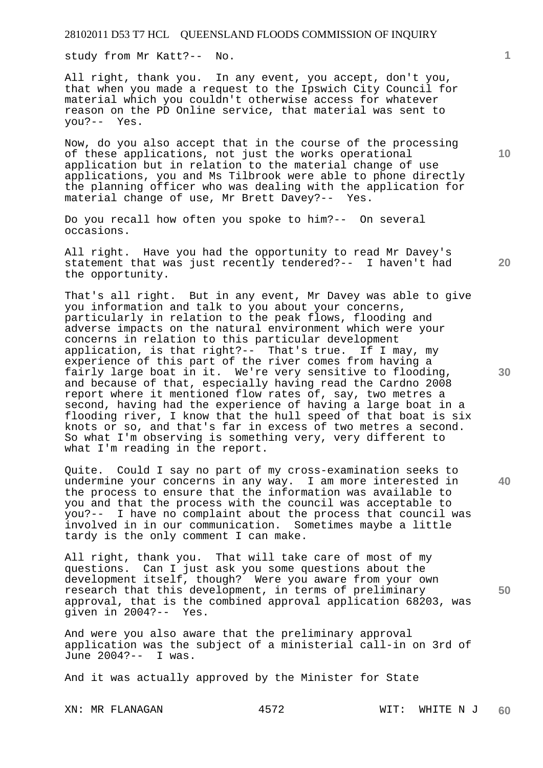study from Mr Katt?-- No.

All right, thank you. In any event, you accept, don't you, that when you made a request to the Ipswich City Council for material which you couldn't otherwise access for whatever reason on the PD Online service, that material was sent to you?-- Yes.

Now, do you also accept that in the course of the processing of these applications, not just the works operational application but in relation to the material change of use applications, you and Ms Tilbrook were able to phone directly the planning officer who was dealing with the application for material change of use, Mr Brett Davey?-- Yes.

Do you recall how often you spoke to him?-- On several occasions.

All right. Have you had the opportunity to read Mr Davey's statement that was just recently tendered?-- I haven't had the opportunity.

That's all right. But in any event, Mr Davey was able to give you information and talk to you about your concerns, particularly in relation to the peak flows, flooding and adverse impacts on the natural environment which were your concerns in relation to this particular development application, is that right?-- That's true. If I may, my experience of this part of the river comes from having a fairly large boat in it. We're very sensitive to flooding, and because of that, especially having read the Cardno 2008 report where it mentioned flow rates of, say, two metres a second, having had the experience of having a large boat in a flooding river, I know that the hull speed of that boat is six knots or so, and that's far in excess of two metres a second. So what I'm observing is something very, very different to what I'm reading in the report.

Quite. Could I say no part of my cross-examination seeks to undermine your concerns in any way. I am more interested in the process to ensure that the information was available to you and that the process with the council was acceptable to you?-- I have no complaint about the process that council was involved in in our communication. Sometimes maybe a little tardy is the only comment I can make.

All right, thank you. That will take care of most of my questions. Can I just ask you some questions about the development itself, though? Were you aware from your own research that this development, in terms of preliminary approval, that is the combined approval application 68203, was given in 2004?-- Yes.

And were you also aware that the preliminary approval application was the subject of a ministerial call-in on 3rd of June 2004?-- I was.

And it was actually approved by the Minister for State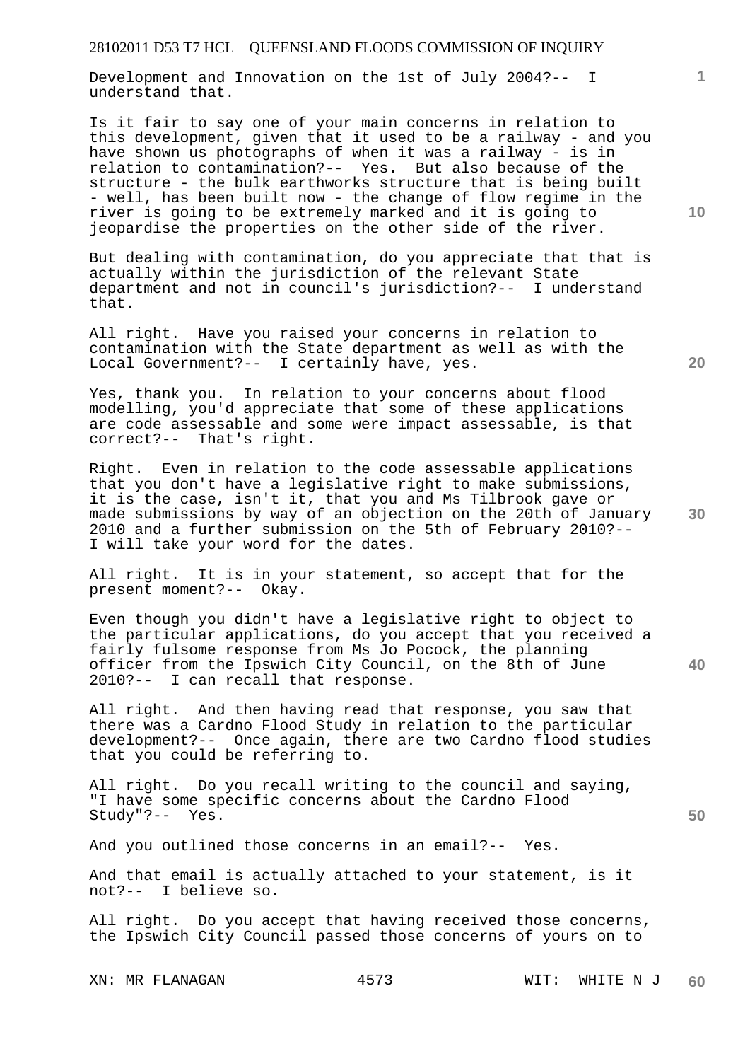Development and Innovation on the 1st of July 2004?-- I understand that.

Is it fair to say one of your main concerns in relation to this development, given that it used to be a railway - and you have shown us photographs of when it was a railway - is in relation to contamination?-- Yes. But also because of the structure - the bulk earthworks structure that is being built - well, has been built now - the change of flow regime in the river is going to be extremely marked and it is going to jeopardise the properties on the other side of the river.

But dealing with contamination, do you appreciate that that is actually within the jurisdiction of the relevant State department and not in council's jurisdiction?-- I understand that.

All right. Have you raised your concerns in relation to contamination with the State department as well as with the Local Government?-- I certainly have, yes.

Yes, thank you. In relation to your concerns about flood modelling, you'd appreciate that some of these applications are code assessable and some were impact assessable, is that correct?-- That's right.

Right. Even in relation to the code assessable applications that you don't have a legislative right to make submissions, it is the case, isn't it, that you and Ms Tilbrook gave or made submissions by way of an objection on the 20th of January 2010 and a further submission on the 5th of February 2010?-- I will take your word for the dates.

All right. It is in your statement, so accept that for the present moment?-- Okay.

Even though you didn't have a legislative right to object to the particular applications, do you accept that you received a fairly fulsome response from Ms Jo Pocock, the planning officer from the Ipswich City Council, on the 8th of June 2010?-- I can recall that response.

All right. And then having read that response, you saw that there was a Cardno Flood Study in relation to the particular development?-- Once again, there are two Cardno flood studies that you could be referring to.

All right. Do you recall writing to the council and saying, "I have some specific concerns about the Cardno Flood Study"?-- Yes.

And you outlined those concerns in an email?-- Yes.

And that email is actually attached to your statement, is it not?-- I believe so.

All right. Do you accept that having received those concerns, the Ipswich City Council passed those concerns of yours on to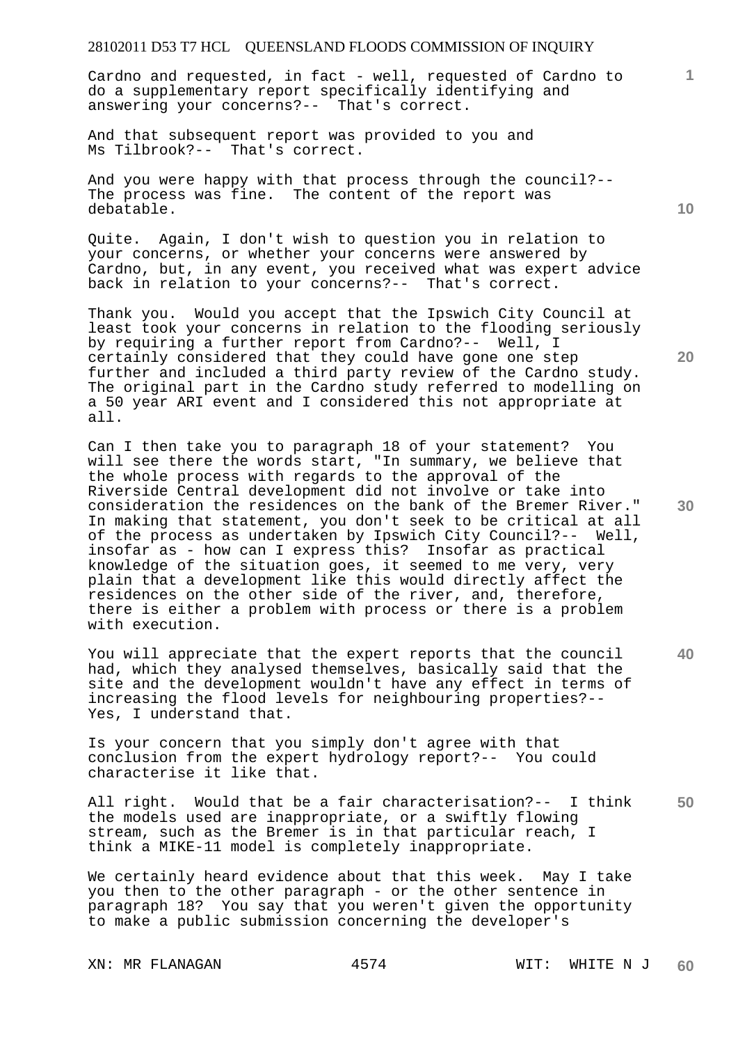Cardno and requested, in fact - well, requested of Cardno to do a supplementary report specifically identifying and answering your concerns?-- That's correct.

And that subsequent report was provided to you and Ms Tilbrook?-- That's correct.

And you were happy with that process through the council?-- The process was fine. The content of the report was debatable.

Quite. Again, I don't wish to question you in relation to your concerns, or whether your concerns were answered by Cardno, but, in any event, you received what was expert advice back in relation to your concerns?-- That's correct.

Thank you. Would you accept that the Ipswich City Council at least took your concerns in relation to the flooding seriously by requiring a further report from Cardno?-- Well, I certainly considered that they could have gone one step further and included a third party review of the Cardno study. The original part in the Cardno study referred to modelling on a 50 year ARI event and I considered this not appropriate at all.

Can I then take you to paragraph 18 of your statement? You will see there the words start, "In summary, we believe that the whole process with regards to the approval of the Riverside Central development did not involve or take into consideration the residences on the bank of the Bremer River." In making that statement, you don't seek to be critical at all of the process as undertaken by Ipswich City Council?-- Well, insofar as - how can I express this? Insofar as practical knowledge of the situation goes, it seemed to me very, very plain that a development like this would directly affect the residences on the other side of the river, and, therefore, there is either a problem with process or there is a problem with execution.

You will appreciate that the expert reports that the council had, which they analysed themselves, basically said that the site and the development wouldn't have any effect in terms of increasing the flood levels for neighbouring properties?-- Yes, I understand that.

Is your concern that you simply don't agree with that conclusion from the expert hydrology report?-- You could characterise it like that.

All right. Would that be a fair characterisation?-- I think the models used are inappropriate, or a swiftly flowing stream, such as the Bremer is in that particular reach, I think a MIKE-11 model is completely inappropriate.

We certainly heard evidence about that this week. May I take you then to the other paragraph - or the other sentence in paragraph 18? You say that you weren't given the opportunity to make a public submission concerning the developer's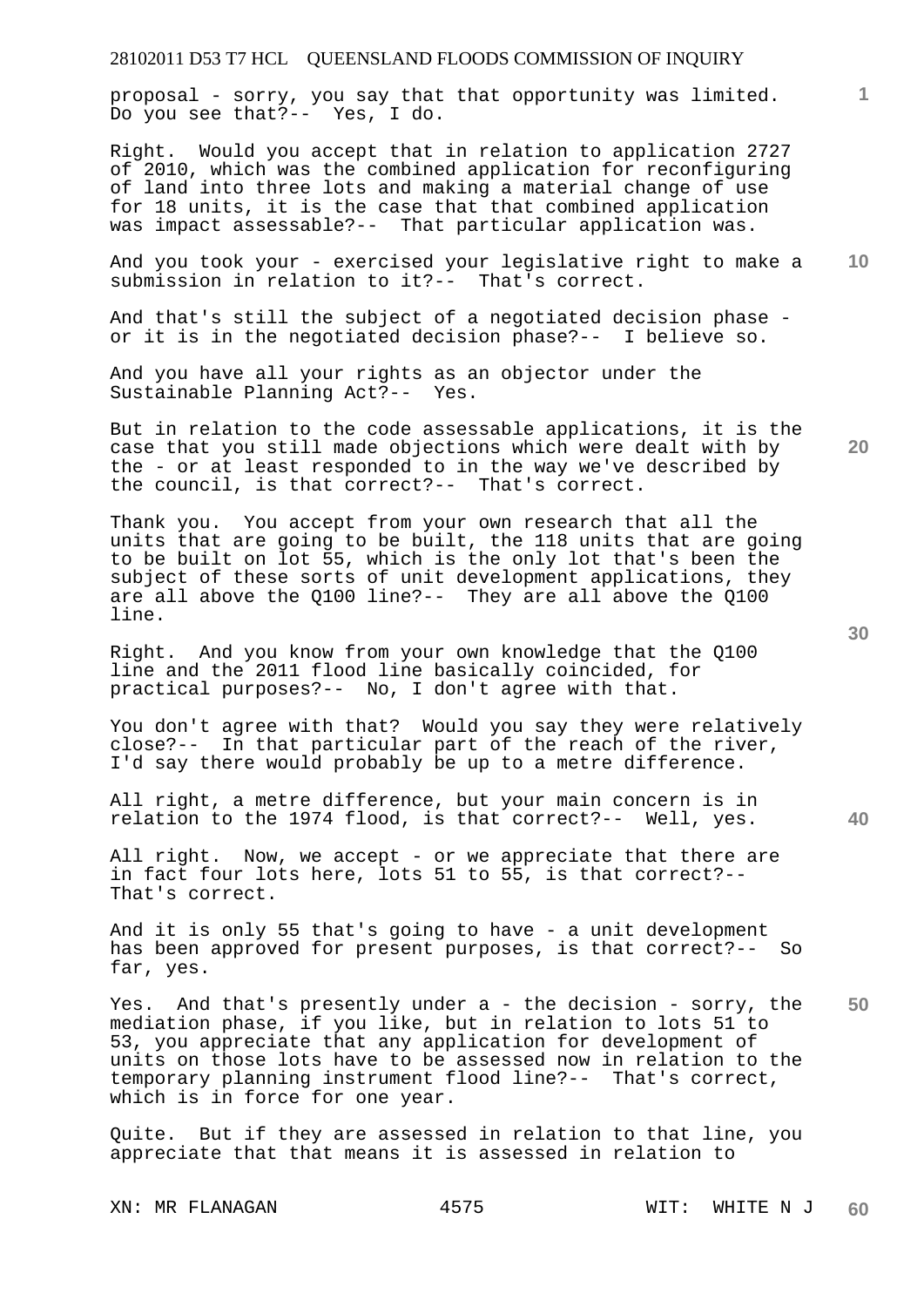proposal - sorry, you say that that opportunity was limited. Do you see that?-- Yes, I do.

Right. Would you accept that in relation to application 2727 of 2010, which was the combined application for reconfiguring of land into three lots and making a material change of use for 18 units, it is the case that that combined application was impact assessable?-- That particular application was.

And you took your - exercised your legislative right to make a submission in relation to it?-- That's correct.

And that's still the subject of a negotiated decision phase - or it is in the negotiated decision phase?-- I believe so.

And you have all your rights as an objector under the Sustainable Planning Act?-- Yes.

But in relation to the code assessable applications, it is the case that you still made objections which were dealt with by the - or at least responded to in the way we've described by the council, is that correct?-- That's correct.

Thank you. You accept from your own research that all the units that are going to be built, the 118 units that are going to be built on lot 55, which is the only lot that's been the subject of these sorts of unit development applications, they are all above the Q100 line?-- They are all above the Q100 line.

Right. And you know from your own knowledge that the Q100 line and the 2011 flood line basically coincided, for practical purposes?-- No, I don't agree with that.

You don't agree with that? Would you say they were relatively close?-- In that particular part of the reach of the river, I'd say there would probably be up to a metre difference.

All right, a metre difference, but your main concern is in relation to the 1974 flood, is that correct?-- Well, yes.

All right. Now, we accept - or we appreciate that there are in fact four lots here, lots 51 to 55, is that correct?-- That's correct.

And it is only 55 that's going to have - a unit development has been approved for present purposes, is that correct?-- So far, yes.

Yes. And that's presently under a - the decision - sorry, the mediation phase, if you like, but in relation to lots 51 to 53, you appreciate that any application for development of units on those lots have to be assessed now in relation to the temporary planning instrument flood line?-- That's correct, which is in force for one year.

Quite. But if they are assessed in relation to that line, you appreciate that that means it is assessed in relation to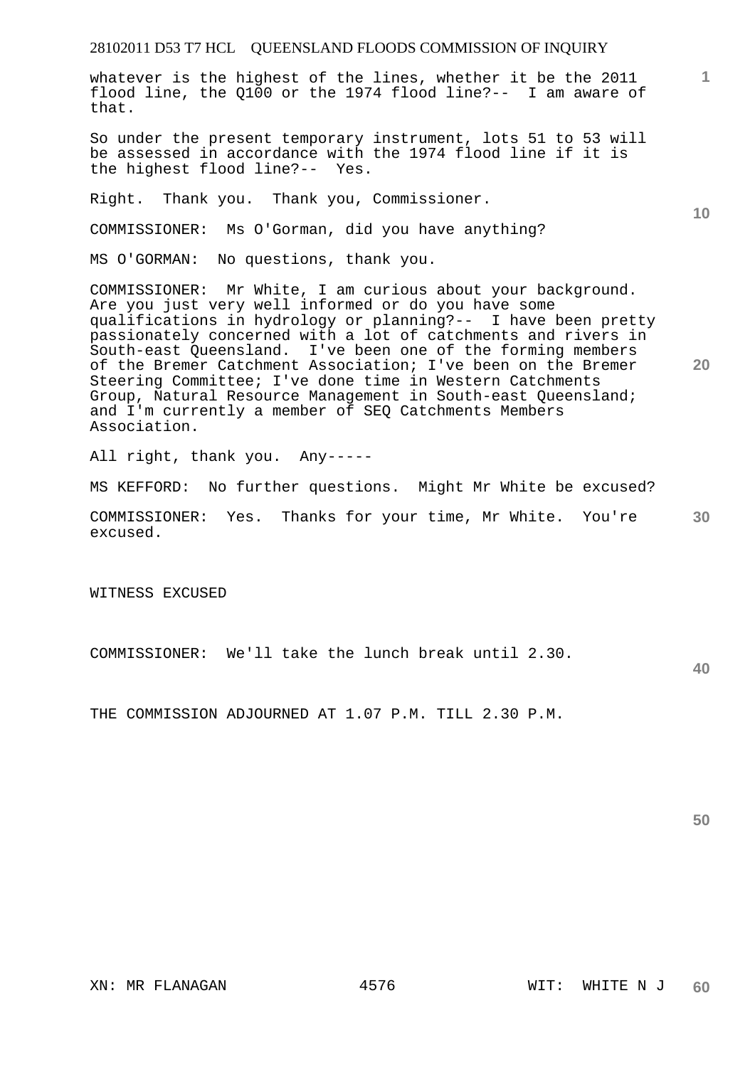whatever is the highest of the lines, whether it be the 2011 flood line, the Q100 or the 1974 flood line?-- I am aware of that.

So under the present temporary instrument, lots 51 to 53 will be assessed in accordance with the 1974 flood line if it is the highest flood line?-- Yes.

Right. Thank you. Thank you, Commissioner.

COMMISSIONER: Ms O'Gorman, did you have anything?

MS O'GORMAN: No questions, thank you.

COMMISSIONER: Mr White, I am curious about your background. Are you just very well informed or do you have some qualifications in hydrology or planning?-- I have been pretty passionately concerned with a lot of catchments and rivers in South-east Queensland. I've been one of the forming members of the Bremer Catchment Association; I've been on the Bremer Steering Committee; I've done time in Western Catchments Group, Natural Resource Management in South-east Queensland; and I'm currently a member of SEQ Catchments Members Association.

All right, thank you. Any-----

MS KEFFORD: No further questions. Might Mr White be excused?

COMMISSIONER: Yes. Thanks for your time, Mr White. You're excused.

WITNESS EXCUSED

COMMISSIONER: We'll take the lunch break until 2.30.

THE COMMISSION ADJOURNED AT 1.07 P.M. TILL 2.30 P.M.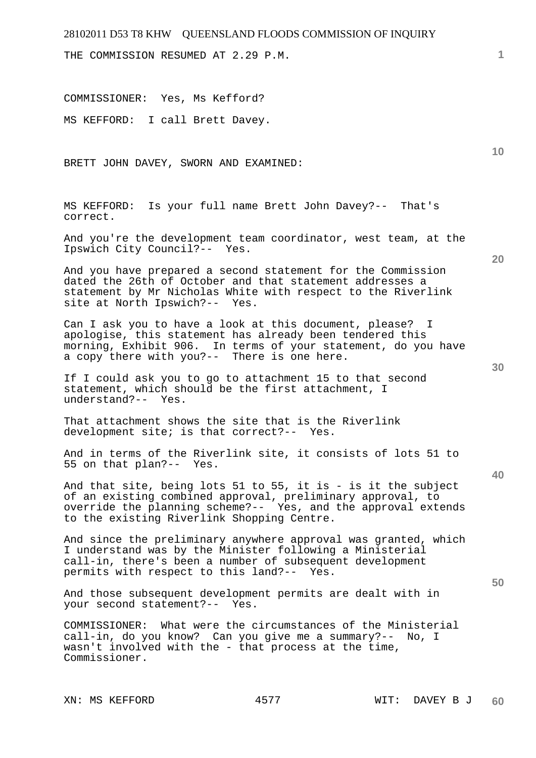THE COMMISSION RESUMED AT 2.29 P.M.

COMMISSIONER: Yes, Ms Kefford?

MS KEFFORD: I call Brett Davey.

BRETT JOHN DAVEY, SWORN AND EXAMINED:

MS KEFFORD: Is your full name Brett John Davey?-- That's correct.

And you're the development team coordinator, west team, at the Ipswich City Council?-- Yes.

And you have prepared a second statement for the Commission dated the 26th of October and that statement addresses a statement by Mr Nicholas White with respect to the Riverlink site at North Ipswich?-- Yes.

Can I ask you to have a look at this document, please? I apologise, this statement has already been tendered this morning, Exhibit 906. In terms of your statement, do you have a copy there with you?-- There is one here.

If I could ask you to go to attachment 15 to that second statement, which should be the first attachment, I understand?-- Yes.

That attachment shows the site that is the Riverlink development site; is that correct?-- Yes.

And in terms of the Riverlink site, it consists of lots 51 to 55 on that plan?-- Yes.

And that site, being lots 51 to 55, it is - is it the subject of an existing combined approval, preliminary approval, to override the planning scheme?-- Yes, and the approval extends to the existing Riverlink Shopping Centre.

And since the preliminary anywhere approval was granted, which I understand was by the Minister following a Ministerial call-in, there's been a number of subsequent development permits with respect to this land?-- Yes.

And those subsequent development permits are dealt with in your second statement?-- Yes.

COMMISSIONER: What were the circumstances of the Ministerial call-in, do you know? Can you give me a summary?-- No, I wasn't involved with the - that process at the time, Commissioner.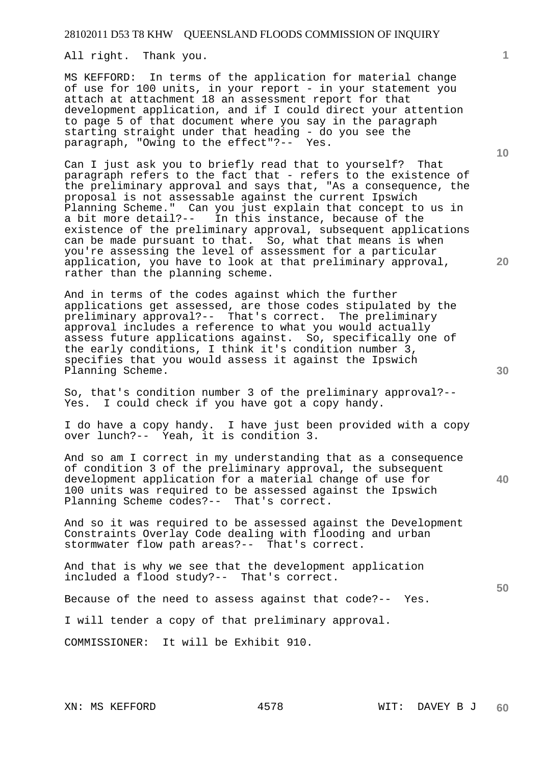All right. Thank you.

MS KEFFORD: In terms of the application for material change of use for 100 units, in your report - in your statement you attach at attachment 18 an assessment report for that development application, and if I could direct your attention to page 5 of that document where you say in the paragraph starting straight under that heading - do you see the paragraph, "Owing to the effect"?-- Yes.

Can I just ask you to briefly read that to yourself? That paragraph refers to the fact that - refers to the existence of the preliminary approval and says that, "As a consequence, the proposal is not assessable against the current Ipswich Planning Scheme." Can you just explain that concept to us in a bit more detail?-- In this instance, because of the existence of the preliminary approval, subsequent applications can be made pursuant to that. So, what that means is when you're assessing the level of assessment for a particular application, you have to look at that preliminary approval, rather than the planning scheme.

And in terms of the codes against which the further applications get assessed, are those codes stipulated by the preliminary approval?-- That's correct. The preliminary approval includes a reference to what you would actually assess future applications against. So, specifically one of the early conditions, I think it's condition number 3, specifies that you would assess it against the Ipswich Planning Scheme.

So, that's condition number 3 of the preliminary approval?-- Yes. I could check if you have got a copy handy.

I do have a copy handy. I have just been provided with a copy over lunch?-- Yeah, it is condition 3.

And so am I correct in my understanding that as a consequence of condition 3 of the preliminary approval, the subsequent development application for a material change of use for 100 units was required to be assessed against the Ipswich Planning Scheme codes?-- That's correct.

And so it was required to be assessed against the Development Constraints Overlay Code dealing with flooding and urban stormwater flow path areas?-- That's correct.

And that is why we see that the development application included a flood study?-- That's correct.

Because of the need to assess against that code?-- Yes.

I will tender a copy of that preliminary approval.

COMMISSIONER: It will be Exhibit 910.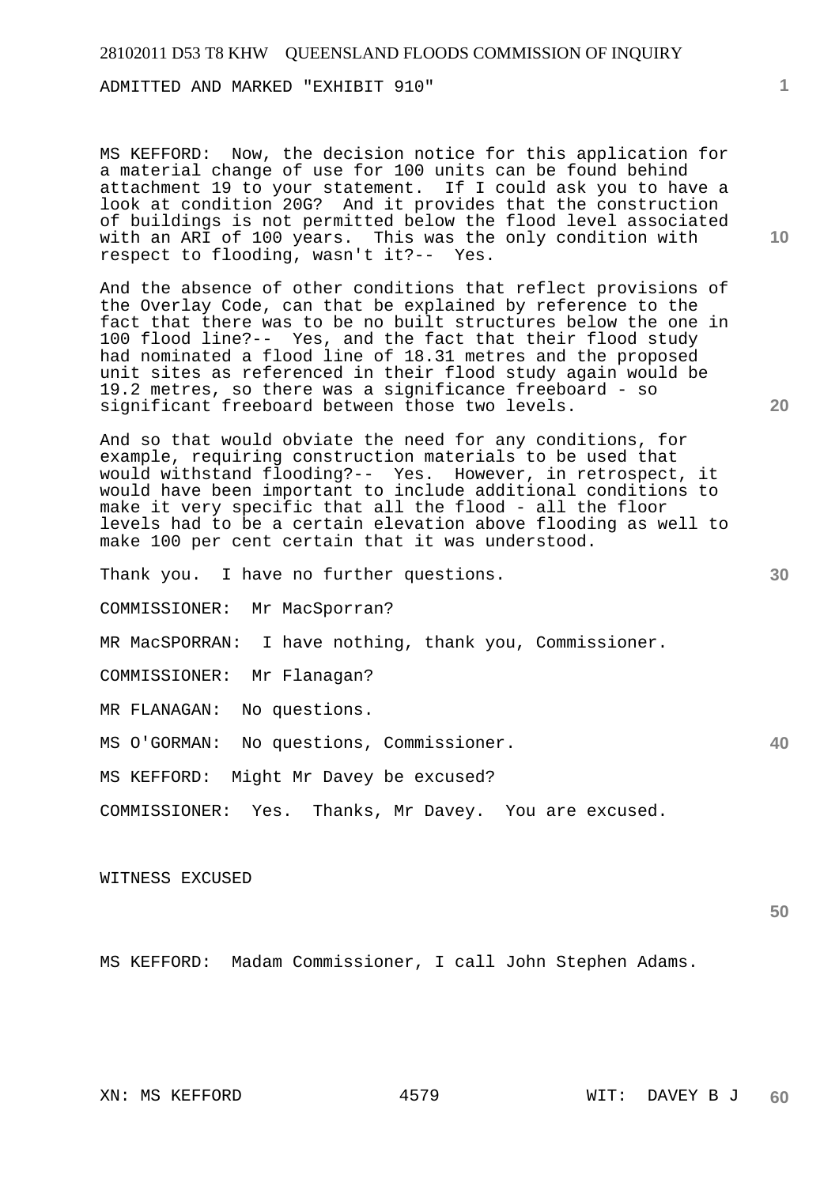ADMITTED AND MARKED "EXHIBIT 910"

MS KEFFORD: Now, the decision notice for this application for a material change of use for 100 units can be found behind attachment 19 to your statement. If I could ask you to have a look at condition 20G? And it provides that the construction of buildings is not permitted below the flood level associated with an ARI of 100 years. This was the only condition with respect to flooding, wasn't it?-- Yes.

And the absence of other conditions that reflect provisions of the Overlay Code, can that be explained by reference to the fact that there was to be no built structures below the one in 100 flood line?-- Yes, and the fact that their flood study had nominated a flood line of 18.31 metres and the proposed unit sites as referenced in their flood study again would be 19.2 metres, so there was a significance freeboard - so significant freeboard between those two levels.

And so that would obviate the need for any conditions, for example, requiring construction materials to be used that would withstand flooding?-- Yes. However, in retrospect, it would have been important to include additional conditions to make it very specific that all the flood - all the floor levels had to be a certain elevation above flooding as well to make 100 per cent certain that it was understood.

Thank you. I have no further questions.

COMMISSIONER: Mr MacSporran?

MR MacSPORRAN: I have nothing, thank you, Commissioner.

COMMISSIONER: Mr Flanagan?

MR FLANAGAN: No questions.

MS O'GORMAN: No questions, Commissioner.

MS KEFFORD: Might Mr Davey be excused?

COMMISSIONER: Yes. Thanks, Mr Davey. You are excused.

WITNESS EXCUSED

MS KEFFORD: Madam Commissioner, I call John Stephen Adams.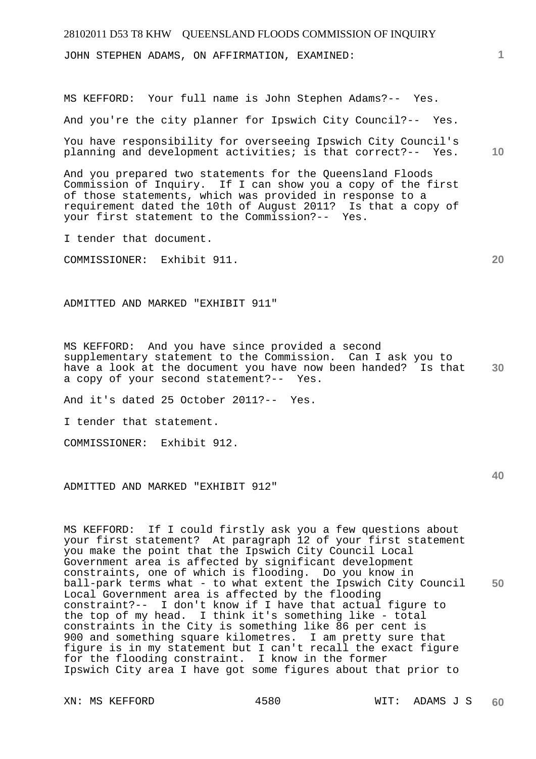JOHN STEPHEN ADAMS, ON AFFIRMATION, EXAMINED:

MS KEFFORD: Your full name is John Stephen Adams?-- Yes.

And you're the city planner for Ipswich City Council?-- Yes.

You have responsibility for overseeing Ipswich City Council's planning and development activities; is that correct?-- Yes.

And you prepared two statements for the Queensland Floods Commission of Inquiry. If I can show you a copy of the first of those statements, which was provided in response to a requirement dated the 10th of August 2011? Is that a copy of your first statement to the Commission?-- Yes.

I tender that document.

COMMISSIONER: Exhibit 911.

ADMITTED AND MARKED "EXHIBIT 911"

MS KEFFORD: And you have since provided a second supplementary statement to the Commission. Can I ask you to have a look at the document you have now been handed? Is that a copy of your second statement?-- Yes.

And it's dated 25 October 2011?-- Yes.

I tender that statement.

COMMISSIONER: Exhibit 912.

ADMITTED AND MARKED "EXHIBIT 912"

MS KEFFORD: If I could firstly ask you a few questions about your first statement? At paragraph 12 of your first statement you make the point that the Ipswich City Council Local Government area is affected by significant development constraints, one of which is flooding. Do you know in ball-park terms what - to what extent the Ipswich City Council Local Government area is affected by the flooding constraint?-- I don't know if I have that actual figure to the top of my head. I think it's something like - total constraints in the City is something like 86 per cent is 900 and something square kilometres. I am pretty sure that figure is in my statement but I can't recall the exact figure for the flooding constraint. I know in the former Ipswich City area I have got some figures about that prior to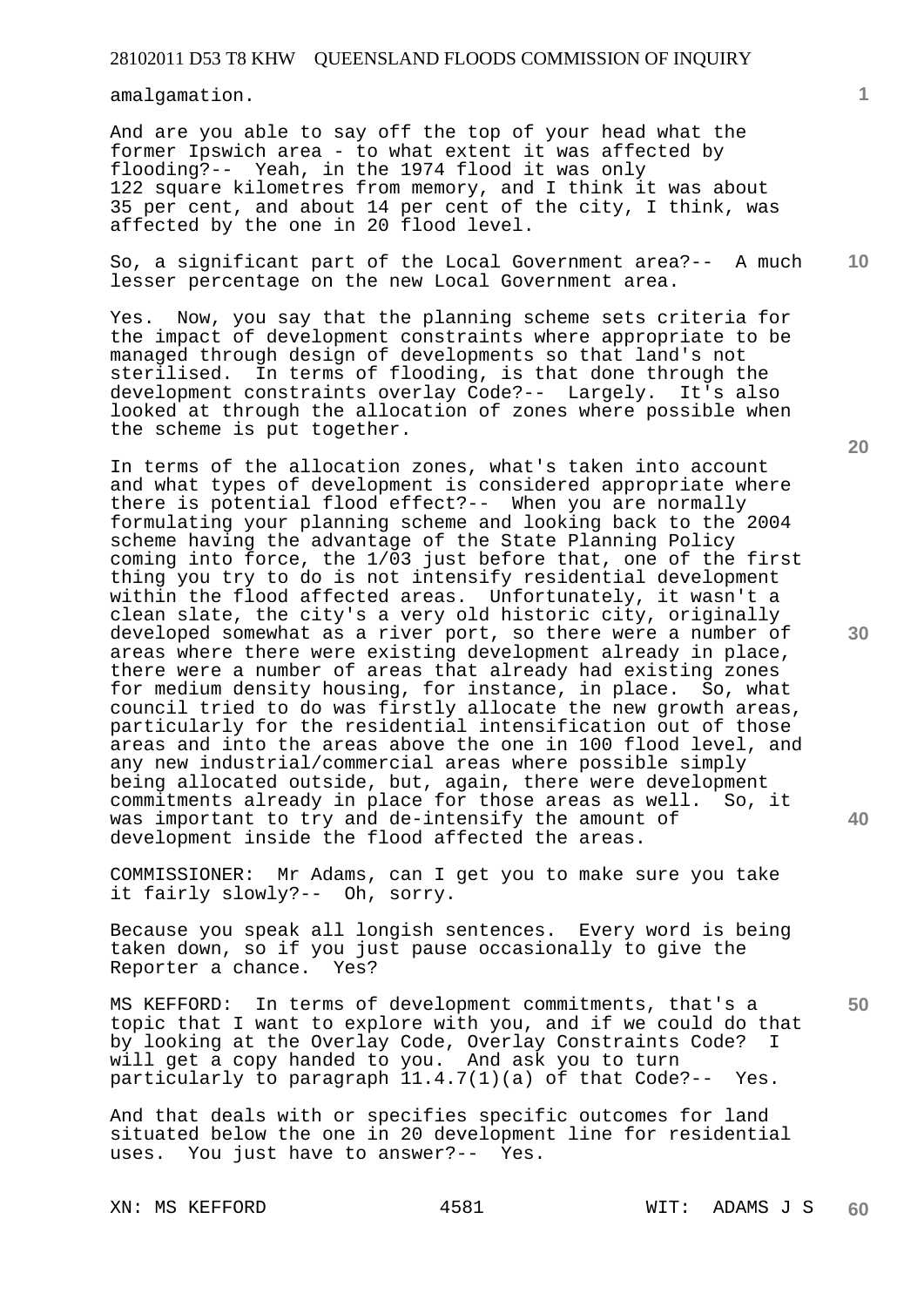amalgamation.

And are you able to say off the top of your head what the former Ipswich area - to what extent it was affected by flooding?-- Yeah, in the 1974 flood it was only 122 square kilometres from memory, and I think it was about 35 per cent, and about 14 per cent of the city, I think, was affected by the one in 20 flood level.

So, a significant part of the Local Government area?-- A much lesser percentage on the new Local Government area.

Yes. Now, you say that the planning scheme sets criteria for the impact of development constraints where appropriate to be managed through design of developments so that land's not sterilised. In terms of flooding, is that done through the development constraints overlay Code?-- Largely. It's also looked at through the allocation of zones where possible when the scheme is put together.

In terms of the allocation zones, what's taken into account and what types of development is considered appropriate where there is potential flood effect?-- When you are normally formulating your planning scheme and looking back to the 2004 scheme having the advantage of the State Planning Policy coming into force, the 1/03 just before that, one of the first thing you try to do is not intensify residential development within the flood affected areas. Unfortunately, it wasn't a clean slate, the city's a very old historic city, originally developed somewhat as a river port, so there were a number of areas where there were existing development already in place, there were a number of areas that already had existing zones for medium density housing, for instance, in place. So, what council tried to do was firstly allocate the new growth areas, particularly for the residential intensification out of those areas and into the areas above the one in 100 flood level, and any new industrial/commercial areas where possible simply being allocated outside, but, again, there were development commitments already in place for those areas as well. So, it was important to try and de-intensify the amount of development inside the flood affected the areas.

COMMISSIONER: Mr Adams, can I get you to make sure you take it fairly slowly?-- Oh, sorry.

Because you speak all longish sentences. Every word is being taken down, so if you just pause occasionally to give the Reporter a chance. Yes?

MS KEFFORD: In terms of development commitments, that's a topic that I want to explore with you, and if we could do that by looking at the Overlay Code, Overlay Constraints Code? I will get a copy handed to you. And ask you to turn particularly to paragraph 11.4.7(1)(a) of that Code?-- Yes.

And that deals with or specifies specific outcomes for land situated below the one in 20 development line for residential uses. You just have to answer?-- Yes.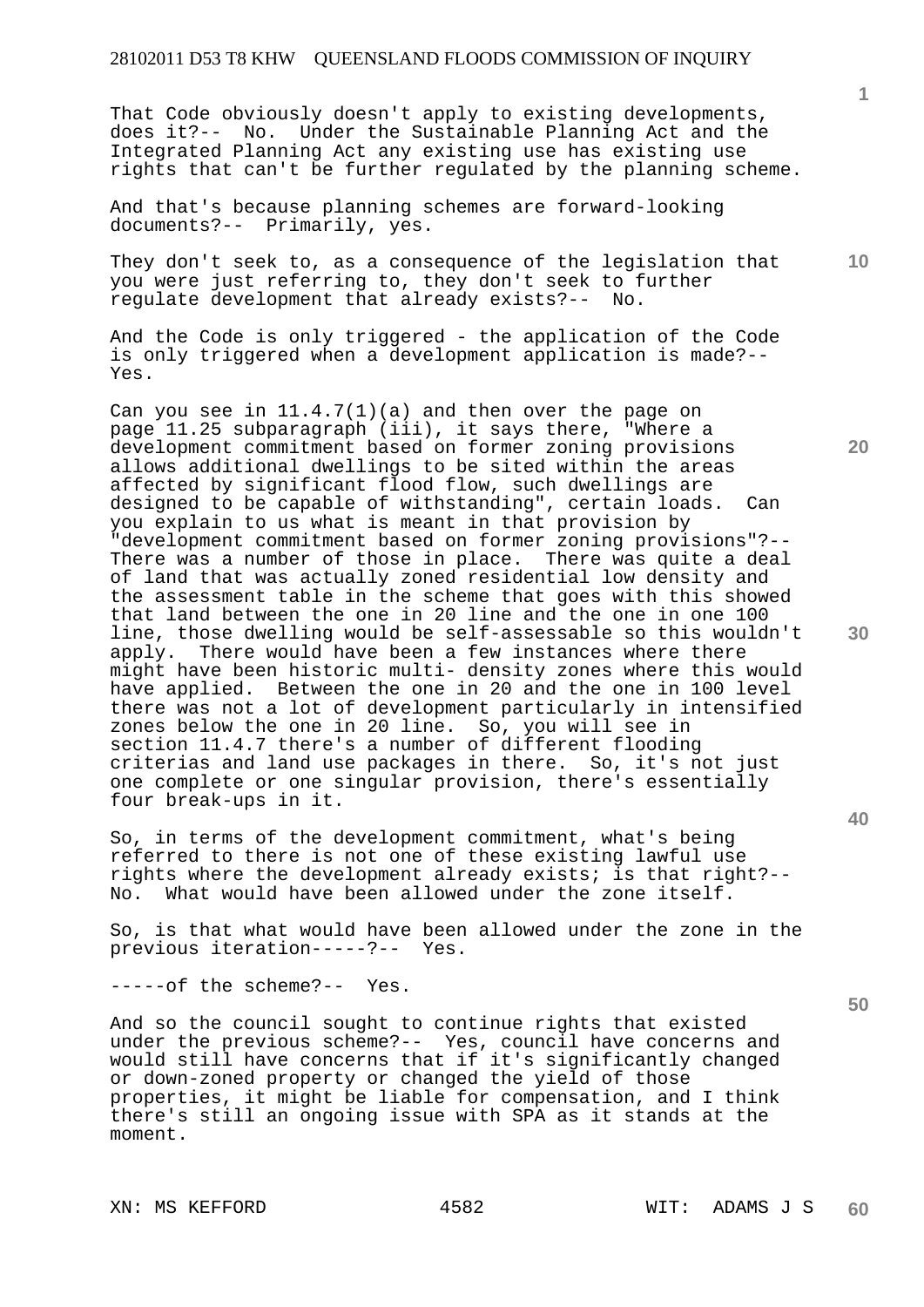That Code obviously doesn't apply to existing developments, does it?-- No. Under the Sustainable Planning Act and the Integrated Planning Act any existing use has existing use rights that can't be further regulated by the planning scheme.

And that's because planning schemes are forward-looking documents?-- Primarily, yes.

They don't seek to, as a consequence of the legislation that you were just referring to, they don't seek to further regulate development that already exists?-- No.

And the Code is only triggered - the application of the Code is only triggered when a development application is made?-- Yes.

Can you see in 11.4.7(1)(a) and then over the page on page 11.25 subparagraph (iii), it says there, "Where a development commitment based on former zoning provisions allows additional dwellings to be sited within the areas affected by significant flood flow, such dwellings are designed to be capable of withstanding", certain loads. Can you explain to us what is meant in that provision by "development commitment based on former zoning provisions"?-- There was a number of those in place. There was quite a deal of land that was actually zoned residential low density and the assessment table in the scheme that goes with this showed that land between the one in 20 line and the one in one 100 line, those dwelling would be self-assessable so this wouldn't apply. There would have been a few instances where there might have been historic multi- density zones where this would have applied. Between the one in 20 and the one in 100 level there was not a lot of development particularly in intensified zones below the one in 20 line. So, you will see in section 11.4.7 there's a number of different flooding criterias and land use packages in there. So, it's not just one complete or one singular provision, there's essentially four break-ups in it.

So, in terms of the development commitment, what's being referred to there is not one of these existing lawful use rights where the development already exists; is that right?-- No. What would have been allowed under the zone itself.

So, is that what would have been allowed under the zone in the previous iteration-----?-- Yes.

-----of the scheme?-- Yes.

And so the council sought to continue rights that existed under the previous scheme?-- Yes, council have concerns and would still have concerns that if it's significantly changed or down-zoned property or changed the yield of those properties, it might be liable for compensation, and I think there's still an ongoing issue with SPA as it stands at the moment.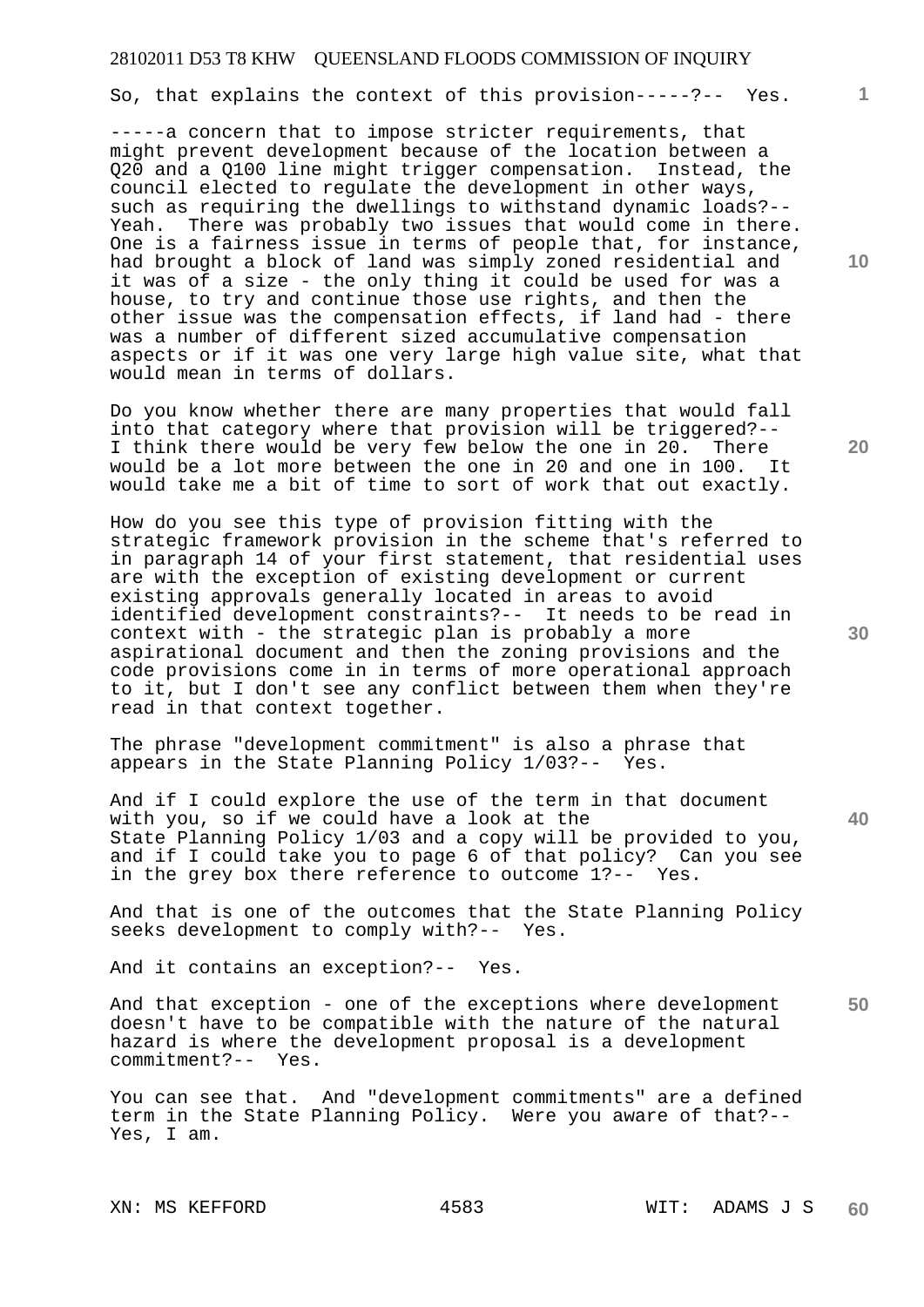So, that explains the context of this provision-----?-- Yes.

-----a concern that to impose stricter requirements, that might prevent development because of the location between a Q20 and a Q100 line might trigger compensation. Instead, the council elected to regulate the development in other ways, such as requiring the dwellings to withstand dynamic loads?-- Yeah. There was probably two issues that would come in there. One is a fairness issue in terms of people that, for instance, had brought a block of land was simply zoned residential and it was of a size - the only thing it could be used for was a house, to try and continue those use rights, and then the other issue was the compensation effects, if land had - there was a number of different sized accumulative compensation aspects or if it was one very large high value site, what that would mean in terms of dollars.

Do you know whether there are many properties that would fall into that category where that provision will be triggered?-- I think there would be very few below the one in 20. There would be a lot more between the one in 20 and one in 100. It would take me a bit of time to sort of work that out exactly.

How do you see this type of provision fitting with the strategic framework provision in the scheme that's referred to in paragraph 14 of your first statement, that residential uses are with the exception of existing development or current existing approvals generally located in areas to avoid identified development constraints?-- It needs to be read in context with - the strategic plan is probably a more aspirational document and then the zoning provisions and the code provisions come in in terms of more operational approach to it, but I don't see any conflict between them when they're read in that context together.

The phrase "development commitment" is also a phrase that appears in the State Planning Policy 1/03?-- Yes.

And if I could explore the use of the term in that document with you, so if we could have a look at the State Planning Policy 1/03 and a copy will be provided to you, and if I could take you to page 6 of that policy? Can you see in the grey box there reference to outcome 1?-- Yes.

And that is one of the outcomes that the State Planning Policy seeks development to comply with?-- Yes.

And it contains an exception?-- Yes.

And that exception - one of the exceptions where development doesn't have to be compatible with the nature of the natural hazard is where the development proposal is a development commitment?-- Yes.

You can see that. And "development commitments" are a defined term in the State Planning Policy. Were you aware of that?-- Yes, I am.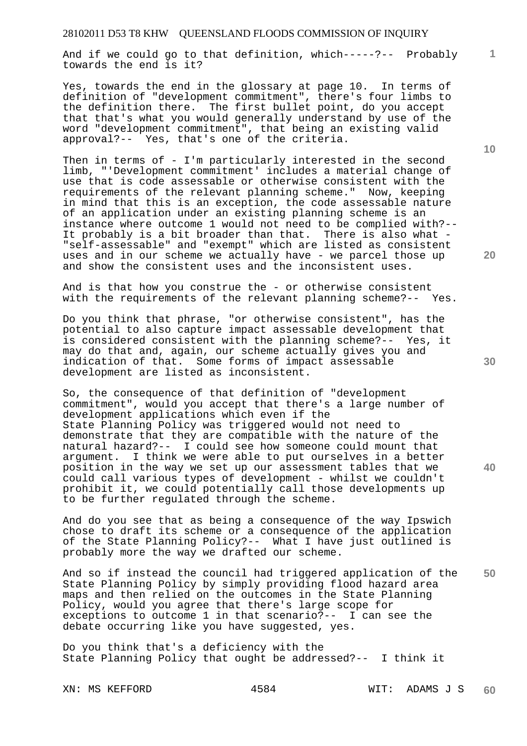And if we could go to that definition, which-----?-- Probably towards the end is it?

Yes, towards the end in the glossary at page 10. In terms of definition of "development commitment", there's four limbs to the definition there. The first bullet point, do you accept that that's what you would generally understand by use of the word "development commitment", that being an existing valid approval?-- Yes, that's one of the criteria.

Then in terms of - I'm particularly interested in the second limb, "'Development commitment' includes a material change of use that is code assessable or otherwise consistent with the requirements of the relevant planning scheme." Now, keeping in mind that this is an exception, the code assessable nature of an application under an existing planning scheme is an instance where outcome 1 would not need to be complied with?-- It probably is a bit broader than that. There is also what - "self-assessable" and "exempt" which are listed as consistent uses and in our scheme we actually have - we parcel those up and show the consistent uses and the inconsistent uses.

And is that how you construe the - or otherwise consistent with the requirements of the relevant planning scheme?-- Yes.

Do you think that phrase, "or otherwise consistent", has the potential to also capture impact assessable development that is considered consistent with the planning scheme?-- Yes, it may do that and, again, our scheme actually gives you and indication of that. Some forms of impact assessable development are listed as inconsistent.

So, the consequence of that definition of "development commitment", would you accept that there's a large number of development applications which even if the State Planning Policy was triggered would not need to demonstrate that they are compatible with the nature of the natural hazard?-- I could see how someone could mount that argument. I think we were able to put ourselves in a better position in the way we set up our assessment tables that we could call various types of development - whilst we couldn't prohibit it, we could potentially call those developments up to be further regulated through the scheme.

And do you see that as being a consequence of the way Ipswich chose to draft its scheme or a consequence of the application of the State Planning Policy?-- What I have just outlined is probably more the way we drafted our scheme.

And so if instead the council had triggered application of the State Planning Policy by simply providing flood hazard area maps and then relied on the outcomes in the State Planning Policy, would you agree that there's large scope for exceptions to outcome 1 in that scenario?-- I can see the debate occurring like you have suggested, yes.

Do you think that's a deficiency with the State Planning Policy that ought be addressed?-- I think it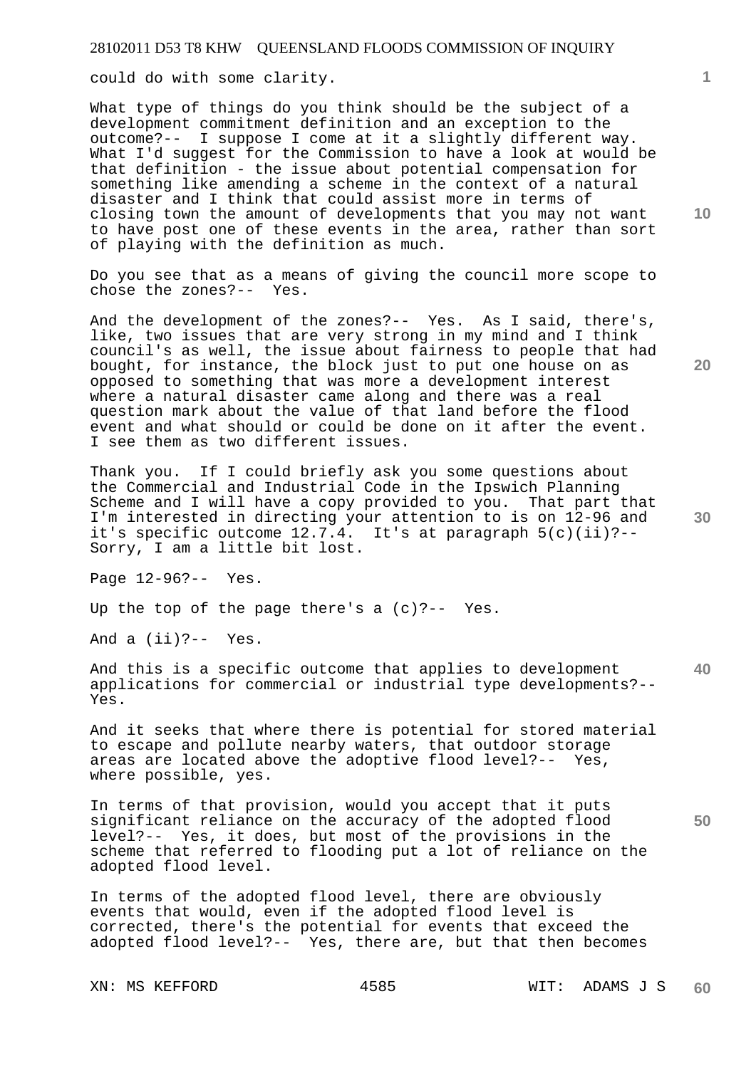could do with some clarity.

What type of things do you think should be the subject of a development commitment definition and an exception to the outcome?-- I suppose I come at it a slightly different way. What I'd suggest for the Commission to have a look at would be that definition - the issue about potential compensation for something like amending a scheme in the context of a natural disaster and I think that could assist more in terms of closing town the amount of developments that you may not want to have post one of these events in the area, rather than sort of playing with the definition as much.

Do you see that as a means of giving the council more scope to chose the zones?-- Yes.

And the development of the zones?-- Yes. As I said, there's, like, two issues that are very strong in my mind and I think council's as well, the issue about fairness to people that had bought, for instance, the block just to put one house on as opposed to something that was more a development interest where a natural disaster came along and there was a real question mark about the value of that land before the flood event and what should or could be done on it after the event. I see them as two different issues.

Thank you. If I could briefly ask you some questions about the Commercial and Industrial Code in the Ipswich Planning Scheme and I will have a copy provided to you. That part that I'm interested in directing your attention to is on 12-96 and it's specific outcome 12.7.4. It's at paragraph 5(c)(ii)?-- Sorry, I am a little bit lost.

Page 12-96?-- Yes.

Up the top of the page there's a (c)?-- Yes.

And a (ii)?-- Yes.

And this is a specific outcome that applies to development applications for commercial or industrial type developments?-- Yes.

And it seeks that where there is potential for stored material to escape and pollute nearby waters, that outdoor storage areas are located above the adoptive flood level?-- Yes, where possible, yes.

In terms of that provision, would you accept that it puts significant reliance on the accuracy of the adopted flood level?-- Yes, it does, but most of the provisions in the scheme that referred to flooding put a lot of reliance on the adopted flood level.

In terms of the adopted flood level, there are obviously events that would, even if the adopted flood level is corrected, there's the potential for events that exceed the adopted flood level?-- Yes, there are, but that then becomes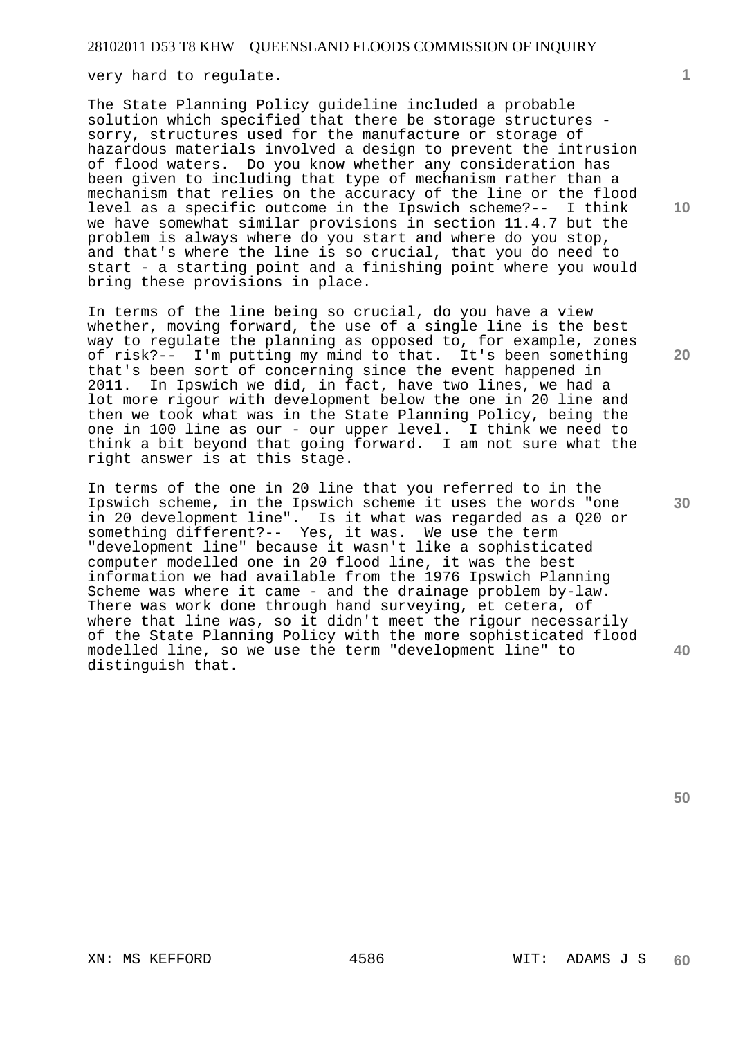very hard to regulate.

The State Planning Policy guideline included a probable solution which specified that there be storage structures - sorry, structures used for the manufacture or storage of hazardous materials involved a design to prevent the intrusion of flood waters. Do you know whether any consideration has been given to including that type of mechanism rather than a mechanism that relies on the accuracy of the line or the flood level as a specific outcome in the Ipswich scheme?-- I think we have somewhat similar provisions in section 11.4.7 but the problem is always where do you start and where do you stop, and that's where the line is so crucial, that you do need to start - a starting point and a finishing point where you would bring these provisions in place.

In terms of the line being so crucial, do you have a view whether, moving forward, the use of a single line is the best way to regulate the planning as opposed to, for example, zones of risk?-- I'm putting my mind to that. It's been something that's been sort of concerning since the event happened in 2011. In Ipswich we did, in fact, have two lines, we had a lot more rigour with development below the one in 20 line and then we took what was in the State Planning Policy, being the one in 100 line as our - our upper level. I think we need to think a bit beyond that going forward. I am not sure what the right answer is at this stage.

In terms of the one in 20 line that you referred to in the Ipswich scheme, in the Ipswich scheme it uses the words "one in 20 development line". Is it what was regarded as a Q20 or something different?-- Yes, it was. We use the term "development line" because it wasn't like a sophisticated computer modelled one in 20 flood line, it was the best information we had available from the 1976 Ipswich Planning Scheme was where it came - and the drainage problem by-law. There was work done through hand surveying, et cetera, of where that line was, so it didn't meet the rigour necessarily of the State Planning Policy with the more sophisticated flood modelled line, so we use the term "development line" to distinguish that.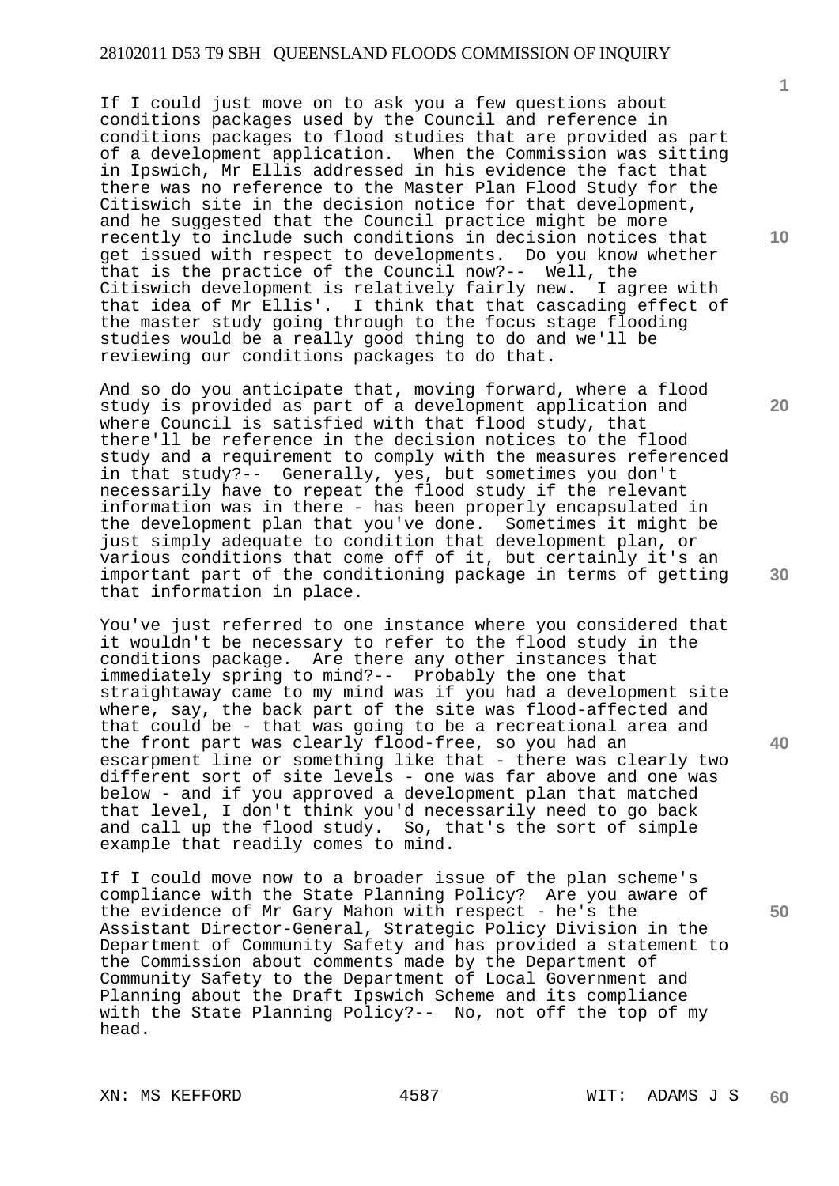If I could just move on to ask you a few questions about conditions packages used by the Council and reference in conditions packages to flood studies that are provided as part of a development application. When the Commission was sitting in Ipswich, Mr Ellis addressed in his evidence the fact that there was no reference to the Master Plan Flood Study for the Citiswich site in the decision notice for that development, and he suggested that the Council practice might be more recently to include such conditions in decision notices that get issued with respect to developments. Do you know whether that is the practice of the Council now?-- Well, the Citiswich development is relatively fairly new. I agree with that idea of Mr Ellis'. I think that that cascading effect of the master study going through to the focus stage flooding studies would be a really good thing to do and we'll be reviewing our conditions packages to do that.

And so do you anticipate that, moving forward, where a flood study is provided as part of a development application and where Council is satisfied with that flood study, that there'll be reference in the decision notices to the flood study and a requirement to comply with the measures referenced in that study?-- Generally, yes, but sometimes you don't necessarily have to repeat the flood study if the relevant information was in there - has been properly encapsulated in the development plan that you've done. Sometimes it might be just simply adequate to condition that development plan, or various conditions that come off of it, but certainly it's an important part of the conditioning package in terms of getting that information in place.

You've just referred to one instance where you considered that it wouldn't be necessary to refer to the flood study in the conditions package. Are there any other instances that immediately spring to mind?-- Probably the one that straightaway came to my mind was if you had a development site where, say, the back part of the site was flood-affected and that could be - that was going to be a recreational area and the front part was clearly flood-free, so you had an escarpment line or something like that - there was clearly two different sort of site levels - one was far above and one was below - and if you approved a development plan that matched that level, I don't think you'd necessarily need to go back and call up the flood study. So, that's the sort of simple example that readily comes to mind.

If I could move now to a broader issue of the plan scheme's compliance with the State Planning Policy? Are you aware of the evidence of Mr Gary Mahon with respect - he's the Assistant Director-General, Strategic Policy Division in the Department of Community Safety and has provided a statement to the Commission about comments made by the Department of Community Safety to the Department of Local Government and Planning about the Draft Ipswich Scheme and its compliance with the State Planning Policy?-- No, not off the top of my head.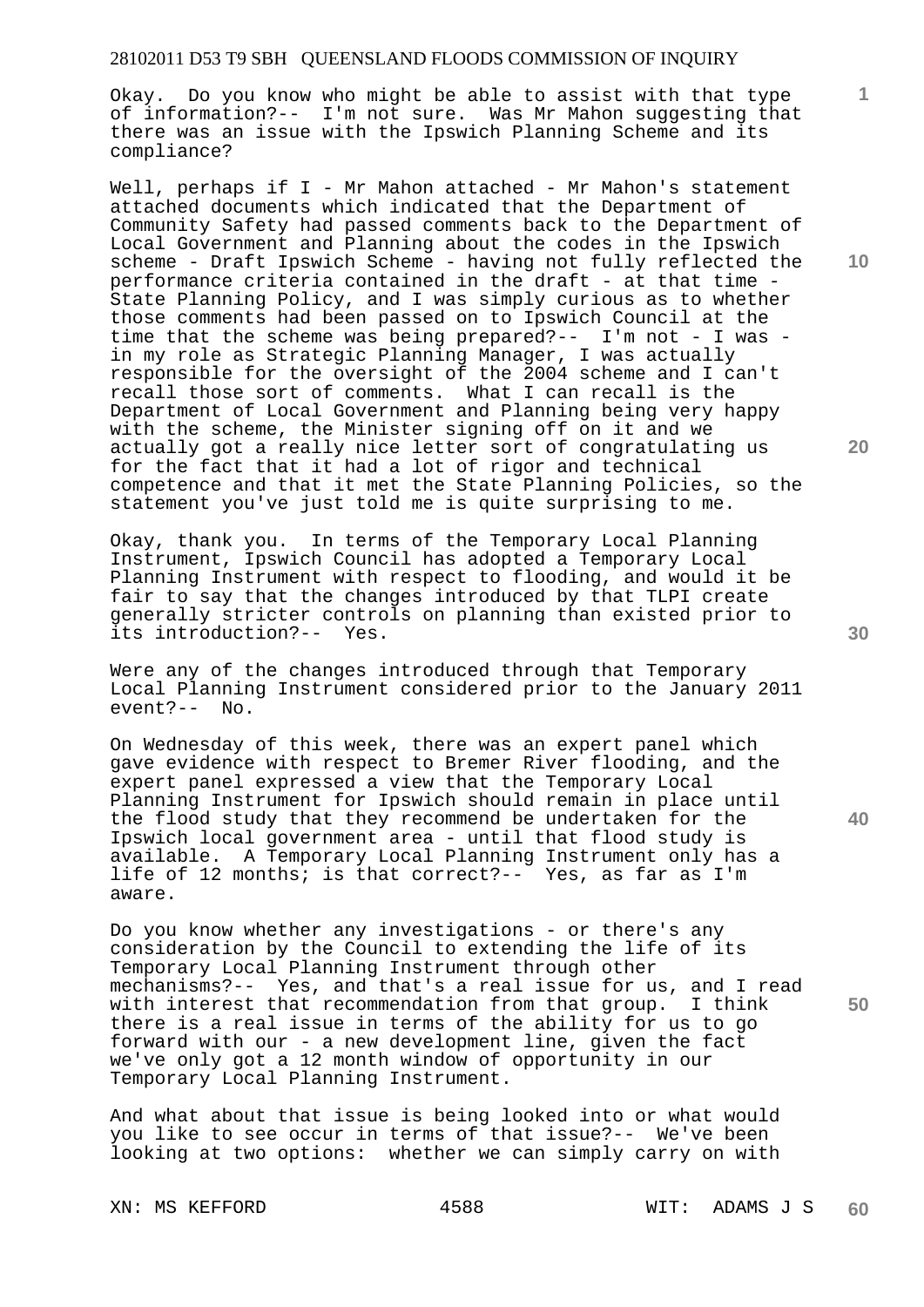Okay. Do you know who might be able to assist with that type of information?-- I'm not sure. Was Mr Mahon suggesting that there was an issue with the Ipswich Planning Scheme and its compliance?

Well, perhaps if I - Mr Mahon attached - Mr Mahon's statement attached documents which indicated that the Department of Community Safety had passed comments back to the Department of Local Government and Planning about the codes in the Ipswich scheme - Draft Ipswich Scheme - having not fully reflected the performance criteria contained in the draft - at that time - State Planning Policy, and I was simply curious as to whether those comments had been passed on to Ipswich Council at the time that the scheme was being prepared?-- I'm not - I was - in my role as Strategic Planning Manager, I was actually responsible for the oversight of the 2004 scheme and I can't recall those sort of comments. What I can recall is the Department of Local Government and Planning being very happy with the scheme, the Minister signing off on it and we actually got a really nice letter sort of congratulating us for the fact that it had a lot of rigor and technical competence and that it met the State Planning Policies, so the statement you've just told me is quite surprising to me.

Okay, thank you. In terms of the Temporary Local Planning Instrument, Ipswich Council has adopted a Temporary Local Planning Instrument with respect to flooding, and would it be fair to say that the changes introduced by that TLPI create generally stricter controls on planning than existed prior to its introduction?-- Yes.

Were any of the changes introduced through that Temporary Local Planning Instrument considered prior to the January 2011 event?-- No.

On Wednesday of this week, there was an expert panel which gave evidence with respect to Bremer River flooding, and the expert panel expressed a view that the Temporary Local Planning Instrument for Ipswich should remain in place until the flood study that they recommend be undertaken for the Ipswich local government area - until that flood study is available. A Temporary Local Planning Instrument only has a life of 12 months; is that correct?-- Yes, as far as I'm aware.

Do you know whether any investigations - or there's any consideration by the Council to extending the life of its Temporary Local Planning Instrument through other mechanisms?-- Yes, and that's a real issue for us, and I read with interest that recommendation from that group. I think there is a real issue in terms of the ability for us to go forward with our - a new development line, given the fact we've only got a 12 month window of opportunity in our Temporary Local Planning Instrument.

And what about that issue is being looked into or what would you like to see occur in terms of that issue?-- We've been looking at two options: whether we can simply carry on with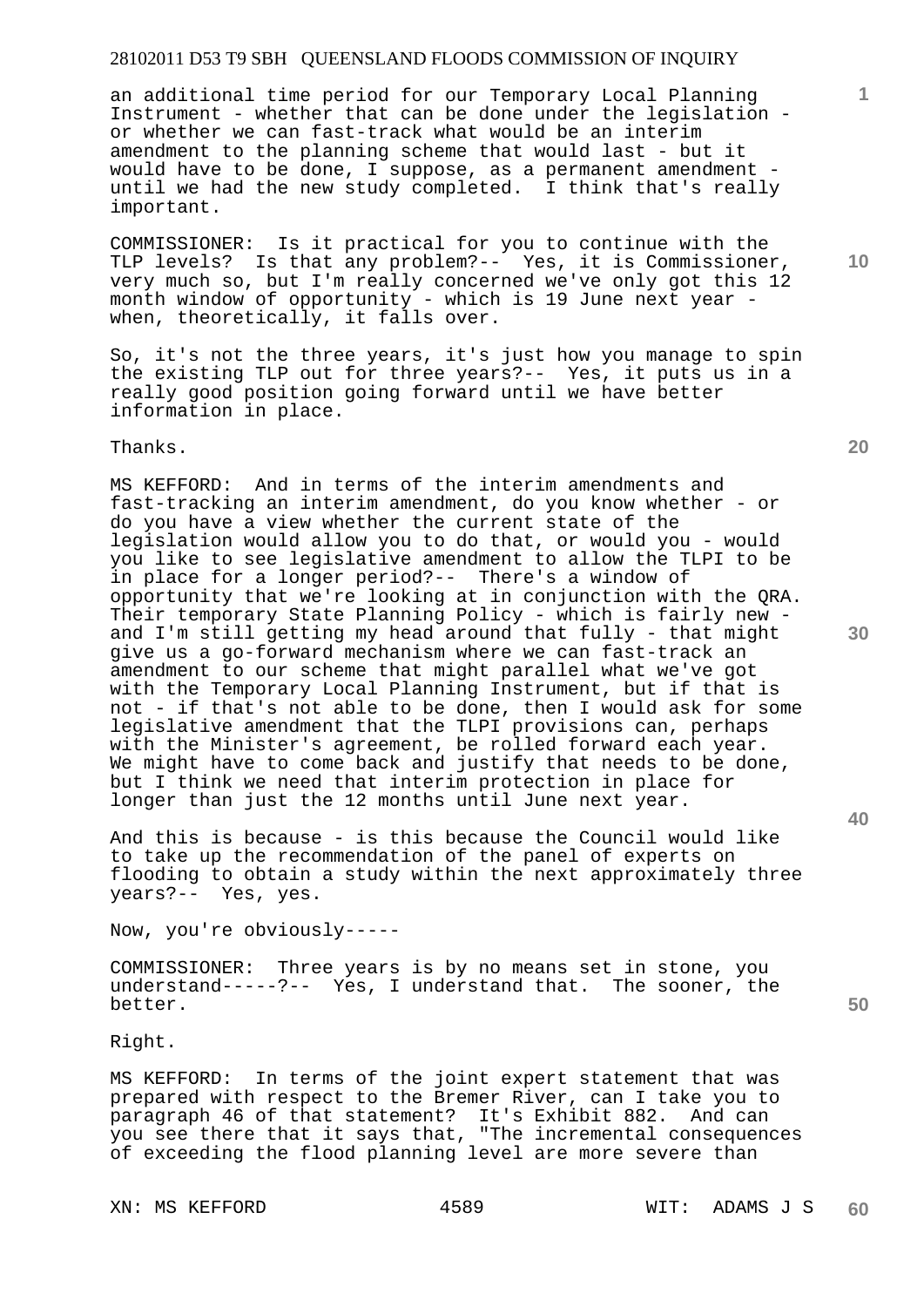an additional time period for our Temporary Local Planning Instrument - whether that can be done under the legislation - or whether we can fast-track what would be an interim amendment to the planning scheme that would last - but it would have to be done, I suppose, as a permanent amendment - until we had the new study completed. I think that's really important.

COMMISSIONER: Is it practical for you to continue with the TLP levels? Is that any problem?-- Yes, it is Commissioner, very much so, but I'm really concerned we've only got this 12 month window of opportunity - which is 19 June next year - when, theoretically, it falls over.

So, it's not the three years, it's just how you manage to spin the existing TLP out for three years?-- Yes, it puts us in a really good position going forward until we have better information in place.

Thanks.

MS KEFFORD: And in terms of the interim amendments and fast-tracking an interim amendment, do you know whether - or do you have a view whether the current state of the legislation would allow you to do that, or would you - would you like to see legislative amendment to allow the TLPI to be in place for a longer period?-- There's a window of opportunity that we're looking at in conjunction with the QRA. Their temporary State Planning Policy - which is fairly new - and I'm still getting my head around that fully - that might give us a go-forward mechanism where we can fast-track an amendment to our scheme that might parallel what we've got with the Temporary Local Planning Instrument, but if that is not - if that's not able to be done, then I would ask for some legislative amendment that the TLPI provisions can, perhaps with the Minister's agreement, be rolled forward each year. We might have to come back and justify that needs to be done, but I think we need that interim protection in place for longer than just the 12 months until June next year.

And this is because - is this because the Council would like to take up the recommendation of the panel of experts on flooding to obtain a study within the next approximately three years?-- Yes, yes.

Now, you're obviously-----

COMMISSIONER: Three years is by no means set in stone, you understand-----?-- Yes, I understand that. The sooner, the better.

Right.

MS KEFFORD: In terms of the joint expert statement that was prepared with respect to the Bremer River, can I take you to paragraph 46 of that statement? It's Exhibit 882. And can you see there that it says that, "The incremental consequences of exceeding the flood planning level are more severe than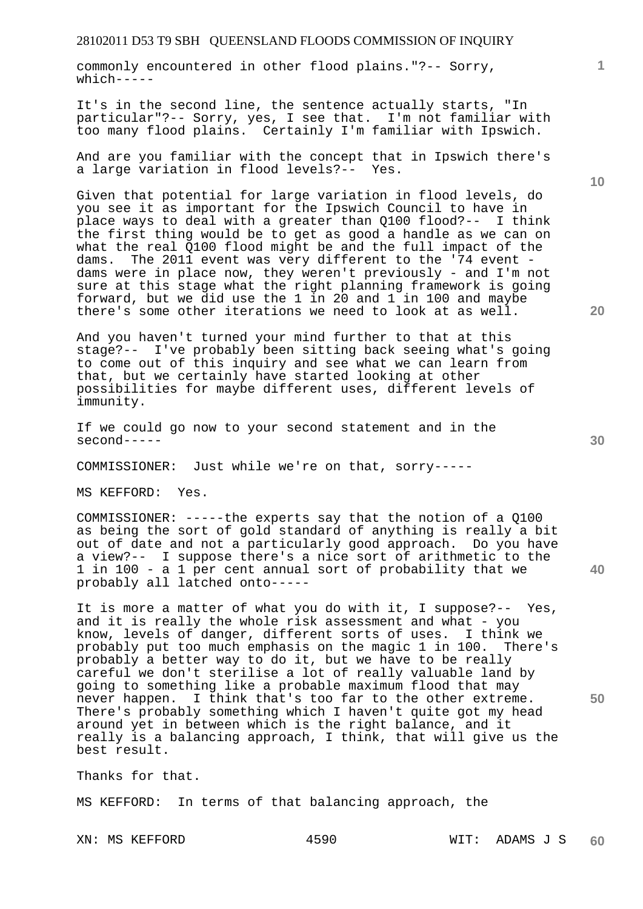commonly encountered in other flood plains."?-- Sorry, which-----

It's in the second line, the sentence actually starts, "In particular"?-- Sorry, yes, I see that. I'm not familiar with too many flood plains. Certainly I'm familiar with Ipswich.

And are you familiar with the concept that in Ipswich there's a large variation in flood levels?-- Yes.

Given that potential for large variation in flood levels, do you see it as important for the Ipswich Council to have in place ways to deal with a greater than Q100 flood?-- I think the first thing would be to get as good a handle as we can on what the real Q100 flood might be and the full impact of the dams. The 2011 event was very different to the '74 event - dams were in place now, they weren't previously - and I'm not sure at this stage what the right planning framework is going forward, but we did use the 1 in 20 and 1 in 100 and maybe there's some other iterations we need to look at as well.

And you haven't turned your mind further to that at this stage?-- I've probably been sitting back seeing what's going to come out of this inquiry and see what we can learn from that, but we certainly have started looking at other possibilities for maybe different uses, different levels of immunity.

If we could go now to your second statement and in the second-----

COMMISSIONER: Just while we're on that, sorry-----

MS KEFFORD: Yes.

COMMISSIONER: -----the experts say that the notion of a Q100 as being the sort of gold standard of anything is really a bit out of date and not a particularly good approach. Do you have a view?-- I suppose there's a nice sort of arithmetic to the 1 in 100 - a 1 per cent annual sort of probability that we probably all latched onto-----

It is more a matter of what you do with it, I suppose?-- Yes, and it is really the whole risk assessment and what - you know, levels of danger, different sorts of uses. I think we probably put too much emphasis on the magic 1 in 100. There's probably a better way to do it, but we have to be really careful we don't sterilise a lot of really valuable land by going to something like a probable maximum flood that may never happen. I think that's too far to the other extreme. There's probably something which I haven't quite got my head around yet in between which is the right balance, and it really is a balancing approach, I think, that will give us the best result.

Thanks for that.

MS KEFFORD: In terms of that balancing approach, the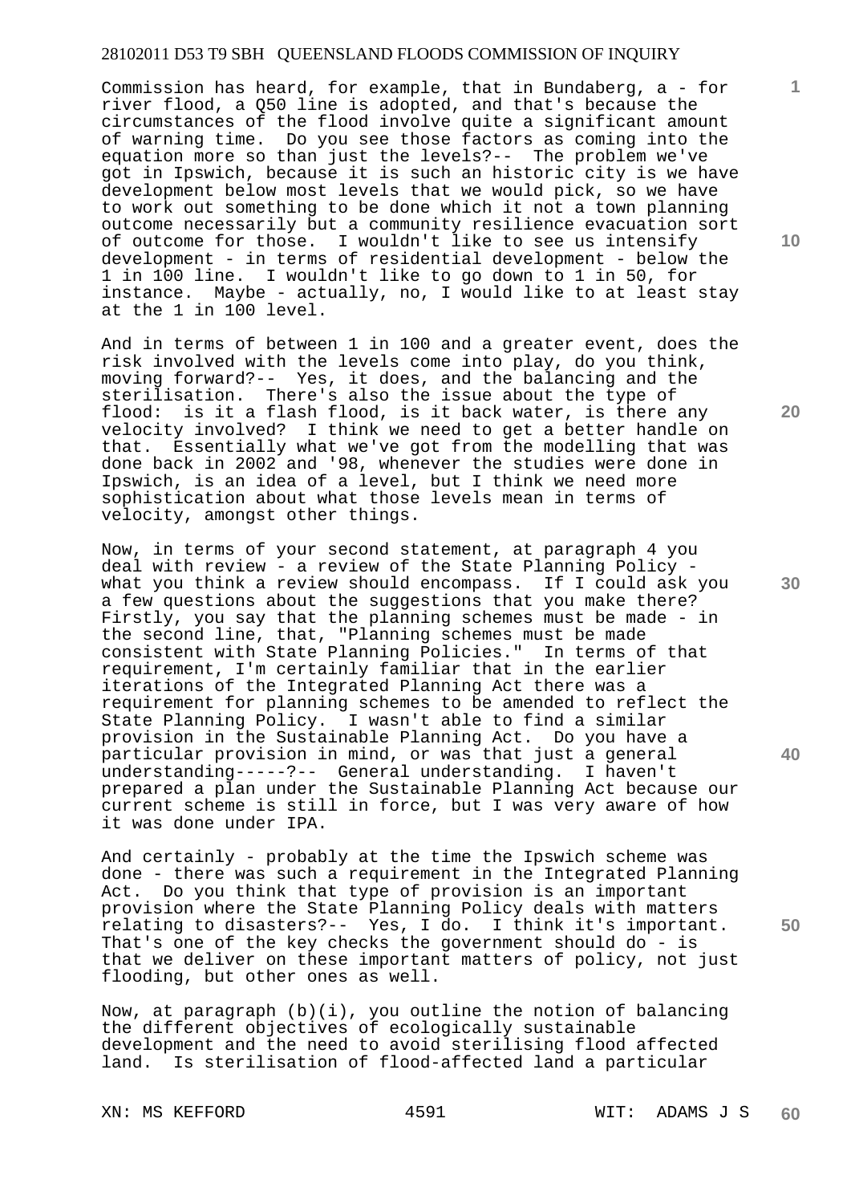Commission has heard, for example, that in Bundaberg, a - for river flood, a Q50 line is adopted, and that's because the circumstances of the flood involve quite a significant amount of warning time. Do you see those factors as coming into the equation more so than just the levels?-- The problem we've got in Ipswich, because it is such an historic city is we have development below most levels that we would pick, so we have to work out something to be done which it not a town planning outcome necessarily but a community resilience evacuation sort of outcome for those. I wouldn't like to see us intensify development - in terms of residential development - below the 1 in 100 line. I wouldn't like to go down to 1 in 50, for instance. Maybe - actually, no, I would like to at least stay at the 1 in 100 level.

And in terms of between 1 in 100 and a greater event, does the risk involved with the levels come into play, do you think, moving forward?-- Yes, it does, and the balancing and the sterilisation. There's also the issue about the type of flood: is it a flash flood, is it back water, is there any velocity involved? I think we need to get a better handle on that. Essentially what we've got from the modelling that was done back in 2002 and '98, whenever the studies were done in Ipswich, is an idea of a level, but I think we need more sophistication about what those levels mean in terms of velocity, amongst other things.

Now, in terms of your second statement, at paragraph 4 you deal with review - a review of the State Planning Policy - what you think a review should encompass. If I could ask you a few questions about the suggestions that you make there? Firstly, you say that the planning schemes must be made - in the second line, that, "Planning schemes must be made consistent with State Planning Policies." In terms of that requirement, I'm certainly familiar that in the earlier iterations of the Integrated Planning Act there was a requirement for planning schemes to be amended to reflect the State Planning Policy. I wasn't able to find a similar provision in the Sustainable Planning Act. Do you have a particular provision in mind, or was that just a general understanding-----?-- General understanding. I haven't prepared a plan under the Sustainable Planning Act because our current scheme is still in force, but I was very aware of how it was done under IPA.

And certainly - probably at the time the Ipswich scheme was done - there was such a requirement in the Integrated Planning Act. Do you think that type of provision is an important provision where the State Planning Policy deals with matters relating to disasters?-- Yes, I do. I think it's important. That's one of the key checks the government should do - is that we deliver on these important matters of policy, not just flooding, but other ones as well.

Now, at paragraph (b)(i), you outline the notion of balancing the different objectives of ecologically sustainable development and the need to avoid sterilising flood affected land. Is sterilisation of flood-affected land a particular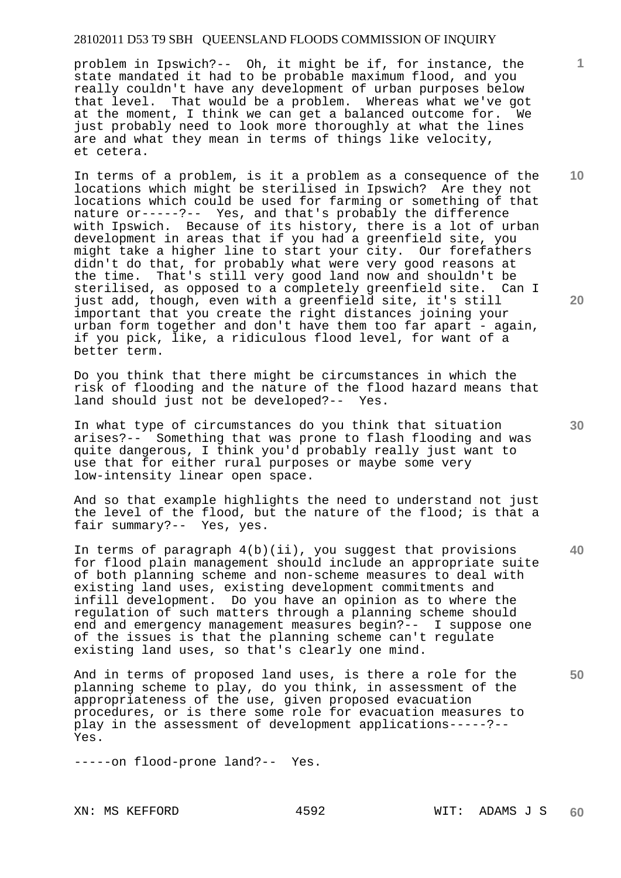problem in Ipswich?-- Oh, it might be if, for instance, the state mandated it had to be probable maximum flood, and you really couldn't have any development of urban purposes below that level. That would be a problem. Whereas what we've got at the moment, I think we can get a balanced outcome for. We just probably need to look more thoroughly at what the lines are and what they mean in terms of things like velocity, et cetera.

In terms of a problem, is it a problem as a consequence of the locations which might be sterilised in Ipswich? Are they not locations which could be used for farming or something of that nature or-----?-- Yes, and that's probably the difference with Ipswich. Because of its history, there is a lot of urban development in areas that if you had a greenfield site, you might take a higher line to start your city. Our forefathers didn't do that, for probably what were very good reasons at the time. That's still very good land now and shouldn't be sterilised, as opposed to a completely greenfield site. Can I just add, though, even with a greenfield site, it's still important that you create the right distances joining your urban form together and don't have them too far apart - again, if you pick, like, a ridiculous flood level, for want of a better term.

Do you think that there might be circumstances in which the risk of flooding and the nature of the flood hazard means that land should just not be developed?-- Yes.

In what type of circumstances do you think that situation arises?-- Something that was prone to flash flooding and was quite dangerous, I think you'd probably really just want to use that for either rural purposes or maybe some very low-intensity linear open space.

And so that example highlights the need to understand not just the level of the flood, but the nature of the flood; is that a fair summary?-- Yes, yes.

In terms of paragraph 4(b)(ii), you suggest that provisions for flood plain management should include an appropriate suite of both planning scheme and non-scheme measures to deal with existing land uses, existing development commitments and infill development. Do you have an opinion as to where the regulation of such matters through a planning scheme should end and emergency management measures begin?-- I suppose one of the issues is that the planning scheme can't regulate existing land uses, so that's clearly one mind.

And in terms of proposed land uses, is there a role for the planning scheme to play, do you think, in assessment of the appropriateness of the use, given proposed evacuation procedures, or is there some role for evacuation measures to play in the assessment of development applications-----?-- Yes.

-----on flood-prone land?-- Yes.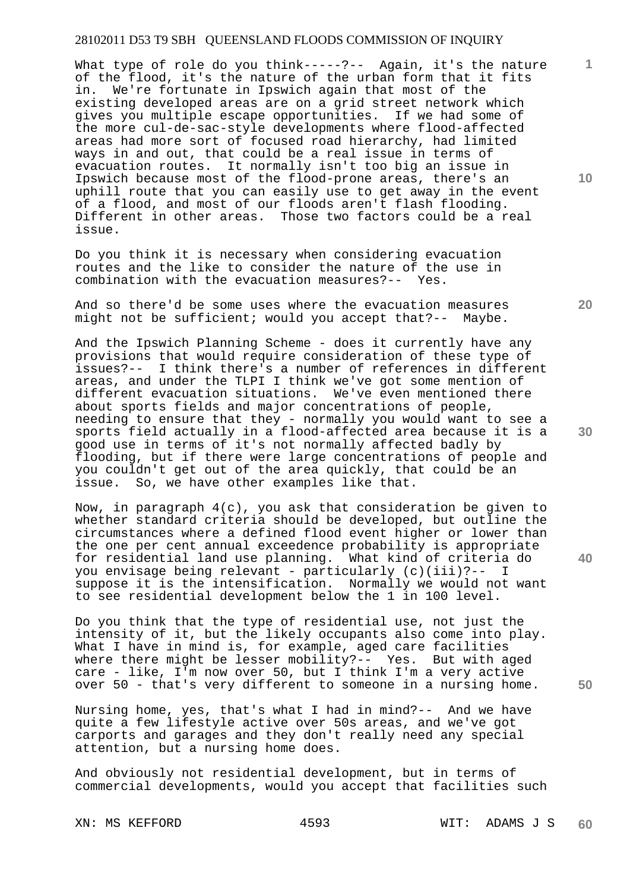What type of role do you think-----?-- Again, it's the nature of the flood, it's the nature of the urban form that it fits in. We're fortunate in Ipswich again that most of the existing developed areas are on a grid street network which gives you multiple escape opportunities. If we had some of the more cul-de-sac-style developments where flood-affected areas had more sort of focused road hierarchy, had limited ways in and out, that could be a real issue in terms of evacuation routes. It normally isn't too big an issue in Ipswich because most of the flood-prone areas, there's an uphill route that you can easily use to get away in the event of a flood, and most of our floods aren't flash flooding. Different in other areas. Those two factors could be a real issue.

Do you think it is necessary when considering evacuation routes and the like to consider the nature of the use in combination with the evacuation measures?-- Yes.

And so there'd be some uses where the evacuation measures might not be sufficient; would you accept that?-- Maybe.

And the Ipswich Planning Scheme - does it currently have any provisions that would require consideration of these type of issues?-- I think there's a number of references in different areas, and under the TLPI I think we've got some mention of different evacuation situations. We've even mentioned there about sports fields and major concentrations of people, needing to ensure that they - normally you would want to see a sports field actually in a flood-affected area because it is a good use in terms of it's not normally affected badly by flooding, but if there were large concentrations of people and you couldn't get out of the area quickly, that could be an issue. So, we have other examples like that.

Now, in paragraph 4(c), you ask that consideration be given to whether standard criteria should be developed, but outline the circumstances where a defined flood event higher or lower than the one per cent annual exceedence probability is appropriate for residential land use planning. What kind of criteria do you envisage being relevant - particularly (c)(iii)?-- I suppose it is the intensification. Normally we would not want to see residential development below the 1 in 100 level.

Do you think that the type of residential use, not just the intensity of it, but the likely occupants also come into play. What I have in mind is, for example, aged care facilities where there might be lesser mobility?-- Yes. But with aged care - like, I'm now over 50, but I think I'm a very active over 50 - that's very different to someone in a nursing home.

Nursing home, yes, that's what I had in mind?-- And we have quite a few lifestyle active over 50s areas, and we've got carports and garages and they don't really need any special attention, but a nursing home does.

And obviously not residential development, but in terms of commercial developments, would you accept that facilities such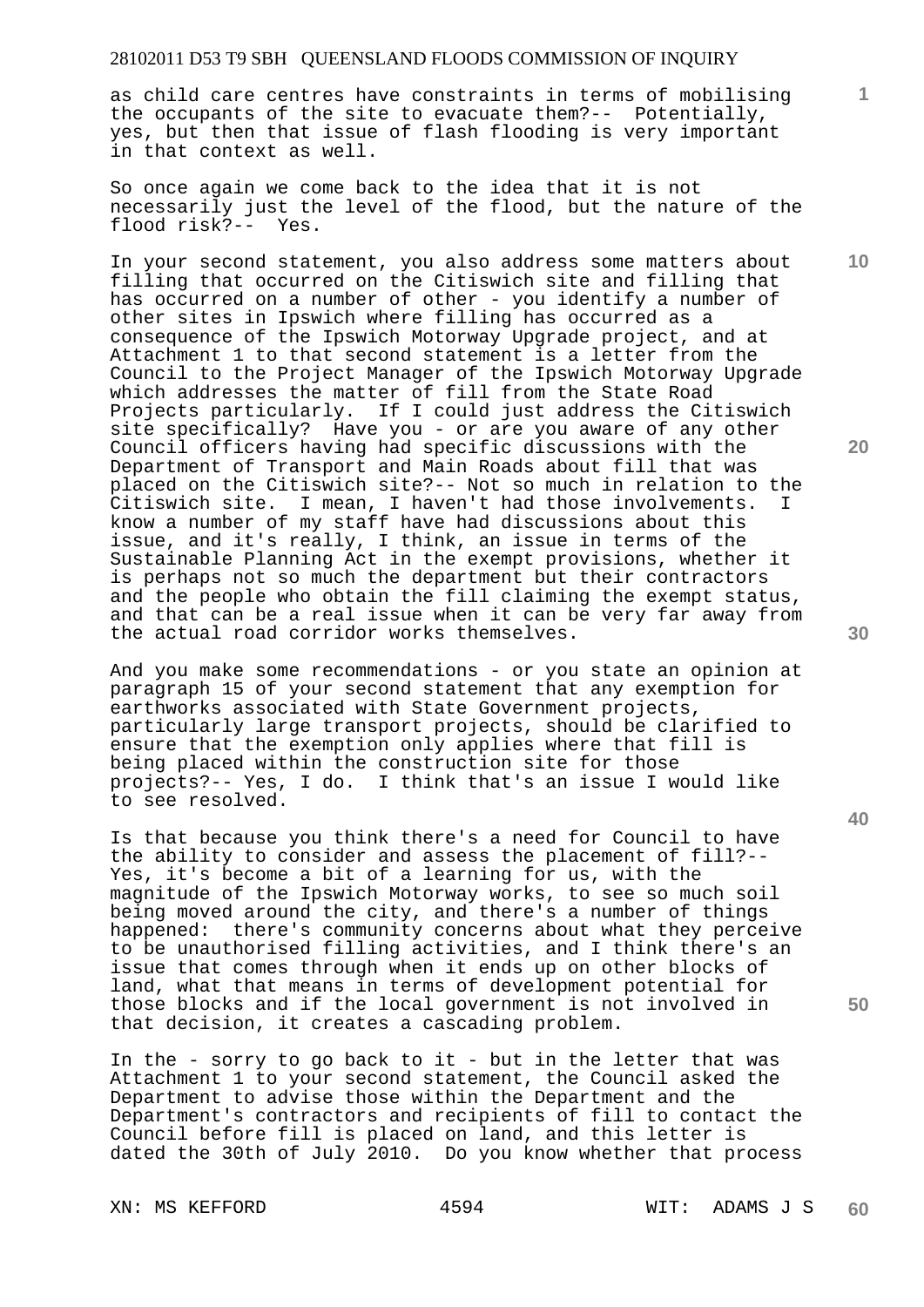as child care centres have constraints in terms of mobilising the occupants of the site to evacuate them?-- Potentially, yes, but then that issue of flash flooding is very important in that context as well.

So once again we come back to the idea that it is not necessarily just the level of the flood, but the nature of the flood risk?-- Yes.

In your second statement, you also address some matters about filling that occurred on the Citiswich site and filling that has occurred on a number of other - you identify a number of other sites in Ipswich where filling has occurred as a consequence of the Ipswich Motorway Upgrade project, and at Attachment 1 to that second statement is a letter from the Council to the Project Manager of the Ipswich Motorway Upgrade which addresses the matter of fill from the State Road Projects particularly. If I could just address the Citiswich site specifically? Have you - or are you aware of any other Council officers having had specific discussions with the Department of Transport and Main Roads about fill that was placed on the Citiswich site?-- Not so much in relation to the Citiswich site. I mean, I haven't had those involvements. I know a number of my staff have had discussions about this issue, and it's really, I think, an issue in terms of the Sustainable Planning Act in the exempt provisions, whether it is perhaps not so much the department but their contractors and the people who obtain the fill claiming the exempt status, and that can be a real issue when it can be very far away from the actual road corridor works themselves.

And you make some recommendations - or you state an opinion at paragraph 15 of your second statement that any exemption for earthworks associated with State Government projects, particularly large transport projects, should be clarified to ensure that the exemption only applies where that fill is being placed within the construction site for those projects?-- Yes, I do. I think that's an issue I would like to see resolved.

Is that because you think there's a need for Council to have the ability to consider and assess the placement of fill?-- Yes, it's become a bit of a learning for us, with the magnitude of the Ipswich Motorway works, to see so much soil being moved around the city, and there's a number of things happened: there's community concerns about what they perceive to be unauthorised filling activities, and I think there's an issue that comes through when it ends up on other blocks of land, what that means in terms of development potential for those blocks and if the local government is not involved in that decision, it creates a cascading problem.

In the - sorry to go back to it - but in the letter that was Attachment 1 to your second statement, the Council asked the Department to advise those within the Department and the Department's contractors and recipients of fill to contact the Council before fill is placed on land, and this letter is dated the 30th of July 2010. Do you know whether that process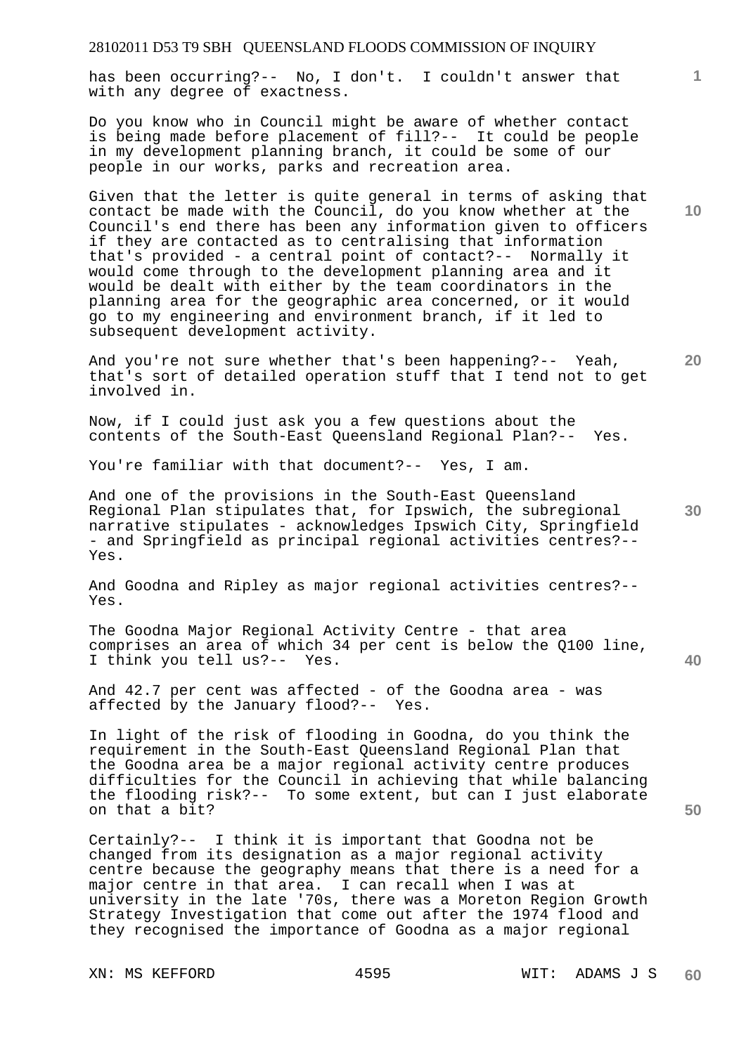has been occurring?-- No, I don't. I couldn't answer that with any degree of exactness.

Do you know who in Council might be aware of whether contact is being made before placement of fill?-- It could be people in my development planning branch, it could be some of our people in our works, parks and recreation area.

Given that the letter is quite general in terms of asking that contact be made with the Council, do you know whether at the Council's end there has been any information given to officers if they are contacted as to centralising that information that's provided - a central point of contact?-- Normally it would come through to the development planning area and it would be dealt with either by the team coordinators in the planning area for the geographic area concerned, or it would go to my engineering and environment branch, if it led to subsequent development activity.

And you're not sure whether that's been happening?-- Yeah, that's sort of detailed operation stuff that I tend not to get involved in.

Now, if I could just ask you a few questions about the contents of the South-East Queensland Regional Plan?-- Yes.

You're familiar with that document?-- Yes, I am.

And one of the provisions in the South-East Queensland Regional Plan stipulates that, for Ipswich, the subregional narrative stipulates - acknowledges Ipswich City, Springfield - and Springfield as principal regional activities centres?-- Yes.

And Goodna and Ripley as major regional activities centres?-- Yes.

The Goodna Major Regional Activity Centre - that area comprises an area of which 34 per cent is below the Q100 line, I think you tell us?-- Yes.

And 42.7 per cent was affected - of the Goodna area - was affected by the January flood?-- Yes.

In light of the risk of flooding in Goodna, do you think the requirement in the South-East Queensland Regional Plan that the Goodna area be a major regional activity centre produces difficulties for the Council in achieving that while balancing the flooding risk?-- To some extent, but can I just elaborate on that a bit?

Certainly?-- I think it is important that Goodna not be changed from its designation as a major regional activity centre because the geography means that there is a need for a major centre in that area. I can recall when I was at university in the late '70s, there was a Moreton Region Growth Strategy Investigation that come out after the 1974 flood and they recognised the importance of Goodna as a major regional

XN: MS KEFFORD WIT: ADAMS J S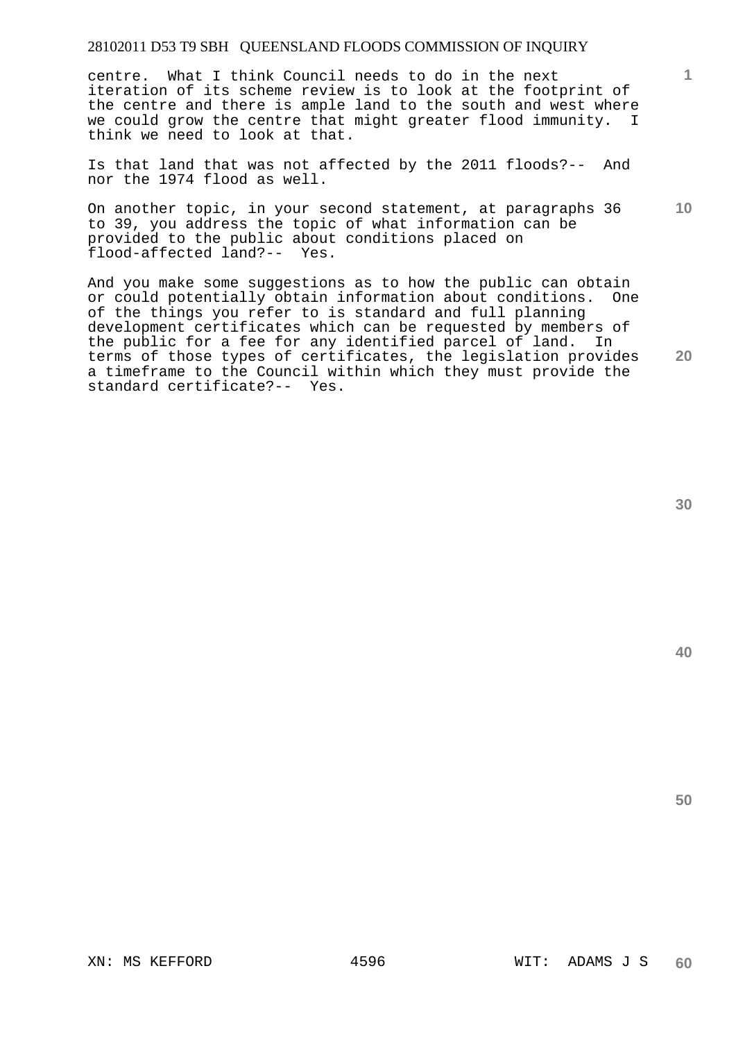centre. What I think Council needs to do in the next iteration of its scheme review is to look at the footprint of the centre and there is ample land to the south and west where we could grow the centre that might greater flood immunity. I think we need to look at that.

Is that land that was not affected by the 2011 floods?-- And nor the 1974 flood as well.

On another topic, in your second statement, at paragraphs 36 to 39, you address the topic of what information can be provided to the public about conditions placed on flood-affected land?-- Yes.

And you make some suggestions as to how the public can obtain or could potentially obtain information about conditions. One of the things you refer to is standard and full planning development certificates which can be requested by members of the public for a fee for any identified parcel of land. In terms of those types of certificates, the legislation provides a timeframe to the Council within which they must provide the standard certificate?-- Yes.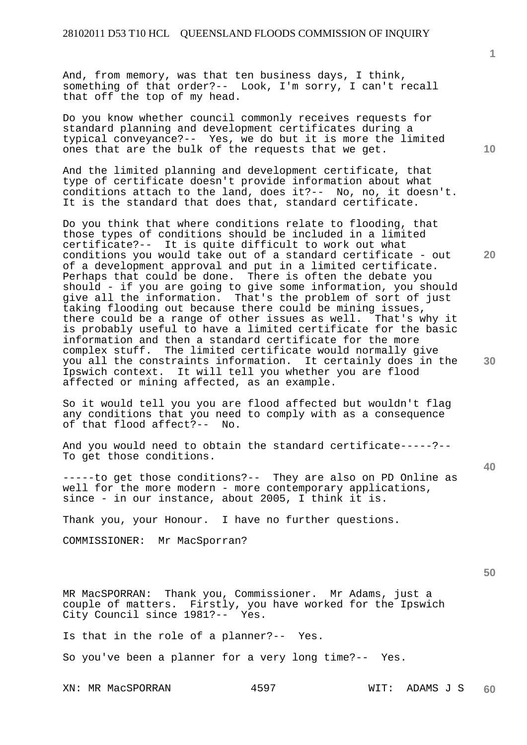And, from memory, was that ten business days, I think, something of that order?-- Look, I'm sorry, I can't recall that off the top of my head.

Do you know whether council commonly receives requests for standard planning and development certificates during a typical conveyance?-- Yes, we do but it is more the limited ones that are the bulk of the requests that we get.

And the limited planning and development certificate, that type of certificate doesn't provide information about what conditions attach to the land, does it?-- No, no, it doesn't. It is the standard that does that, standard certificate.

Do you think that where conditions relate to flooding, that those types of conditions should be included in a limited certificate?-- It is quite difficult to work out what conditions you would take out of a standard certificate - out of a development approval and put in a limited certificate. Perhaps that could be done. There is often the debate you should - if you are going to give some information, you should give all the information. That's the problem of sort of just taking flooding out because there could be mining issues, there could be a range of other issues as well. That's why it is probably useful to have a limited certificate for the basic information and then a standard certificate for the more complex stuff. The limited certificate would normally give you all the constraints information. It certainly does in the Ipswich context. It will tell you whether you are flood affected or mining affected, as an example.

So it would tell you you are flood affected but wouldn't flag any conditions that you need to comply with as a consequence of that flood affect?-- No.

And you would need to obtain the standard certificate-----?-- To get those conditions.

-----to get those conditions?-- They are also on PD Online as well for the more modern - more contemporary applications, since - in our instance, about 2005, I think it is.

Thank you, your Honour. I have no further questions.

COMMISSIONER: Mr MacSporran?

MR MacSPORRAN: Thank you, Commissioner. Mr Adams, just a couple of matters. Firstly, you have worked for the Ipswich City Council since 1981?-- Yes.

Is that in the role of a planner?-- Yes.

So you've been a planner for a very long time?-- Yes.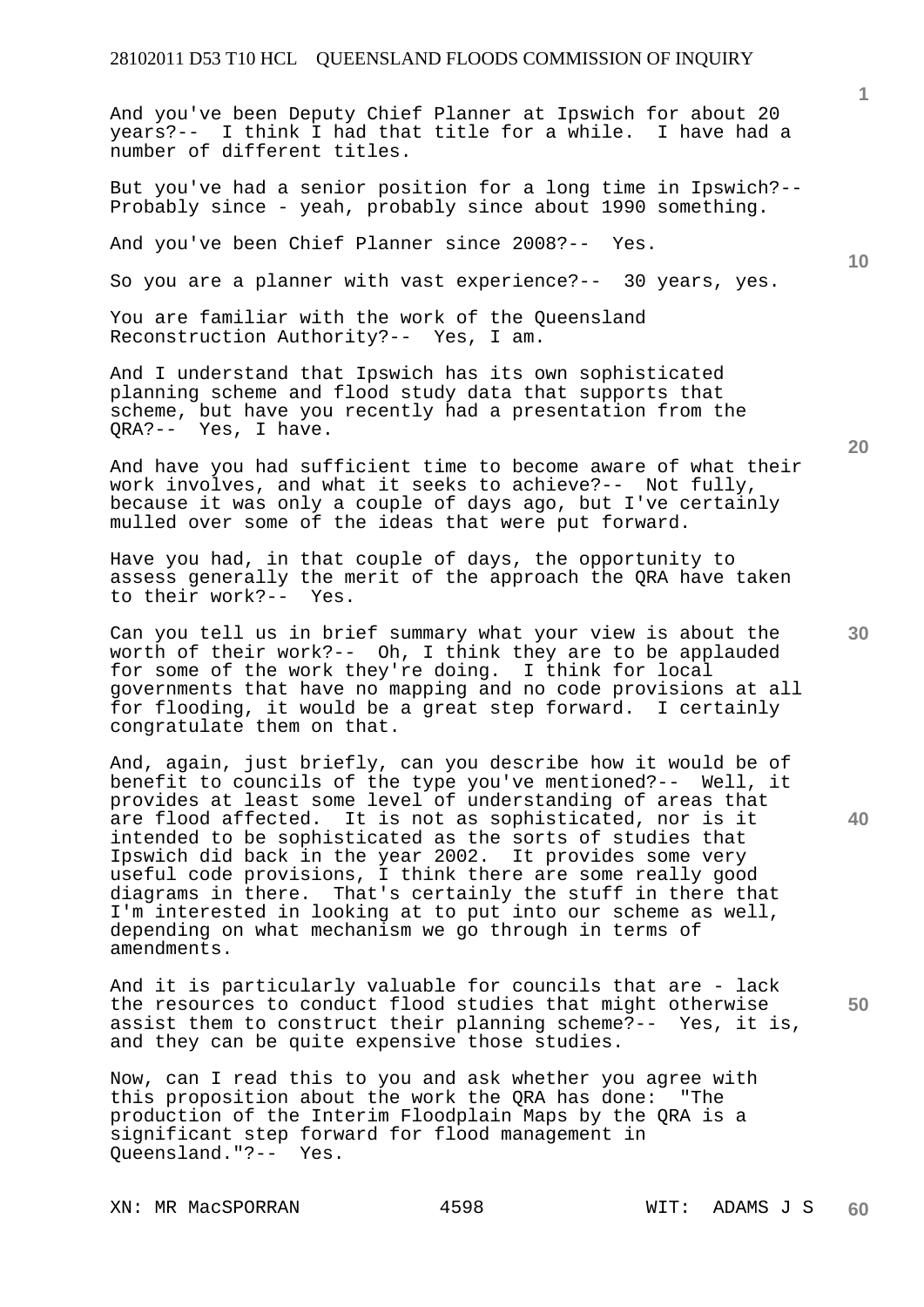And you've been Deputy Chief Planner at Ipswich for about 20 years?-- I think I had that title for a while. I have had a number of different titles.

But you've had a senior position for a long time in Ipswich?-- Probably since - yeah, probably since about 1990 something.

And you've been Chief Planner since 2008?-- Yes.

So you are a planner with vast experience?-- 30 years, yes.

You are familiar with the work of the Queensland Reconstruction Authority?-- Yes, I am.

And I understand that Ipswich has its own sophisticated planning scheme and flood study data that supports that scheme, but have you recently had a presentation from the QRA?-- Yes, I have.

And have you had sufficient time to become aware of what their work involves, and what it seeks to achieve?-- Not fully, because it was only a couple of days ago, but I've certainly mulled over some of the ideas that were put forward.

Have you had, in that couple of days, the opportunity to assess generally the merit of the approach the QRA have taken to their work?-- Yes.

Can you tell us in brief summary what your view is about the worth of their work?-- Oh, I think they are to be applauded for some of the work they're doing. I think for local governments that have no mapping and no code provisions at all for flooding, it would be a great step forward. I certainly congratulate them on that.

And, again, just briefly, can you describe how it would be of benefit to councils of the type you've mentioned?-- Well, it provides at least some level of understanding of areas that are flood affected. It is not as sophisticated, nor is it intended to be sophisticated as the sorts of studies that Ipswich did back in the year 2002. It provides some very useful code provisions, I think there are some really good diagrams in there. That's certainly the stuff in there that I'm interested in looking at to put into our scheme as well, depending on what mechanism we go through in terms of amendments.

And it is particularly valuable for councils that are - lack the resources to conduct flood studies that might otherwise assist them to construct their planning scheme?-- Yes, it is, and they can be quite expensive those studies.

Now, can I read this to you and ask whether you agree with this proposition about the work the QRA has done: "The production of the Interim Floodplain Maps by the QRA is a significant step forward for flood management in Queensland."?-- Yes.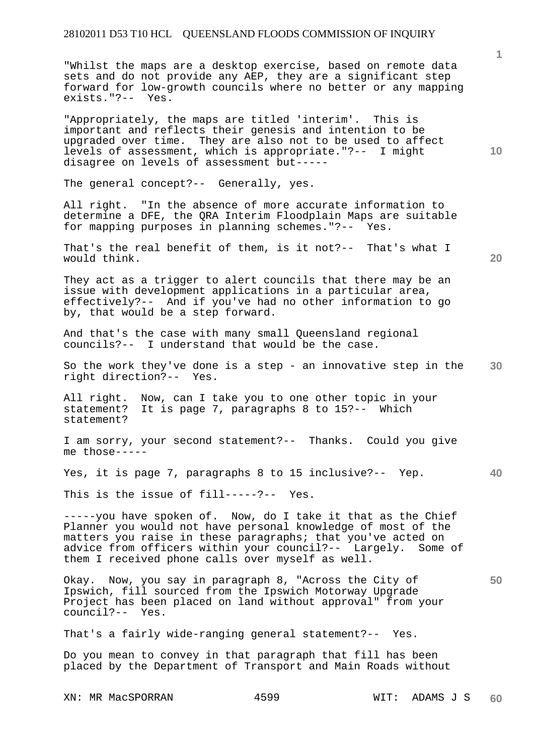"Whilst the maps are a desktop exercise, based on remote data sets and do not provide any AEP, they are a significant step forward for low-growth councils where no better or any mapping exists."?-- Yes.

"Appropriately, the maps are titled 'interim'. This is important and reflects their genesis and intention to be upgraded over time. They are also not to be used to affect levels of assessment, which is appropriate."?-- I might disagree on levels of assessment but-----

The general concept?-- Generally, yes.

All right. "In the absence of more accurate information to determine a DFE, the QRA Interim Floodplain Maps are suitable for mapping purposes in planning schemes."?-- Yes.

That's the real benefit of them, is it not?-- That's what I would think.

They act as a trigger to alert councils that there may be an issue with development applications in a particular area, effectively?-- And if you've had no other information to go by, that would be a step forward.

And that's the case with many small Queensland regional councils?-- I understand that would be the case.

So the work they've done is a step - an innovative step in the right direction?-- Yes.

All right. Now, can I take you to one other topic in your statement? It is page 7, paragraphs 8 to 15?-- Which statement?

I am sorry, your second statement?-- Thanks. Could you give me those-----

Yes, it is page 7, paragraphs 8 to 15 inclusive?-- Yep.

This is the issue of fill-----?-- Yes.

-----you have spoken of. Now, do I take it that as the Chief Planner you would not have personal knowledge of most of the matters you raise in these paragraphs; that you've acted on advice from officers within your council?-- Largely. Some of them I received phone calls over myself as well.

Okay. Now, you say in paragraph 8, "Across the City of Ipswich, fill sourced from the Ipswich Motorway Upgrade Project has been placed on land without approval" from your council?-- Yes.

That's a fairly wide-ranging general statement?-- Yes.

Do you mean to convey in that paragraph that fill has been placed by the Department of Transport and Main Roads without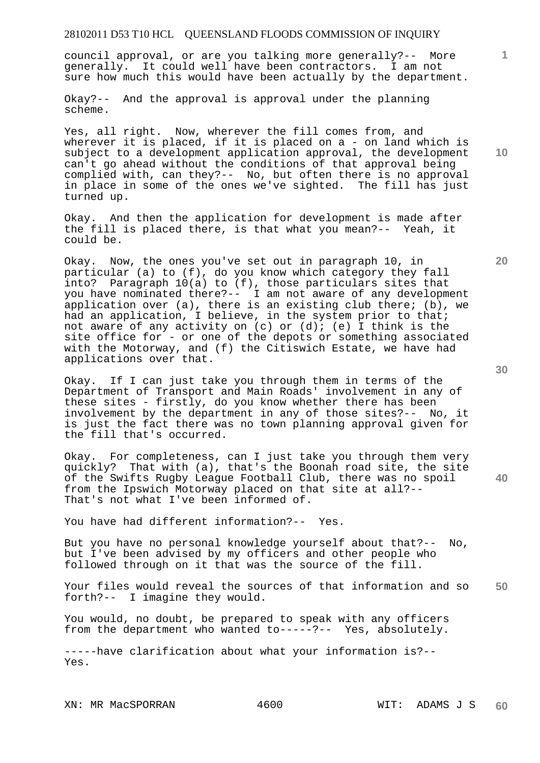council approval, or are you talking more generally?-- More generally. It could well have been contractors. I am not sure how much this would have been actually by the department.

Okay?-- And the approval is approval under the planning scheme.

Yes, all right. Now, wherever the fill comes from, and wherever it is placed, if it is placed on a - on land which is subject to a development application approval, the development can't go ahead without the conditions of that approval being complied with, can they?-- No, but often there is no approval in place in some of the ones we've sighted. The fill has just turned up.

Okay. And then the application for development is made after the fill is placed there, is that what you mean?-- Yeah, it could be.

Okay. Now, the ones you've set out in paragraph 10, in particular (a) to (f), do you know which category they fall into? Paragraph 10(a) to (f), those particulars sites that you have nominated there?-- I am not aware of any development application over (a), there is an existing club there; (b), we had an application, I believe, in the system prior to that; not aware of any activity on (c) or (d); (e) I think is the site office for - or one of the depots or something associated with the Motorway, and (f) the Citiswich Estate, we have had applications over that.

Okay. If I can just take you through them in terms of the Department of Transport and Main Roads' involvement in any of these sites - firstly, do you know whether there has been involvement by the department in any of those sites?-- No, it is just the fact there was no town planning approval given for the fill that's occurred.

Okay. For completeness, can I just take you through them very quickly? That with (a), that's the Boonah road site, the site of the Swifts Rugby League Football Club, there was no spoil from the Ipswich Motorway placed on that site at all?-- That's not what I've been informed of.

You have had different information?-- Yes.

But you have no personal knowledge yourself about that?-- No, but I've been advised by my officers and other people who followed through on it that was the source of the fill.

Your files would reveal the sources of that information and so forth?-- I imagine they would.

You would, no doubt, be prepared to speak with any officers from the department who wanted to-----?-- Yes, absolutely.

-----have clarification about what your information is?-- Yes.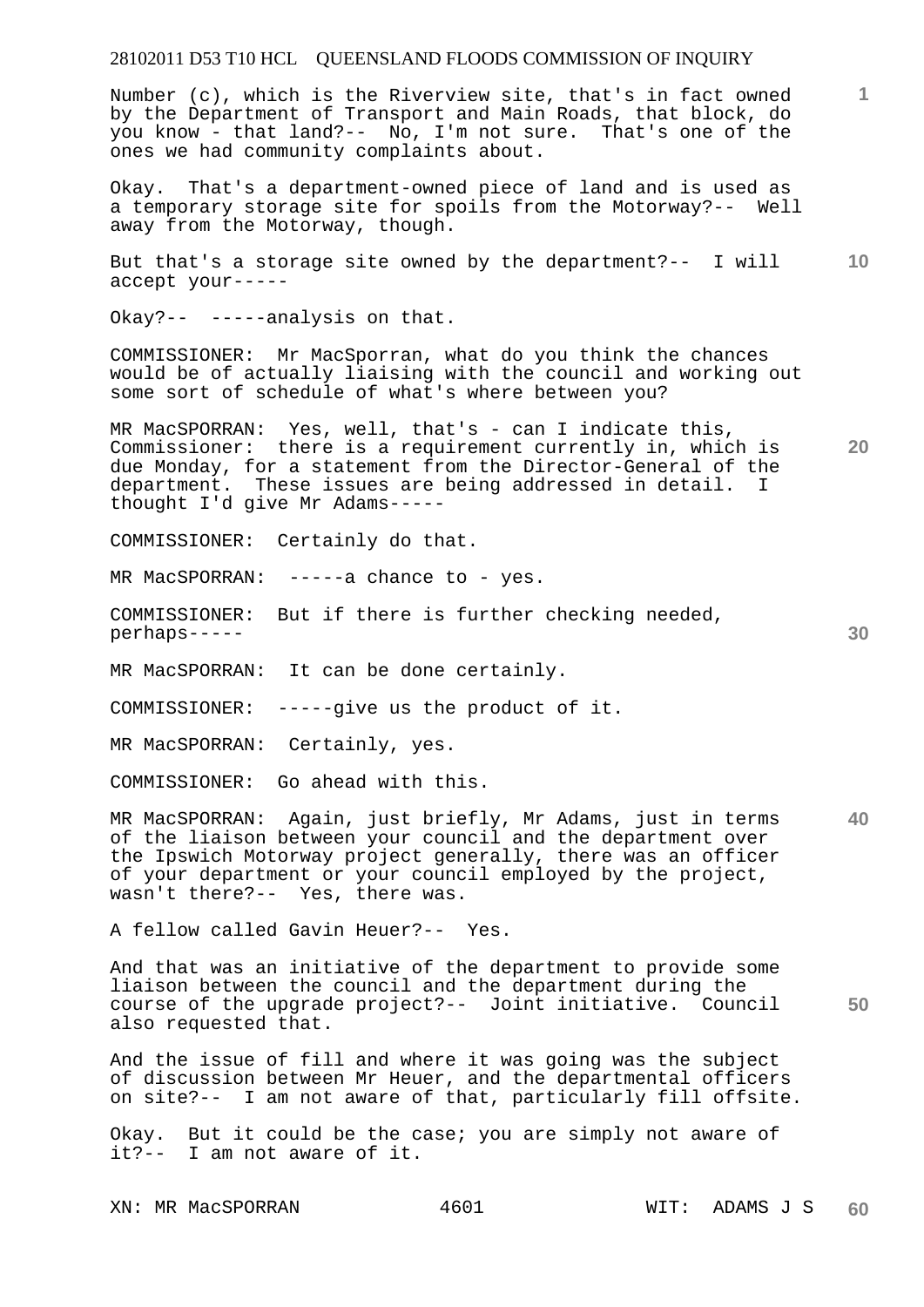Number (c), which is the Riverview site, that's in fact owned by the Department of Transport and Main Roads, that block, do you know - that land?-- No, I'm not sure. That's one of the ones we had community complaints about.

Okay. That's a department-owned piece of land and is used as a temporary storage site for spoils from the Motorway?-- Well away from the Motorway, though.

But that's a storage site owned by the department?-- I will accept your-----

Okay?-- -----analysis on that.

COMMISSIONER: Mr MacSporran, what do you think the chances would be of actually liaising with the council and working out some sort of schedule of what's where between you?

MR MacSPORRAN: Yes, well, that's - can I indicate this, Commissioner: there is a requirement currently in, which is due Monday, for a statement from the Director-General of the department. These issues are being addressed in detail. I thought I'd give Mr Adams-----

COMMISSIONER: Certainly do that.

MR MacSPORRAN: -----a chance to - yes.

COMMISSIONER: But if there is further checking needed, perhaps-----

MR MacSPORRAN: It can be done certainly.

COMMISSIONER: -----give us the product of it.

MR MacSPORRAN: Certainly, yes.

COMMISSIONER: Go ahead with this.

MR MacSPORRAN: Again, just briefly, Mr Adams, just in terms of the liaison between your council and the department over the Ipswich Motorway project generally, there was an officer of your department or your council employed by the project, wasn't there?-- Yes, there was.

A fellow called Gavin Heuer?-- Yes.

And that was an initiative of the department to provide some liaison between the council and the department during the course of the upgrade project?-- Joint initiative. Council also requested that.

And the issue of fill and where it was going was the subject of discussion between Mr Heuer, and the departmental officers on site?-- I am not aware of that, particularly fill offsite.

Okay. But it could be the case; you are simply not aware of it?-- I am not aware of it.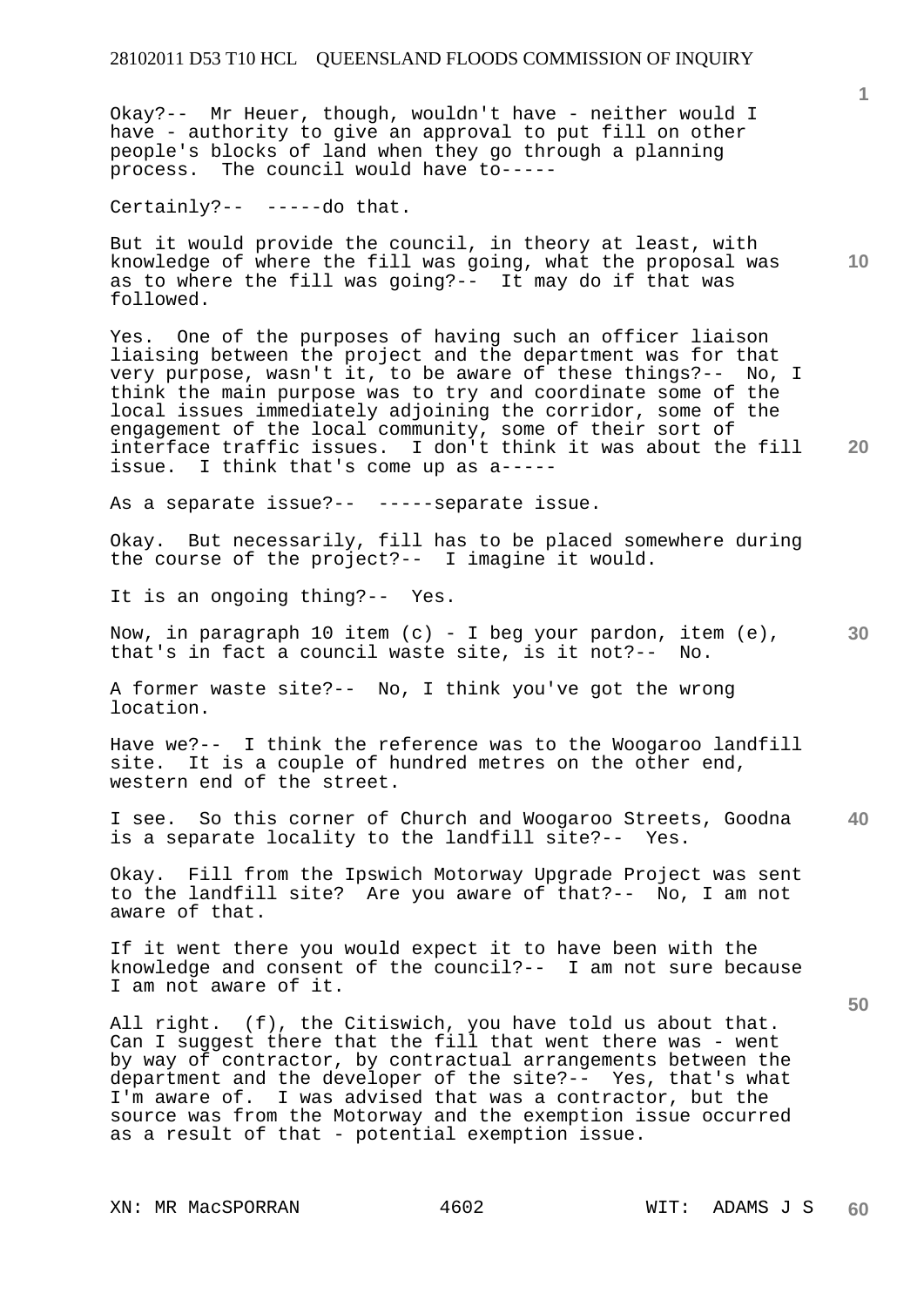Okay?-- Mr Heuer, though, wouldn't have - neither would I have - authority to give an approval to put fill on other people's blocks of land when they go through a planning process. The council would have to-----

Certainly?-- -----do that.

But it would provide the council, in theory at least, with knowledge of where the fill was going, what the proposal was as to where the fill was going?-- It may do if that was followed.

Yes. One of the purposes of having such an officer liaison liaising between the project and the department was for that very purpose, wasn't it, to be aware of these things?-- No, I think the main purpose was to try and coordinate some of the local issues immediately adjoining the corridor, some of the engagement of the local community, some of their sort of interface traffic issues. I don't think it was about the fill issue. I think that's come up as a-----

As a separate issue?-- -----separate issue.

Okay. But necessarily, fill has to be placed somewhere during the course of the project?-- I imagine it would.

It is an ongoing thing?-- Yes.

Now, in paragraph 10 item (c) - I beg your pardon, item (e), that's in fact a council waste site, is it not?-- No.

A former waste site?-- No, I think you've got the wrong location.

Have we?-- I think the reference was to the Woogaroo landfill site. It is a couple of hundred metres on the other end, western end of the street.

I see. So this corner of Church and Woogaroo Streets, Goodna is a separate locality to the landfill site?-- Yes.

Okay. Fill from the Ipswich Motorway Upgrade Project was sent to the landfill site? Are you aware of that?-- No, I am not aware of that.

If it went there you would expect it to have been with the knowledge and consent of the council?-- I am not sure because I am not aware of it.

All right. (f), the Citiswich, you have told us about that. Can I suggest there that the fill that went there was - went by way of contractor, by contractual arrangements between the department and the developer of the site?-- Yes, that's what I'm aware of. I was advised that was a contractor, but the source was from the Motorway and the exemption issue occurred as a result of that - potential exemption issue.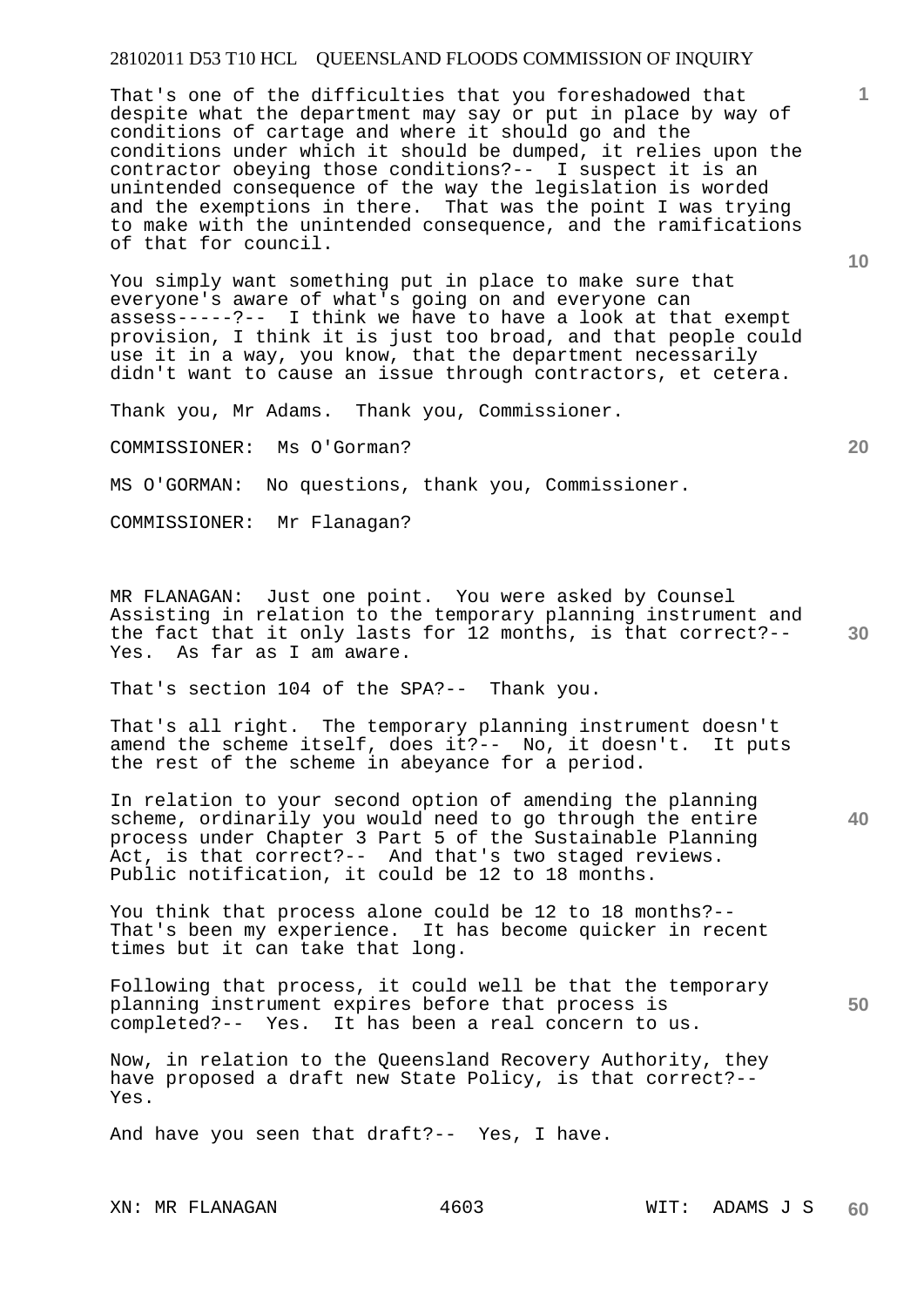That's one of the difficulties that you foreshadowed that despite what the department may say or put in place by way of conditions of cartage and where it should go and the conditions under which it should be dumped, it relies upon the contractor obeying those conditions?-- I suspect it is an unintended consequence of the way the legislation is worded and the exemptions in there. That was the point I was trying to make with the unintended consequence, and the ramifications of that for council.

You simply want something put in place to make sure that everyone's aware of what's going on and everyone can assess-----?-- I think we have to have a look at that exempt provision, I think it is just too broad, and that people could use it in a way, you know, that the department necessarily didn't want to cause an issue through contractors, et cetera.

Thank you, Mr Adams. Thank you, Commissioner.

COMMISSIONER: Ms O'Gorman?

MS O'GORMAN: No questions, thank you, Commissioner.

COMMISSIONER: Mr Flanagan?

MR FLANAGAN: Just one point. You were asked by Counsel Assisting in relation to the temporary planning instrument and the fact that it only lasts for 12 months, is that correct?-- Yes. As far as I am aware.

That's section 104 of the SPA?-- Thank you.

That's all right. The temporary planning instrument doesn't amend the scheme itself, does it?-- No, it doesn't. It puts the rest of the scheme in abeyance for a period.

In relation to your second option of amending the planning scheme, ordinarily you would need to go through the entire process under Chapter 3 Part 5 of the Sustainable Planning Act, is that correct?-- And that's two staged reviews. Public notification, it could be 12 to 18 months.

You think that process alone could be 12 to 18 months?-- That's been my experience. It has become quicker in recent times but it can take that long.

Following that process, it could well be that the temporary planning instrument expires before that process is completed?-- Yes. It has been a real concern to us.

Now, in relation to the Queensland Recovery Authority, they have proposed a draft new State Policy, is that correct?-- Yes.

And have you seen that draft?-- Yes, I have.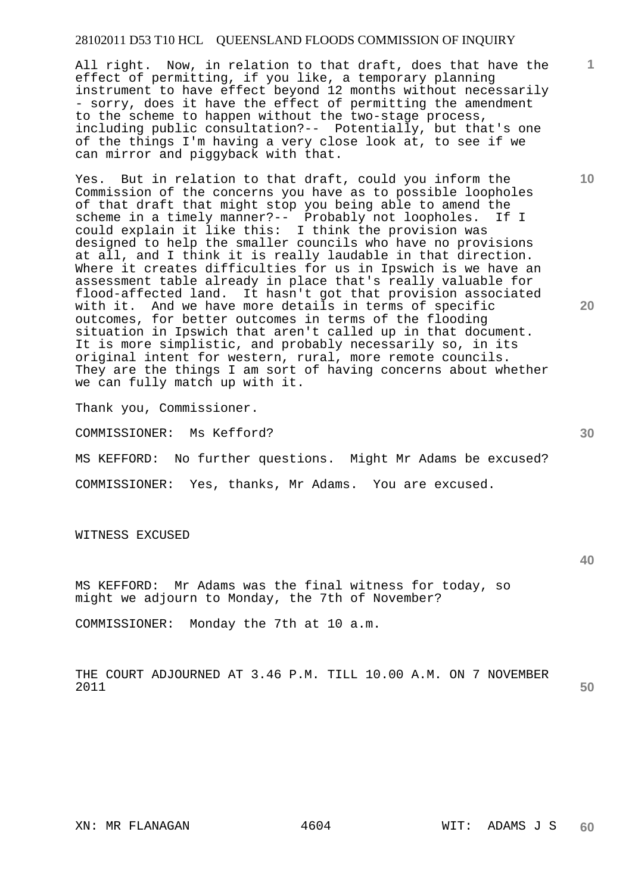All right. Now, in relation to that draft, does that have the effect of permitting, if you like, a temporary planning instrument to have effect beyond 12 months without necessarily - sorry, does it have the effect of permitting the amendment to the scheme to happen without the two-stage process, including public consultation?-- Potentially, but that's one of the things I'm having a very close look at, to see if we can mirror and piggyback with that.

Yes. But in relation to that draft, could you inform the Commission of the concerns you have as to possible loopholes of that draft that might stop you being able to amend the scheme in a timely manner?-- Probably not loopholes. If I could explain it like this: I think the provision was designed to help the smaller councils who have no provisions at all, and I think it is really laudable in that direction. Where it creates difficulties for us in Ipswich is we have an assessment table already in place that's really valuable for flood-affected land. It hasn't got that provision associated with it. And we have more details in terms of specific outcomes, for better outcomes in terms of the flooding situation in Ipswich that aren't called up in that document. It is more simplistic, and probably necessarily so, in its original intent for western, rural, more remote councils. They are the things I am sort of having concerns about whether we can fully match up with it.

Thank you, Commissioner.

COMMISSIONER: Ms Kefford?

MS KEFFORD: No further questions. Might Mr Adams be excused?

COMMISSIONER: Yes, thanks, Mr Adams. You are excused.

WITNESS EXCUSED

MS KEFFORD: Mr Adams was the final witness for today, so might we adjourn to Monday, the 7th of November?

COMMISSIONER: Monday the 7th at 10 a.m.

THE COURT ADJOURNED AT 3.46 P.M. TILL 10.00 A.M. ON 7 NOVEMBER 2011